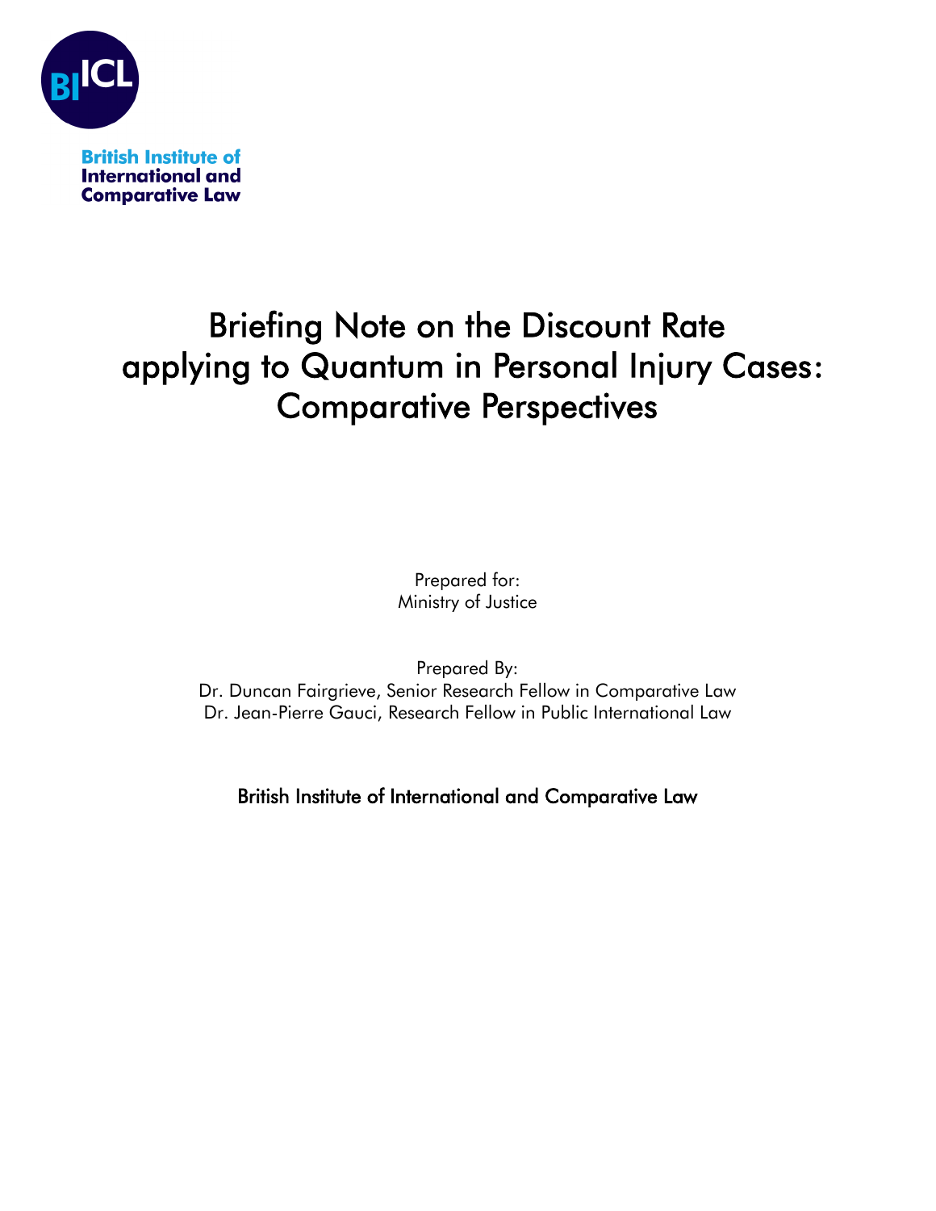BIICL

British Institute of International and Comparative Law

# Briefing Note on the Discount Rate applying to Quantum in Personal Injury Cases: Comparative Perspectives

Prepared for:
Ministry of Justice

Prepared By:
Dr. Duncan Fairgrieve, Senior Research Fellow in Comparative Law
Dr. Jean-Pierre Gauci, Research Fellow in Public International Law

British Institute of International and Comparative Law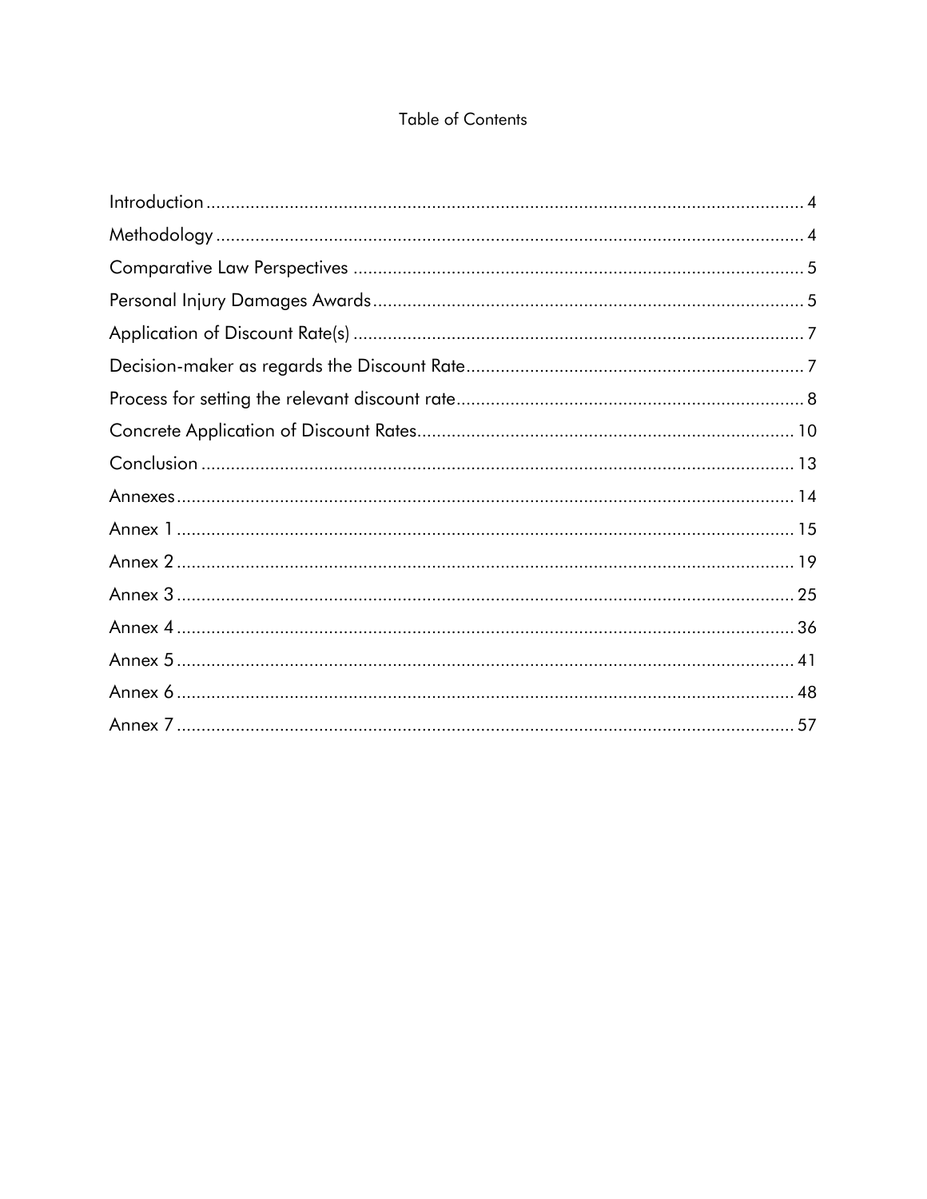# Table of Contents

Introduction ........ 4
Methodology ........ 4
Comparative Law Perspectives ........ 5
Personal Injury Damages Awards ........ 5
Application of Discount Rate(s) ........ 7
Decision-maker as regards the Discount Rate ........ 7
Process for setting the relevant discount rate ........ 8
Concrete Application of Discount Rates ........ 10
Conclusion ........ 13
Annexes ........ 14
Annex 1 ........ 15
Annex 2 ........ 19
Annex 3 ........ 25
Annex 4 ........ 36
Annex 5 ........ 41
Annex 6 ........ 48
Annex 7 ........ 57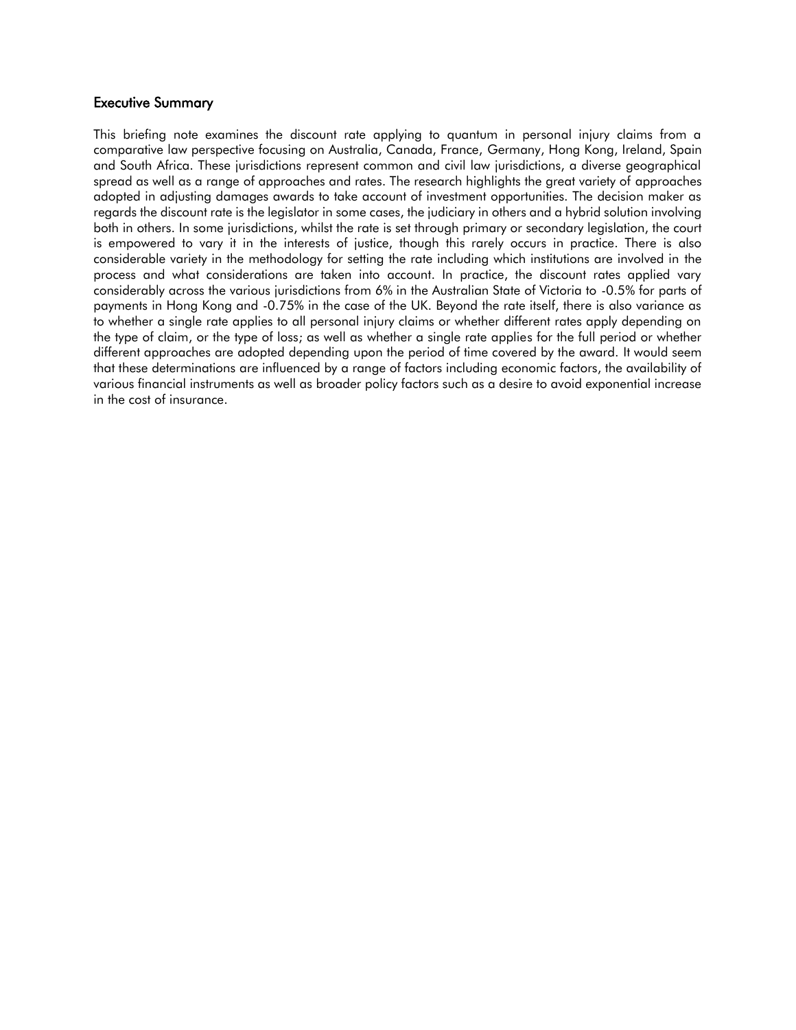## Executive Summary

This briefing note examines the discount rate applying to quantum in personal injury claims from a comparative law perspective focusing on Australia, Canada, France, Germany, Hong Kong, Ireland, Spain and South Africa. These jurisdictions represent common and civil law jurisdictions, a diverse geographical spread as well as a range of approaches and rates. The research highlights the great variety of approaches adopted in adjusting damages awards to take account of investment opportunities. The decision maker as regards the discount rate is the legislator in some cases, the judiciary in others and a hybrid solution involving both in others. In some jurisdictions, whilst the rate is set through primary or secondary legislation, the court is empowered to vary it in the interests of justice, though this rarely occurs in practice. There is also considerable variety in the methodology for setting the rate including which institutions are involved in the process and what considerations are taken into account. In practice, the discount rates applied vary considerably across the various jurisdictions from 6% in the Australian State of Victoria to -0.5% for parts of payments in Hong Kong and -0.75% in the case of the UK. Beyond the rate itself, there is also variance as to whether a single rate applies to all personal injury claims or whether different rates apply depending on the type of claim, or the type of loss; as well as whether a single rate applies for the full period or whether different approaches are adopted depending upon the period of time covered by the award. It would seem that these determinations are influenced by a range of factors including economic factors, the availability of various financial instruments as well as broader policy factors such as a desire to avoid exponential increase in the cost of insurance.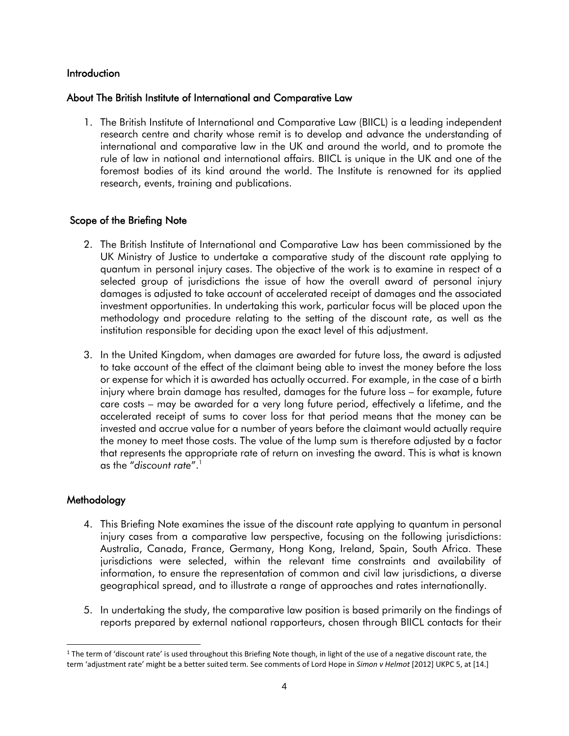## Introduction

### About The British Institute of International and Comparative Law

1. The British Institute of International and Comparative Law (BIICL) is a leading independent research centre and charity whose remit is to develop and advance the understanding of international and comparative law in the UK and around the world, and to promote the rule of law in national and international affairs. BIICL is unique in the UK and one of the foremost bodies of its kind around the world. The Institute is renowned for its applied research, events, training and publications.

### Scope of the Briefing Note

2. The British Institute of International and Comparative Law has been commissioned by the UK Ministry of Justice to undertake a comparative study of the discount rate applying to quantum in personal injury cases. The objective of the work is to examine in respect of a selected group of jurisdictions the issue of how the overall award of personal injury damages is adjusted to take account of accelerated receipt of damages and the associated investment opportunities. In undertaking this work, particular focus will be placed upon the methodology and procedure relating to the setting of the discount rate, as well as the institution responsible for deciding upon the exact level of this adjustment.

3. In the United Kingdom, when damages are awarded for future loss, the award is adjusted to take account of the effect of the claimant being able to invest the money before the loss or expense for which it is awarded has actually occurred. For example, in the case of a birth injury where brain damage has resulted, damages for the future loss – for example, future care costs – may be awarded for a very long future period, effectively a lifetime, and the accelerated receipt of sums to cover loss for that period means that the money can be invested and accrue value for a number of years before the claimant would actually require the money to meet those costs. The value of the lump sum is therefore adjusted by a factor that represents the appropriate rate of return on investing the award. This is what is known as the "*discount rate*".[1]

## Methodology

4. This Briefing Note examines the issue of the discount rate applying to quantum in personal injury cases from a comparative law perspective, focusing on the following jurisdictions: Australia, Canada, France, Germany, Hong Kong, Ireland, Spain, South Africa. These jurisdictions were selected, within the relevant time constraints and availability of information, to ensure the representation of common and civil law jurisdictions, a diverse geographical spread, and to illustrate a range of approaches and rates internationally.

5. In undertaking the study, the comparative law position is based primarily on the findings of reports prepared by external national rapporteurs, chosen through BIICL contacts for their

---

[1] The term of 'discount rate' is used throughout this Briefing Note though, in light of the use of a negative discount rate, the term 'adjustment rate' might be a better suited term. See comments of Lord Hope in *Simon v Helmot* [2012] UKPC 5, at [14.]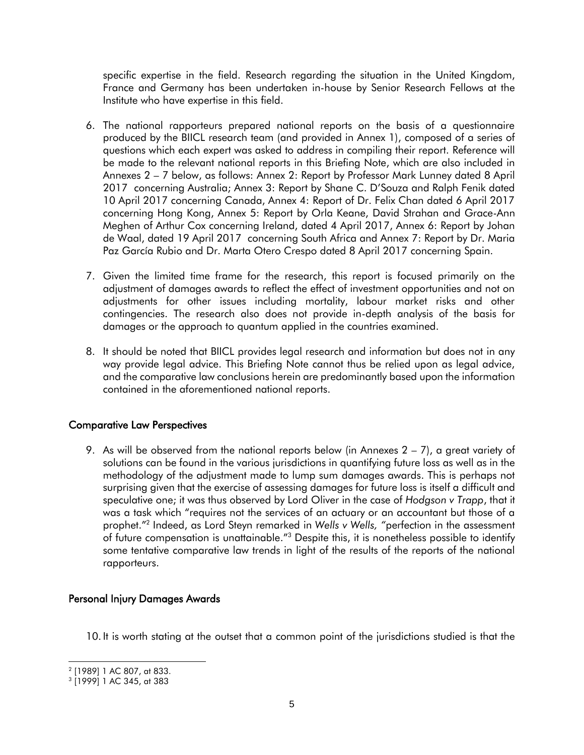specific expertise in the field. Research regarding the situation in the United Kingdom, France and Germany has been undertaken in-house by Senior Research Fellows at the Institute who have expertise in this field.

6. The national rapporteurs prepared national reports on the basis of a questionnaire produced by the BIICL research team (and provided in Annex 1), composed of a series of questions which each expert was asked to address in compiling their report. Reference will be made to the relevant national reports in this Briefing Note, which are also included in Annexes 2 – 7 below, as follows: Annex 2: Report by Professor Mark Lunney dated 8 April 2017 concerning Australia; Annex 3: Report by Shane C. D'Souza and Ralph Fenik dated 10 April 2017 concerning Canada, Annex 4: Report of Dr. Felix Chan dated 6 April 2017 concerning Hong Kong, Annex 5: Report by Orla Keane, David Strahan and Grace-Ann Meghen of Arthur Cox concerning Ireland, dated 4 April 2017, Annex 6: Report by Johan de Waal, dated 19 April 2017 concerning South Africa and Annex 7: Report by Dr. Maria Paz García Rubio and Dr. Marta Otero Crespo dated 8 April 2017 concerning Spain.

7. Given the limited time frame for the research, this report is focused primarily on the adjustment of damages awards to reflect the effect of investment opportunities and not on adjustments for other issues including mortality, labour market risks and other contingencies. The research also does not provide in-depth analysis of the basis for damages or the approach to quantum applied in the countries examined.

8. It should be noted that BIICL provides legal research and information but does not in any way provide legal advice. This Briefing Note cannot thus be relied upon as legal advice, and the comparative law conclusions herein are predominantly based upon the information contained in the aforementioned national reports.

## Comparative Law Perspectives

9. As will be observed from the national reports below (in Annexes 2 – 7), a great variety of solutions can be found in the various jurisdictions in quantifying future loss as well as in the methodology of the adjustment made to lump sum damages awards. This is perhaps not surprising given that the exercise of assessing damages for future loss is itself a difficult and speculative one; it was thus observed by Lord Oliver in the case of *Hodgson v Trapp*, that it was a task which "requires not the services of an actuary or an accountant but those of a prophet."[2] Indeed, as Lord Steyn remarked in *Wells v Wells*, "perfection in the assessment of future compensation is unattainable."[3] Despite this, it is nonetheless possible to identify some tentative comparative law trends in light of the results of the reports of the national rapporteurs.

## Personal Injury Damages Awards

10. It is worth stating at the outset that a common point of the jurisdictions studied is that the

---

[2] [1989] 1 AC 807, at 833.

[3] [1999] 1 AC 345, at 383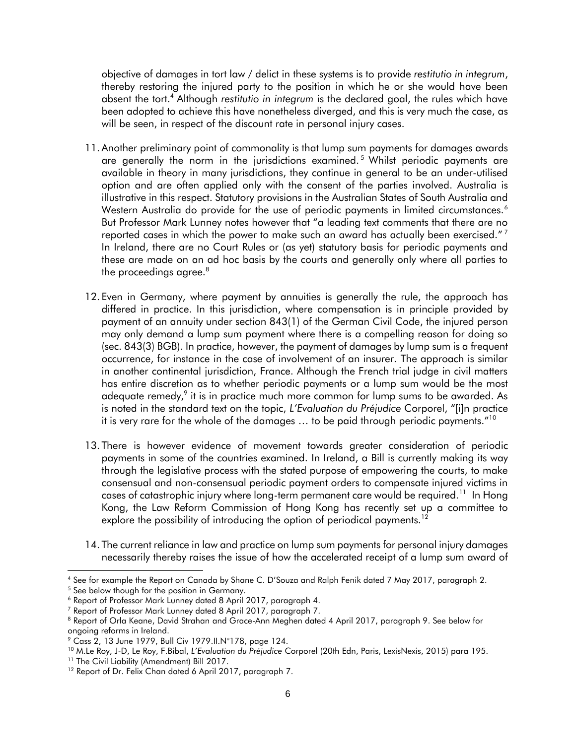objective of damages in tort law / delict in these systems is to provide *restitutio in integrum*, thereby restoring the injured party to the position in which he or she would have been absent the tort.[4] Although *restitutio in integrum* is the declared goal, the rules which have been adopted to achieve this have nonetheless diverged, and this is very much the case, as will be seen, in respect of the discount rate in personal injury cases.

11. Another preliminary point of commonality is that lump sum payments for damages awards are generally the norm in the jurisdictions examined.[5] Whilst periodic payments are available in theory in many jurisdictions, they continue in general to be an under-utilised option and are often applied only with the consent of the parties involved. Australia is illustrative in this respect. Statutory provisions in the Australian States of South Australia and Western Australia do provide for the use of periodic payments in limited circumstances.[6] But Professor Mark Lunney notes however that "a leading text comments that there are no reported cases in which the power to make such an award has actually been exercised."[7] In Ireland, there are no Court Rules or (as yet) statutory basis for periodic payments and these are made on an ad hoc basis by the courts and generally only where all parties to the proceedings agree.[8]

12. Even in Germany, where payment by annuities is generally the rule, the approach has differed in practice. In this jurisdiction, where compensation is in principle provided by payment of an annuity under section 843(1) of the German Civil Code, the injured person may only demand a lump sum payment where there is a compelling reason for doing so (sec. 843(3) BGB). In practice, however, the payment of damages by lump sum is a frequent occurrence, for instance in the case of involvement of an insurer. The approach is similar in another continental jurisdiction, France. Although the French trial judge in civil matters has entire discretion as to whether periodic payments or a lump sum would be the most adequate remedy,[9] it is in practice much more common for lump sums to be awarded. As is noted in the standard text on the topic, *L'Evaluation du Préjudice* Corporel, "[i]n practice it is very rare for the whole of the damages … to be paid through periodic payments."[10]

13. There is however evidence of movement towards greater consideration of periodic payments in some of the countries examined. In Ireland, a Bill is currently making its way through the legislative process with the stated purpose of empowering the courts, to make consensual and non-consensual periodic payment orders to compensate injured victims in cases of catastrophic injury where long-term permanent care would be required.[11] In Hong Kong, the Law Reform Commission of Hong Kong has recently set up a committee to explore the possibility of introducing the option of periodical payments.[12]

14. The current reliance in law and practice on lump sum payments for personal injury damages necessarily thereby raises the issue of how the accelerated receipt of a lump sum award of

---

[4] See for example the Report on Canada by Shane C. D'Souza and Ralph Fenik dated 7 May 2017, paragraph 2.

[5] See below though for the position in Germany.

[6] Report of Professor Mark Lunney dated 8 April 2017, paragraph 4.

[7] Report of Professor Mark Lunney dated 8 April 2017, paragraph 7.

[8] Report of Orla Keane, David Strahan and Grace-Ann Meghen dated 4 April 2017, paragraph 9. See below for ongoing reforms in Ireland.

[9] Cass 2, 13 June 1979, Bull Civ 1979.II.N°178, page 124.

[10] M.Le Roy, J-D, Le Roy, F.Bibal, *L'Evaluation du Préjudice* Corporel (20th Edn, Paris, LexisNexis, 2015) para 195.

[11] The Civil Liability (Amendment) Bill 2017.

[12] Report of Dr. Felix Chan dated 6 April 2017, paragraph 7.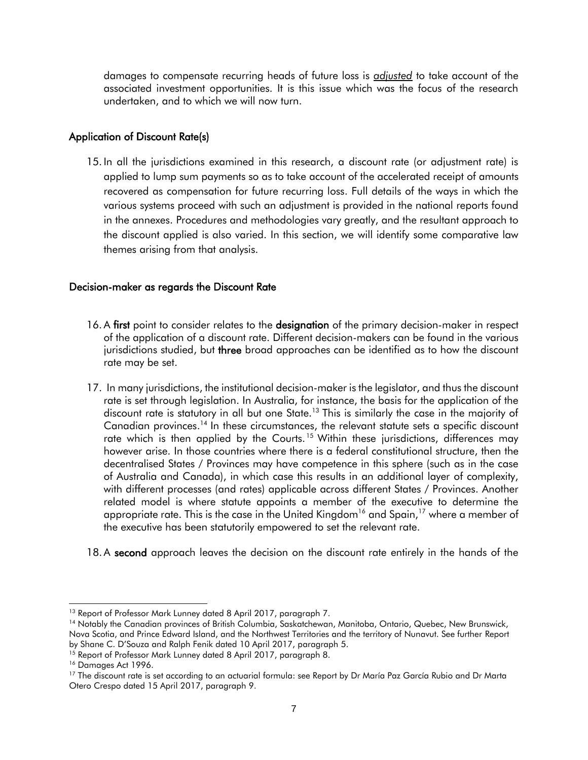damages to compensate recurring heads of future loss is *adjusted* to take account of the associated investment opportunities. It is this issue which was the focus of the research undertaken, and to which we will now turn.

## Application of Discount Rate(s)

15. In all the jurisdictions examined in this research, a discount rate (or adjustment rate) is applied to lump sum payments so as to take account of the accelerated receipt of amounts recovered as compensation for future recurring loss. Full details of the ways in which the various systems proceed with such an adjustment is provided in the national reports found in the annexes. Procedures and methodologies vary greatly, and the resultant approach to the discount applied is also varied. In this section, we will identify some comparative law themes arising from that analysis.

## Decision-maker as regards the Discount Rate

16. A **first** point to consider relates to the **designation** of the primary decision-maker in respect of the application of a discount rate. Different decision-makers can be found in the various jurisdictions studied, but **three** broad approaches can be identified as to how the discount rate may be set.

17. In many jurisdictions, the institutional decision-maker is the legislator, and thus the discount rate is set through legislation. In Australia, for instance, the basis for the application of the discount rate is statutory in all but one State.[13] This is similarly the case in the majority of Canadian provinces.[14] In these circumstances, the relevant statute sets a specific discount rate which is then applied by the Courts.[15] Within these jurisdictions, differences may however arise. In those countries where there is a federal constitutional structure, then the decentralised States / Provinces may have competence in this sphere (such as in the case of Australia and Canada), in which case this results in an additional layer of complexity, with different processes (and rates) applicable across different States / Provinces. Another related model is where statute appoints a member of the executive to determine the appropriate rate. This is the case in the United Kingdom[16] and Spain,[17] where a member of the executive has been statutorily empowered to set the relevant rate.

18. A **second** approach leaves the decision on the discount rate entirely in the hands of the

---

[13] Report of Professor Mark Lunney dated 8 April 2017, paragraph 7.

[14] Notably the Canadian provinces of British Columbia, Saskatchewan, Manitoba, Ontario, Quebec, New Brunswick, Nova Scotia, and Prince Edward Island, and the Northwest Territories and the territory of Nunavut. See further Report by Shane C. D'Souza and Ralph Fenik dated 10 April 2017, paragraph 5.

[15] Report of Professor Mark Lunney dated 8 April 2017, paragraph 8.

[16] Damages Act 1996.

[17] The discount rate is set according to an actuarial formula: see Report by Dr María Paz García Rubio and Dr Marta Otero Crespo dated 15 April 2017, paragraph 9.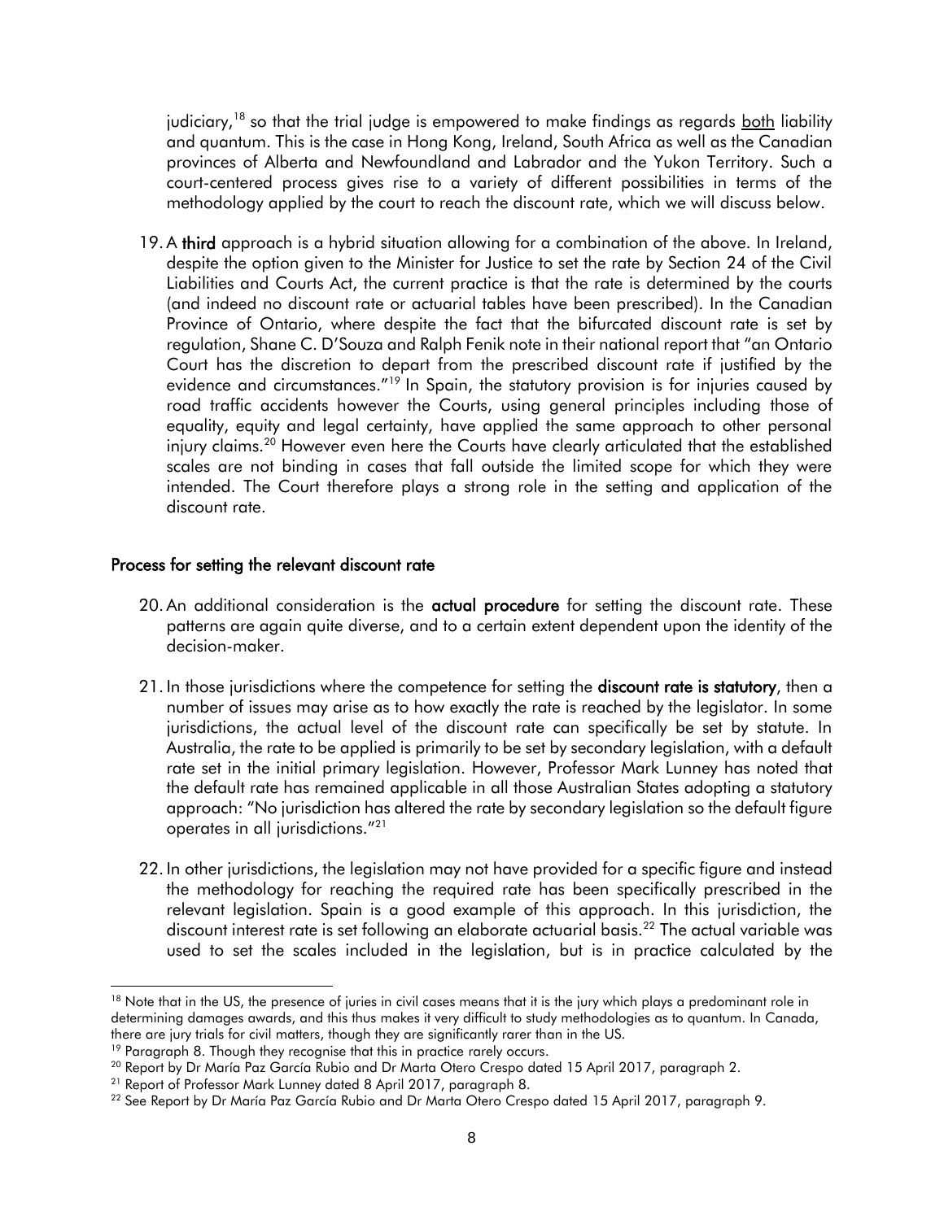judiciary,[18] so that the trial judge is empowered to make findings as regards both liability and quantum. This is the case in Hong Kong, Ireland, South Africa as well as the Canadian provinces of Alberta and Newfoundland and Labrador and the Yukon Territory. Such a court-centered process gives rise to a variety of different possibilities in terms of the methodology applied by the court to reach the discount rate, which we will discuss below.

19. A **third** approach is a hybrid situation allowing for a combination of the above. In Ireland, despite the option given to the Minister for Justice to set the rate by Section 24 of the Civil Liabilities and Courts Act, the current practice is that the rate is determined by the courts (and indeed no discount rate or actuarial tables have been prescribed). In the Canadian Province of Ontario, where despite the fact that the bifurcated discount rate is set by regulation, Shane C. D'Souza and Ralph Fenik note in their national report that "an Ontario Court has the discretion to depart from the prescribed discount rate if justified by the evidence and circumstances."[19] In Spain, the statutory provision is for injuries caused by road traffic accidents however the Courts, using general principles including those of equality, equity and legal certainty, have applied the same approach to other personal injury claims.[20] However even here the Courts have clearly articulated that the established scales are not binding in cases that fall outside the limited scope for which they were intended. The Court therefore plays a strong role in the setting and application of the discount rate.

## Process for setting the relevant discount rate

20. An additional consideration is the **actual procedure** for setting the discount rate. These patterns are again quite diverse, and to a certain extent dependent upon the identity of the decision-maker.

21. In those jurisdictions where the competence for setting the **discount rate is statutory**, then a number of issues may arise as to how exactly the rate is reached by the legislator. In some jurisdictions, the actual level of the discount rate can specifically be set by statute. In Australia, the rate to be applied is primarily to be set by secondary legislation, with a default rate set in the initial primary legislation. However, Professor Mark Lunney has noted that the default rate has remained applicable in all those Australian States adopting a statutory approach: "No jurisdiction has altered the rate by secondary legislation so the default figure operates in all jurisdictions."[21]

22. In other jurisdictions, the legislation may not have provided for a specific figure and instead the methodology for reaching the required rate has been specifically prescribed in the relevant legislation. Spain is a good example of this approach. In this jurisdiction, the discount interest rate is set following an elaborate actuarial basis.[22] The actual variable was used to set the scales included in the legislation, but is in practice calculated by the

---

[18] Note that in the US, the presence of juries in civil cases means that it is the jury which plays a predominant role in determining damages awards, and this thus makes it very difficult to study methodologies as to quantum. In Canada, there are jury trials for civil matters, though they are significantly rarer than in the US.

[19] Paragraph 8. Though they recognise that this in practice rarely occurs.

[20] Report by Dr María Paz García Rubio and Dr Marta Otero Crespo dated 15 April 2017, paragraph 2.

[21] Report of Professor Mark Lunney dated 8 April 2017, paragraph 8.

[22] See Report by Dr María Paz García Rubio and Dr Marta Otero Crespo dated 15 April 2017, paragraph 9.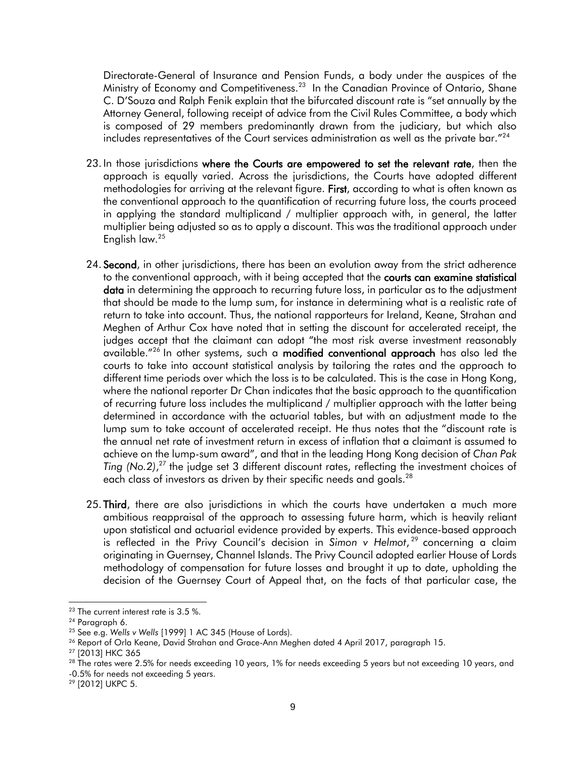Directorate-General of Insurance and Pension Funds, a body under the auspices of the Ministry of Economy and Competitiveness.[23] In the Canadian Province of Ontario, Shane C. D'Souza and Ralph Fenik explain that the bifurcated discount rate is "set annually by the Attorney General, following receipt of advice from the Civil Rules Committee, a body which is composed of 29 members predominantly drawn from the judiciary, but which also includes representatives of the Court services administration as well as the private bar."[24]

23. In those jurisdictions **where the Courts are empowered to set the relevant rate**, then the approach is equally varied. Across the jurisdictions, the Courts have adopted different methodologies for arriving at the relevant figure. **First**, according to what is often known as the conventional approach to the quantification of recurring future loss, the courts proceed in applying the standard multiplicand / multiplier approach with, in general, the latter multiplier being adjusted so as to apply a discount. This was the traditional approach under English law.[25]

24. **Second**, in other jurisdictions, there has been an evolution away from the strict adherence to the conventional approach, with it being accepted that the **courts can examine statistical data** in determining the approach to recurring future loss, in particular as to the adjustment that should be made to the lump sum, for instance in determining what is a realistic rate of return to take into account. Thus, the national rapporteurs for Ireland, Keane, Strahan and Meghen of Arthur Cox have noted that in setting the discount for accelerated receipt, the judges accept that the claimant can adopt "the most risk averse investment reasonably available."[26] In other systems, such a **modified conventional approach** has also led the courts to take into account statistical analysis by tailoring the rates and the approach to different time periods over which the loss is to be calculated. This is the case in Hong Kong, where the national reporter Dr Chan indicates that the basic approach to the quantification of recurring future loss includes the multiplicand / multiplier approach with the latter being determined in accordance with the actuarial tables, but with an adjustment made to the lump sum to take account of accelerated receipt. He thus notes that the "discount rate is the annual net rate of investment return in excess of inflation that a claimant is assumed to achieve on the lump-sum award", and that in the leading Hong Kong decision of *Chan Pak Ting (No.2)*,[27] the judge set 3 different discount rates, reflecting the investment choices of each class of investors as driven by their specific needs and goals.[28]

25. **Third**, there are also jurisdictions in which the courts have undertaken a much more ambitious reappraisal of the approach to assessing future harm, which is heavily reliant upon statistical and actuarial evidence provided by experts. This evidence-based approach is reflected in the Privy Council's decision in *Simon v Helmot*,[29] concerning a claim originating in Guernsey, Channel Islands. The Privy Council adopted earlier House of Lords methodology of compensation for future losses and brought it up to date, upholding the decision of the Guernsey Court of Appeal that, on the facts of that particular case, the

---

[23] The current interest rate is 3.5 %.

[24] Paragraph 6.

[25] See e.g. *Wells v Wells* [1999] 1 AC 345 (House of Lords).

[26] Report of Orla Keane, David Strahan and Grace-Ann Meghen dated 4 April 2017, paragraph 15.

[27] [2013] HKC 365

[28] The rates were 2.5% for needs exceeding 10 years, 1% for needs exceeding 5 years but not exceeding 10 years, and -0.5% for needs not exceeding 5 years.

[29] [2012] UKPC 5.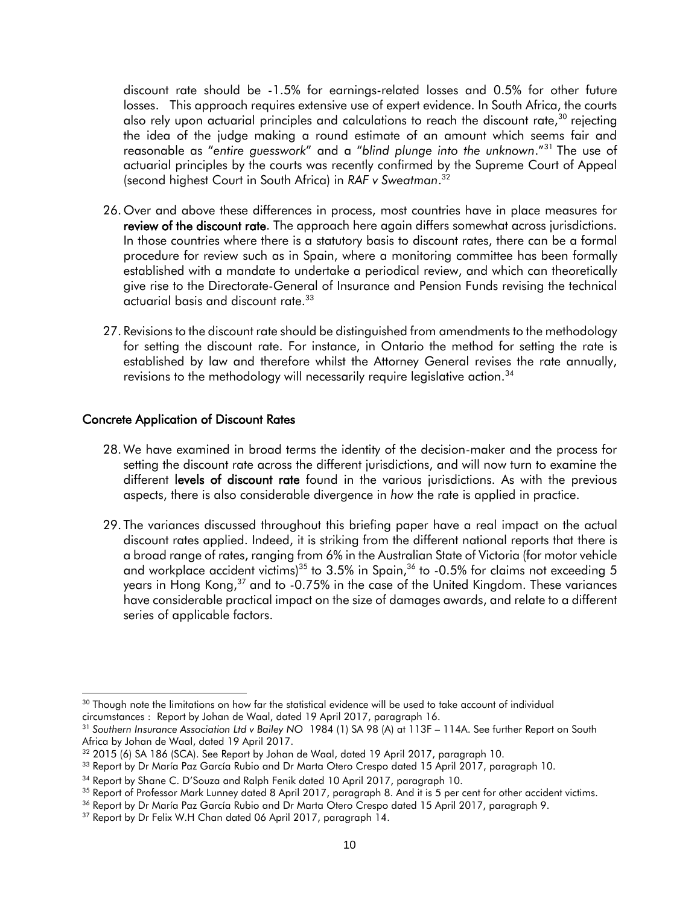discount rate should be -1.5% for earnings-related losses and 0.5% for other future losses. This approach requires extensive use of expert evidence. In South Africa, the courts also rely upon actuarial principles and calculations to reach the discount rate,[30] rejecting the idea of the judge making a round estimate of an amount which seems fair and reasonable as "*entire guesswork*" and a "*blind plunge into the unknown*."[31] The use of actuarial principles by the courts was recently confirmed by the Supreme Court of Appeal (second highest Court in South Africa) in *RAF v Sweatman*.[32]

26. Over and above these differences in process, most countries have in place measures for **review of the discount rate**. The approach here again differs somewhat across jurisdictions. In those countries where there is a statutory basis to discount rates, there can be a formal procedure for review such as in Spain, where a monitoring committee has been formally established with a mandate to undertake a periodical review, and which can theoretically give rise to the Directorate-General of Insurance and Pension Funds revising the technical actuarial basis and discount rate.[33]

27. Revisions to the discount rate should be distinguished from amendments to the methodology for setting the discount rate. For instance, in Ontario the method for setting the rate is established by law and therefore whilst the Attorney General revises the rate annually, revisions to the methodology will necessarily require legislative action.[34]

## Concrete Application of Discount Rates

28. We have examined in broad terms the identity of the decision-maker and the process for setting the discount rate across the different jurisdictions, and will now turn to examine the different **levels of discount rate** found in the various jurisdictions. As with the previous aspects, there is also considerable divergence in *how* the rate is applied in practice.

29. The variances discussed throughout this briefing paper have a real impact on the actual discount rates applied. Indeed, it is striking from the different national reports that there is a broad range of rates, ranging from 6% in the Australian State of Victoria (for motor vehicle and workplace accident victims)[35] to 3.5% in Spain,[36] to -0.5% for claims not exceeding 5 years in Hong Kong,[37] and to -0.75% in the case of the United Kingdom. These variances have considerable practical impact on the size of damages awards, and relate to a different series of applicable factors.

---

[30] Though note the limitations on how far the statistical evidence will be used to take account of individual circumstances : Report by Johan de Waal, dated 19 April 2017, paragraph 16.

[31] *Southern Insurance Association Ltd v Bailey NO* 1984 (1) SA 98 (A) at 113F – 114A. See further Report on South Africa by Johan de Waal, dated 19 April 2017.

[32] 2015 (6) SA 186 (SCA). See Report by Johan de Waal, dated 19 April 2017, paragraph 10.

[33] Report by Dr María Paz García Rubio and Dr Marta Otero Crespo dated 15 April 2017, paragraph 10.

[34] Report by Shane C. D'Souza and Ralph Fenik dated 10 April 2017, paragraph 10.

[35] Report of Professor Mark Lunney dated 8 April 2017, paragraph 8. And it is 5 per cent for other accident victims.

[36] Report by Dr María Paz García Rubio and Dr Marta Otero Crespo dated 15 April 2017, paragraph 9.

[37] Report by Dr Felix W.H Chan dated 06 April 2017, paragraph 14.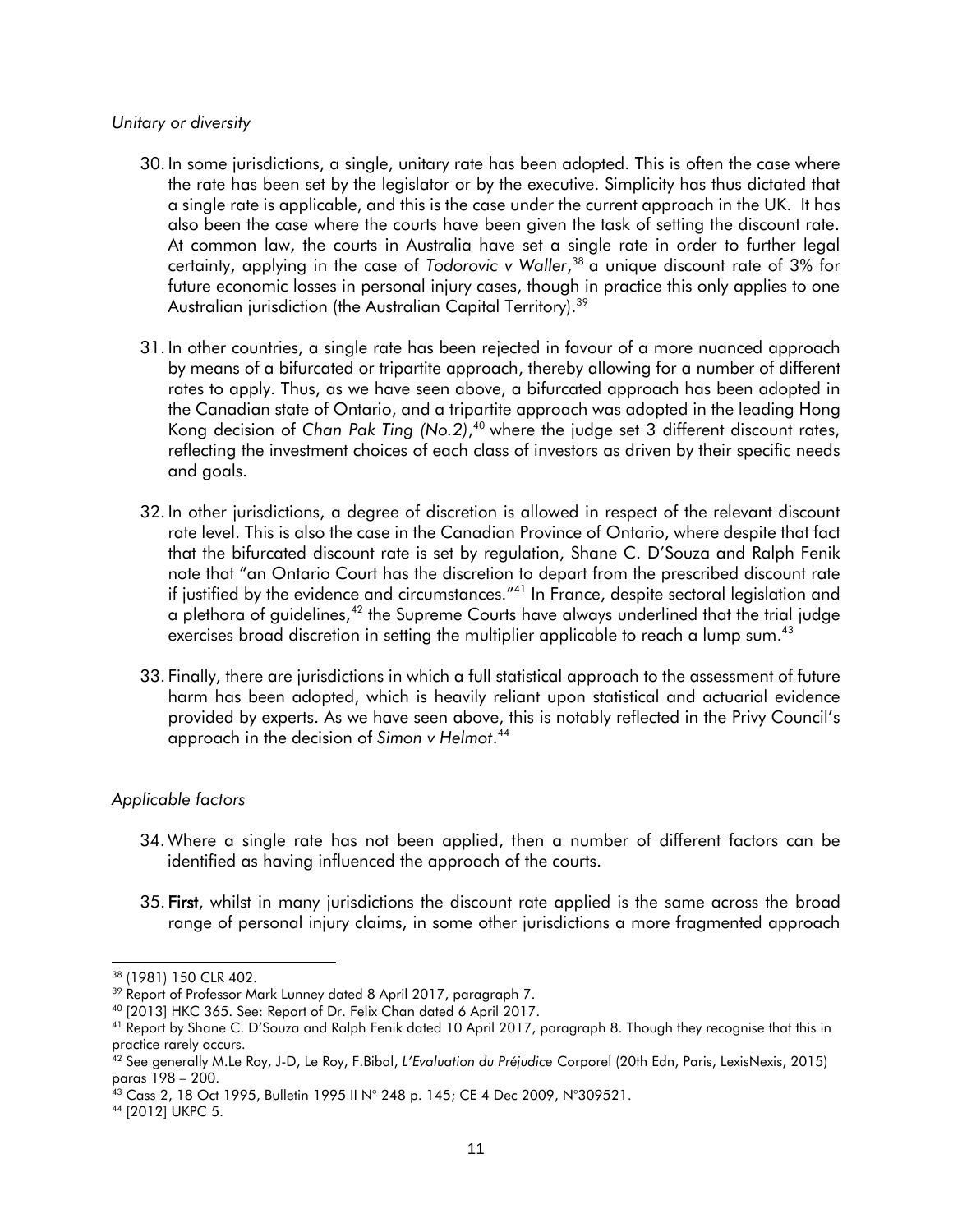*Unitary or diversity*

30. In some jurisdictions, a single, unitary rate has been adopted. This is often the case where the rate has been set by the legislator or by the executive. Simplicity has thus dictated that a single rate is applicable, and this is the case under the current approach in the UK. It has also been the case where the courts have been given the task of setting the discount rate. At common law, the courts in Australia have set a single rate in order to further legal certainty, applying in the case of *Todorovic v Waller*,[38] a unique discount rate of 3% for future economic losses in personal injury cases, though in practice this only applies to one Australian jurisdiction (the Australian Capital Territory).[39]

31. In other countries, a single rate has been rejected in favour of a more nuanced approach by means of a bifurcated or tripartite approach, thereby allowing for a number of different rates to apply. Thus, as we have seen above, a bifurcated approach has been adopted in the Canadian state of Ontario, and a tripartite approach was adopted in the leading Hong Kong decision of *Chan Pak Ting (No.2)*,[40] where the judge set 3 different discount rates, reflecting the investment choices of each class of investors as driven by their specific needs and goals.

32. In other jurisdictions, a degree of discretion is allowed in respect of the relevant discount rate level. This is also the case in the Canadian Province of Ontario, where despite that fact that the bifurcated discount rate is set by regulation, Shane C. D'Souza and Ralph Fenik note that "an Ontario Court has the discretion to depart from the prescribed discount rate if justified by the evidence and circumstances."[41] In France, despite sectoral legislation and a plethora of guidelines,[42] the Supreme Courts have always underlined that the trial judge exercises broad discretion in setting the multiplier applicable to reach a lump sum.[43]

33. Finally, there are jurisdictions in which a full statistical approach to the assessment of future harm has been adopted, which is heavily reliant upon statistical and actuarial evidence provided by experts. As we have seen above, this is notably reflected in the Privy Council's approach in the decision of *Simon v Helmot*.[44]

*Applicable factors*

34. Where a single rate has not been applied, then a number of different factors can be identified as having influenced the approach of the courts.

35. **First**, whilst in many jurisdictions the discount rate applied is the same across the broad range of personal injury claims, in some other jurisdictions a more fragmented approach

---

[38] (1981) 150 CLR 402.

[39] Report of Professor Mark Lunney dated 8 April 2017, paragraph 7.

[40] [2013] HKC 365. See: Report of Dr. Felix Chan dated 6 April 2017.

[41] Report by Shane C. D'Souza and Ralph Fenik dated 10 April 2017, paragraph 8. Though they recognise that this in practice rarely occurs.

[42] See generally M.Le Roy, J-D, Le Roy, F.Bibal, *L'Evaluation du Préjudice* Corporel (20th Edn, Paris, LexisNexis, 2015) paras 198 – 200.

[43] Cass 2, 18 Oct 1995, Bulletin 1995 II N° 248 p. 145; CE 4 Dec 2009, N°309521.

[44] [2012] UKPC 5.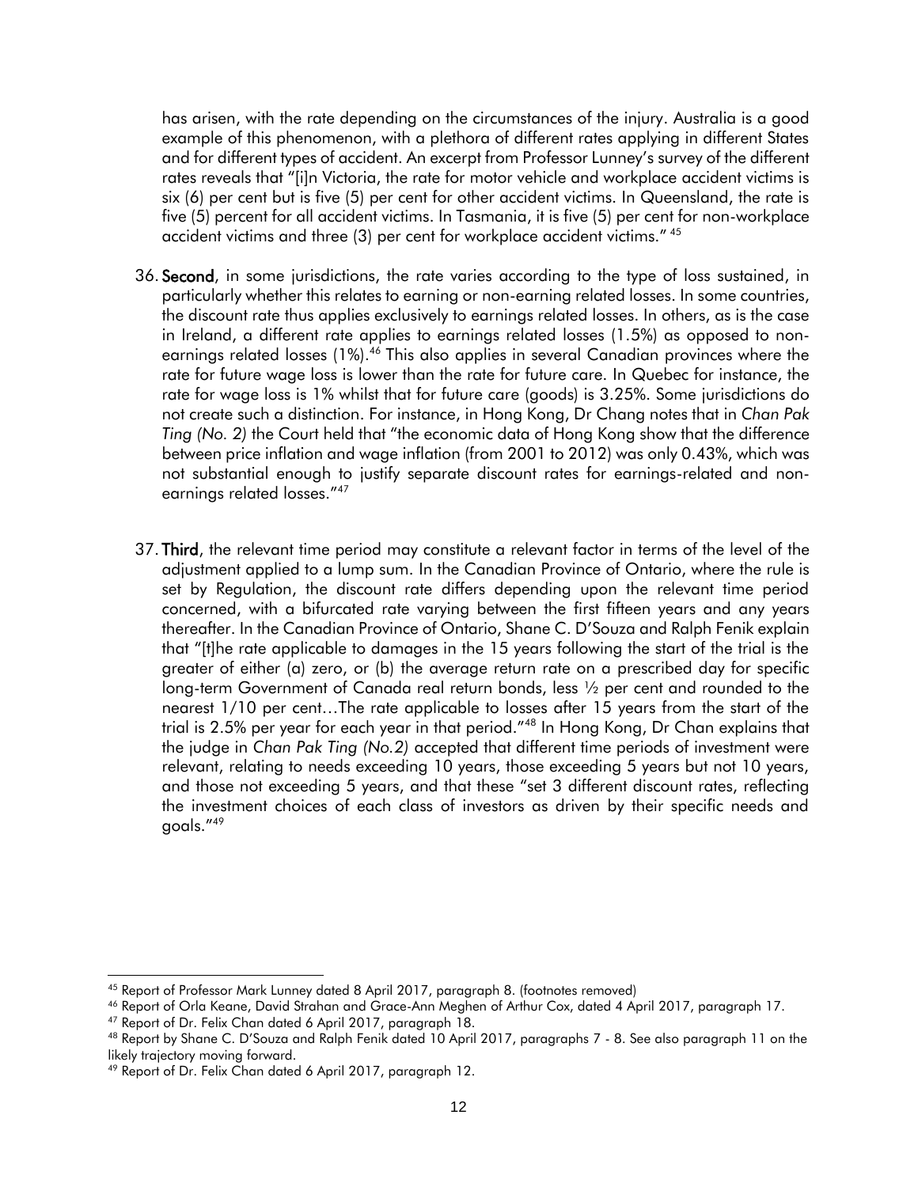has arisen, with the rate depending on the circumstances of the injury. Australia is a good example of this phenomenon, with a plethora of different rates applying in different States and for different types of accident. An excerpt from Professor Lunney's survey of the different rates reveals that "[i]n Victoria, the rate for motor vehicle and workplace accident victims is six (6) per cent but is five (5) per cent for other accident victims. In Queensland, the rate is five (5) percent for all accident victims. In Tasmania, it is five (5) per cent for non-workplace accident victims and three (3) per cent for workplace accident victims." [45]

36. **Second**, in some jurisdictions, the rate varies according to the type of loss sustained, in particularly whether this relates to earning or non-earning related losses. In some countries, the discount rate thus applies exclusively to earnings related losses. In others, as is the case in Ireland, a different rate applies to earnings related losses (1.5%) as opposed to non-earnings related losses (1%).[46] This also applies in several Canadian provinces where the rate for future wage loss is lower than the rate for future care. In Quebec for instance, the rate for wage loss is 1% whilst that for future care (goods) is 3.25%. Some jurisdictions do not create such a distinction. For instance, in Hong Kong, Dr Chang notes that in *Chan Pak Ting (No. 2)* the Court held that "the economic data of Hong Kong show that the difference between price inflation and wage inflation (from 2001 to 2012) was only 0.43%, which was not substantial enough to justify separate discount rates for earnings-related and non-earnings related losses."[47]

37. **Third**, the relevant time period may constitute a relevant factor in terms of the level of the adjustment applied to a lump sum. In the Canadian Province of Ontario, where the rule is set by Regulation, the discount rate differs depending upon the relevant time period concerned, with a bifurcated rate varying between the first fifteen years and any years thereafter. In the Canadian Province of Ontario, Shane C. D'Souza and Ralph Fenik explain that "[t]he rate applicable to damages in the 15 years following the start of the trial is the greater of either (a) zero, or (b) the average return rate on a prescribed day for specific long-term Government of Canada real return bonds, less ½ per cent and rounded to the nearest 1/10 per cent…The rate applicable to losses after 15 years from the start of the trial is 2.5% per year for each year in that period."[48] In Hong Kong, Dr Chan explains that the judge in *Chan Pak Ting (No.2)* accepted that different time periods of investment were relevant, relating to needs exceeding 10 years, those exceeding 5 years but not 10 years, and those not exceeding 5 years, and that these "set 3 different discount rates, reflecting the investment choices of each class of investors as driven by their specific needs and goals."[49]

---

[45] Report of Professor Mark Lunney dated 8 April 2017, paragraph 8. (footnotes removed)

[46] Report of Orla Keane, David Strahan and Grace-Ann Meghen of Arthur Cox, dated 4 April 2017, paragraph 17.

[47] Report of Dr. Felix Chan dated 6 April 2017, paragraph 18.

[48] Report by Shane C. D'Souza and Ralph Fenik dated 10 April 2017, paragraphs 7 - 8. See also paragraph 11 on the likely trajectory moving forward.

[49] Report of Dr. Felix Chan dated 6 April 2017, paragraph 12.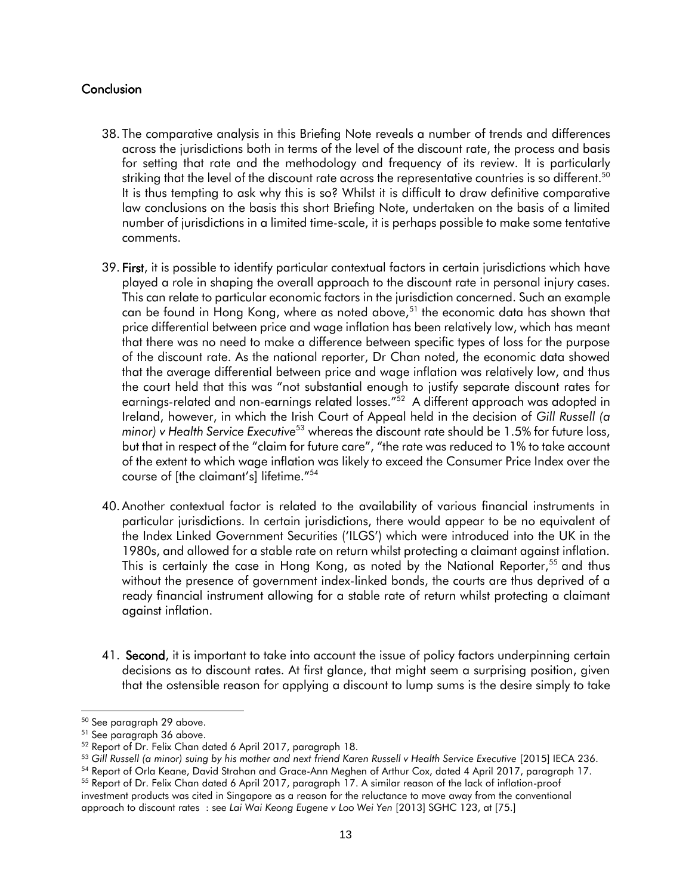## Conclusion

38. The comparative analysis in this Briefing Note reveals a number of trends and differences across the jurisdictions both in terms of the level of the discount rate, the process and basis for setting that rate and the methodology and frequency of its review. It is particularly striking that the level of the discount rate across the representative countries is so different.[50] It is thus tempting to ask why this is so? Whilst it is difficult to draw definitive comparative law conclusions on the basis this short Briefing Note, undertaken on the basis of a limited number of jurisdictions in a limited time-scale, it is perhaps possible to make some tentative comments.

39. **First**, it is possible to identify particular contextual factors in certain jurisdictions which have played a role in shaping the overall approach to the discount rate in personal injury cases. This can relate to particular economic factors in the jurisdiction concerned. Such an example can be found in Hong Kong, where as noted above,[51] the economic data has shown that price differential between price and wage inflation has been relatively low, which has meant that there was no need to make a difference between specific types of loss for the purpose of the discount rate. As the national reporter, Dr Chan noted, the economic data showed that the average differential between price and wage inflation was relatively low, and thus the court held that this was "not substantial enough to justify separate discount rates for earnings-related and non-earnings related losses."[52] A different approach was adopted in Ireland, however, in which the Irish Court of Appeal held in the decision of *Gill Russell (a minor) v Health Service Executive*[53] whereas the discount rate should be 1.5% for future loss, but that in respect of the "claim for future care", "the rate was reduced to 1% to take account of the extent to which wage inflation was likely to exceed the Consumer Price Index over the course of [the claimant's] lifetime."[54]

40. Another contextual factor is related to the availability of various financial instruments in particular jurisdictions. In certain jurisdictions, there would appear to be no equivalent of the Index Linked Government Securities ('ILGS') which were introduced into the UK in the 1980s, and allowed for a stable rate on return whilst protecting a claimant against inflation. This is certainly the case in Hong Kong, as noted by the National Reporter,[55] and thus without the presence of government index-linked bonds, the courts are thus deprived of a ready financial instrument allowing for a stable rate of return whilst protecting a claimant against inflation.

41. **Second**, it is important to take into account the issue of policy factors underpinning certain decisions as to discount rates. At first glance, that might seem a surprising position, given that the ostensible reason for applying a discount to lump sums is the desire simply to take

---

[50] See paragraph 29 above.

[51] See paragraph 36 above.

[52] Report of Dr. Felix Chan dated 6 April 2017, paragraph 18.

[53] *Gill Russell (a minor) suing by his mother and next friend Karen Russell v Health Service Executive* [2015] IECA 236.

[54] Report of Orla Keane, David Strahan and Grace-Ann Meghen of Arthur Cox, dated 4 April 2017, paragraph 17.

[55] Report of Dr. Felix Chan dated 6 April 2017, paragraph 17. A similar reason of the lack of inflation-proof investment products was cited in Singapore as a reason for the reluctance to move away from the conventional approach to discount rates : see *Lai Wai Keong Eugene v Loo Wei Yen* [2013] SGHC 123, at [75.]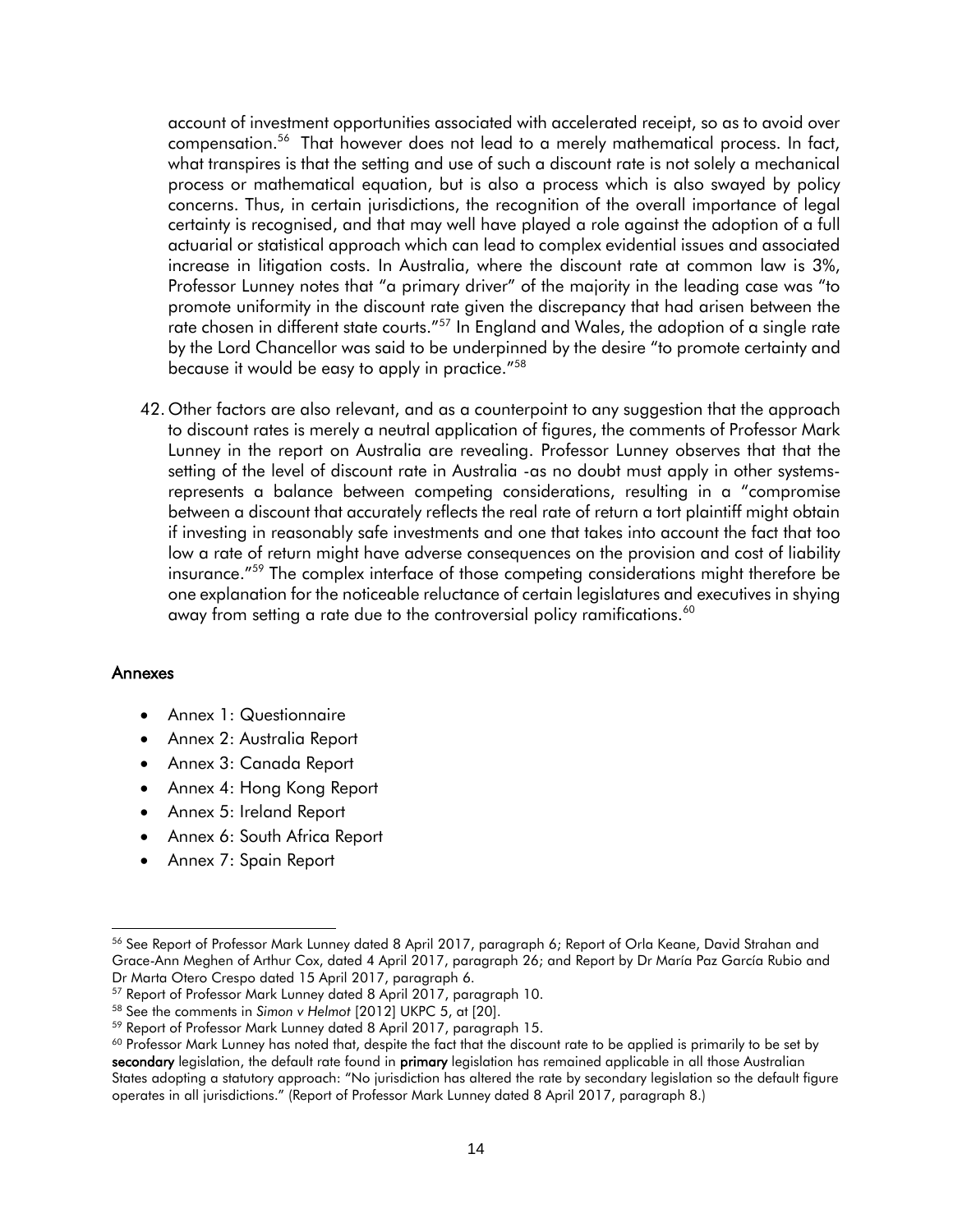account of investment opportunities associated with accelerated receipt, so as to avoid over compensation.[56] That however does not lead to a merely mathematical process. In fact, what transpires is that the setting and use of such a discount rate is not solely a mechanical process or mathematical equation, but is also a process which is also swayed by policy concerns. Thus, in certain jurisdictions, the recognition of the overall importance of legal certainty is recognised, and that may well have played a role against the adoption of a full actuarial or statistical approach which can lead to complex evidential issues and associated increase in litigation costs. In Australia, where the discount rate at common law is 3%, Professor Lunney notes that "a primary driver" of the majority in the leading case was "to promote uniformity in the discount rate given the discrepancy that had arisen between the rate chosen in different state courts."[57] In England and Wales, the adoption of a single rate by the Lord Chancellor was said to be underpinned by the desire "to promote certainty and because it would be easy to apply in practice."[58]

42. Other factors are also relevant, and as a counterpoint to any suggestion that the approach to discount rates is merely a neutral application of figures, the comments of Professor Mark Lunney in the report on Australia are revealing. Professor Lunney observes that that the setting of the level of discount rate in Australia -as no doubt must apply in other systems- represents a balance between competing considerations, resulting in a "compromise between a discount that accurately reflects the real rate of return a tort plaintiff might obtain if investing in reasonably safe investments and one that takes into account the fact that too low a rate of return might have adverse consequences on the provision and cost of liability insurance."[59] The complex interface of those competing considerations might therefore be one explanation for the noticeable reluctance of certain legislatures and executives in shying away from setting a rate due to the controversial policy ramifications.[60]

## Annexes

- Annex 1: Questionnaire
- Annex 2: Australia Report
- Annex 3: Canada Report
- Annex 4: Hong Kong Report
- Annex 5: Ireland Report
- Annex 6: South Africa Report
- Annex 7: Spain Report

---

[56] See Report of Professor Mark Lunney dated 8 April 2017, paragraph 6; Report of Orla Keane, David Strahan and Grace-Ann Meghen of Arthur Cox, dated 4 April 2017, paragraph 26; and Report by Dr María Paz García Rubio and Dr Marta Otero Crespo dated 15 April 2017, paragraph 6.

[57] Report of Professor Mark Lunney dated 8 April 2017, paragraph 10.

[58] See the comments in *Simon v Helmot* [2012] UKPC 5, at [20].

[59] Report of Professor Mark Lunney dated 8 April 2017, paragraph 15.

[60] Professor Mark Lunney has noted that, despite the fact that the discount rate to be applied is primarily to be set by **secondary** legislation, the default rate found in **primary** legislation has remained applicable in all those Australian States adopting a statutory approach: "No jurisdiction has altered the rate by secondary legislation so the default figure operates in all jurisdictions." (Report of Professor Mark Lunney dated 8 April 2017, paragraph 8.)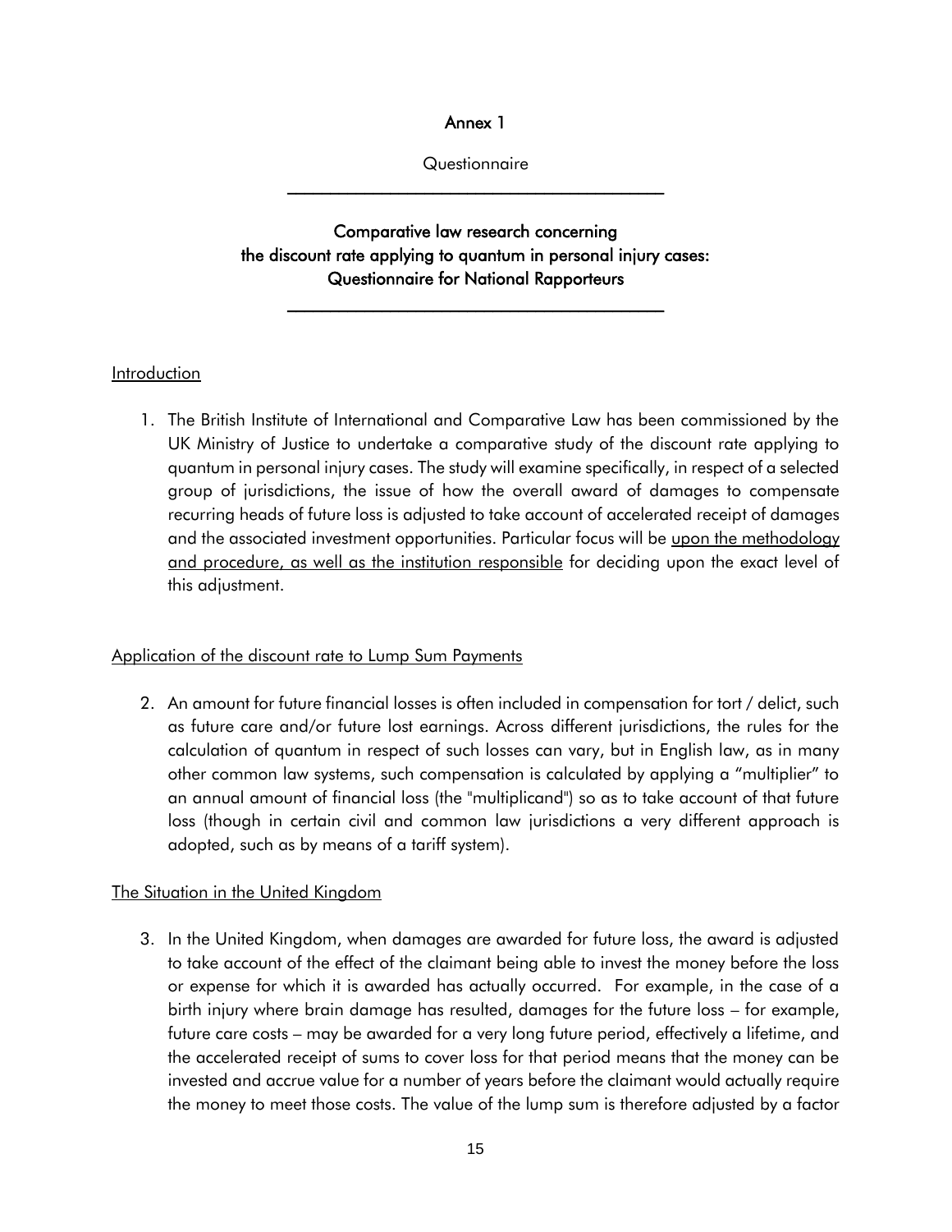# Annex 1

Questionnaire

---

## Comparative law research concerning the discount rate applying to quantum in personal injury cases: Questionnaire for National Rapporteurs

---

### Introduction

1. The British Institute of International and Comparative Law has been commissioned by the UK Ministry of Justice to undertake a comparative study of the discount rate applying to quantum in personal injury cases. The study will examine specifically, in respect of a selected group of jurisdictions, the issue of how the overall award of damages to compensate recurring heads of future loss is adjusted to take account of accelerated receipt of damages and the associated investment opportunities. Particular focus will be upon the methodology and procedure, as well as the institution responsible for deciding upon the exact level of this adjustment.

### Application of the discount rate to Lump Sum Payments

2. An amount for future financial losses is often included in compensation for tort / delict, such as future care and/or future lost earnings. Across different jurisdictions, the rules for the calculation of quantum in respect of such losses can vary, but in English law, as in many other common law systems, such compensation is calculated by applying a "multiplier" to an annual amount of financial loss (the "multiplicand") so as to take account of that future loss (though in certain civil and common law jurisdictions a very different approach is adopted, such as by means of a tariff system).

### The Situation in the United Kingdom

3. In the United Kingdom, when damages are awarded for future loss, the award is adjusted to take account of the effect of the claimant being able to invest the money before the loss or expense for which it is awarded has actually occurred. For example, in the case of a birth injury where brain damage has resulted, damages for the future loss – for example, future care costs – may be awarded for a very long future period, effectively a lifetime, and the accelerated receipt of sums to cover loss for that period means that the money can be invested and accrue value for a number of years before the claimant would actually require the money to meet those costs. The value of the lump sum is therefore adjusted by a factor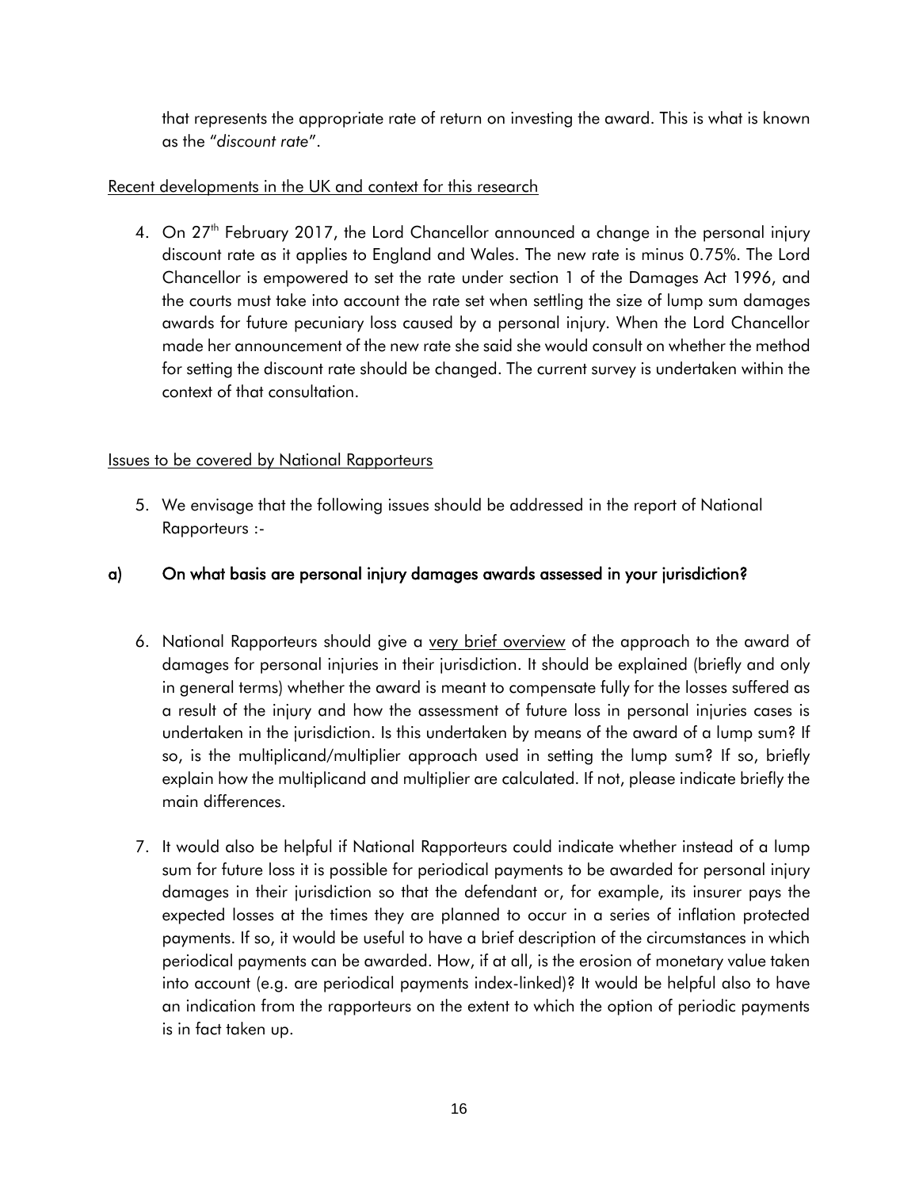that represents the appropriate rate of return on investing the award. This is what is known as the "*discount rate*".

Recent developments in the UK and context for this research

4. On 27th February 2017, the Lord Chancellor announced a change in the personal injury discount rate as it applies to England and Wales. The new rate is minus 0.75%. The Lord Chancellor is empowered to set the rate under section 1 of the Damages Act 1996, and the courts must take into account the rate set when settling the size of lump sum damages awards for future pecuniary loss caused by a personal injury. When the Lord Chancellor made her announcement of the new rate she said she would consult on whether the method for setting the discount rate should be changed. The current survey is undertaken within the context of that consultation.

Issues to be covered by National Rapporteurs

5. We envisage that the following issues should be addressed in the report of National Rapporteurs :-

### a) On what basis are personal injury damages awards assessed in your jurisdiction?

6. National Rapporteurs should give a very brief overview of the approach to the award of damages for personal injuries in their jurisdiction. It should be explained (briefly and only in general terms) whether the award is meant to compensate fully for the losses suffered as a result of the injury and how the assessment of future loss in personal injuries cases is undertaken in the jurisdiction. Is this undertaken by means of the award of a lump sum? If so, is the multiplicand/multiplier approach used in setting the lump sum? If so, briefly explain how the multiplicand and multiplier are calculated. If not, please indicate briefly the main differences.

7. It would also be helpful if National Rapporteurs could indicate whether instead of a lump sum for future loss it is possible for periodical payments to be awarded for personal injury damages in their jurisdiction so that the defendant or, for example, its insurer pays the expected losses at the times they are planned to occur in a series of inflation protected payments. If so, it would be useful to have a brief description of the circumstances in which periodical payments can be awarded. How, if at all, is the erosion of monetary value taken into account (e.g. are periodical payments index-linked)? It would be helpful also to have an indication from the rapporteurs on the extent to which the option of periodic payments is in fact taken up.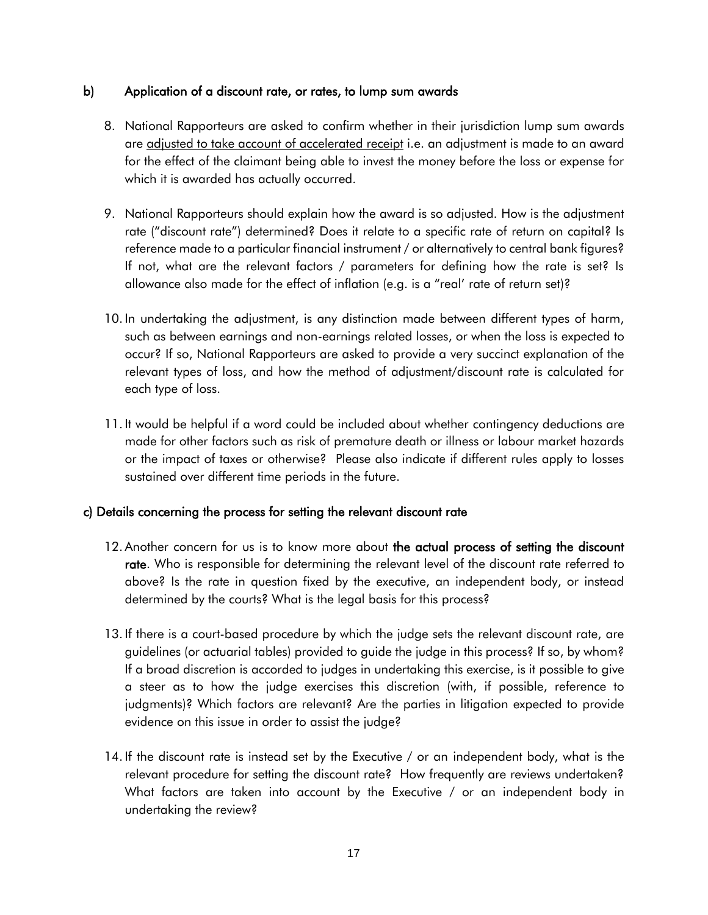### b) Application of a discount rate, or rates, to lump sum awards

8. National Rapporteurs are asked to confirm whether in their jurisdiction lump sum awards are <u>adjusted to take account of accelerated receipt</u> i.e. an adjustment is made to an award for the effect of the claimant being able to invest the money before the loss or expense for which it is awarded has actually occurred.

9. National Rapporteurs should explain how the award is so adjusted. How is the adjustment rate ("discount rate") determined? Does it relate to a specific rate of return on capital? Is reference made to a particular financial instrument / or alternatively to central bank figures? If not, what are the relevant factors / parameters for defining how the rate is set? Is allowance also made for the effect of inflation (e.g. is a "real' rate of return set)?

10. In undertaking the adjustment, is any distinction made between different types of harm, such as between earnings and non-earnings related losses, or when the loss is expected to occur? If so, National Rapporteurs are asked to provide a very succinct explanation of the relevant types of loss, and how the method of adjustment/discount rate is calculated for each type of loss.

11. It would be helpful if a word could be included about whether contingency deductions are made for other factors such as risk of premature death or illness or labour market hazards or the impact of taxes or otherwise? Please also indicate if different rules apply to losses sustained over different time periods in the future.

### c) Details concerning the process for setting the relevant discount rate

12. Another concern for us is to know more about **the actual process of setting the discount rate**. Who is responsible for determining the relevant level of the discount rate referred to above? Is the rate in question fixed by the executive, an independent body, or instead determined by the courts? What is the legal basis for this process?

13. If there is a court-based procedure by which the judge sets the relevant discount rate, are guidelines (or actuarial tables) provided to guide the judge in this process? If so, by whom? If a broad discretion is accorded to judges in undertaking this exercise, is it possible to give a steer as to how the judge exercises this discretion (with, if possible, reference to judgments)? Which factors are relevant? Are the parties in litigation expected to provide evidence on this issue in order to assist the judge?

14. If the discount rate is instead set by the Executive / or an independent body, what is the relevant procedure for setting the discount rate? How frequently are reviews undertaken? What factors are taken into account by the Executive / or an independent body in undertaking the review?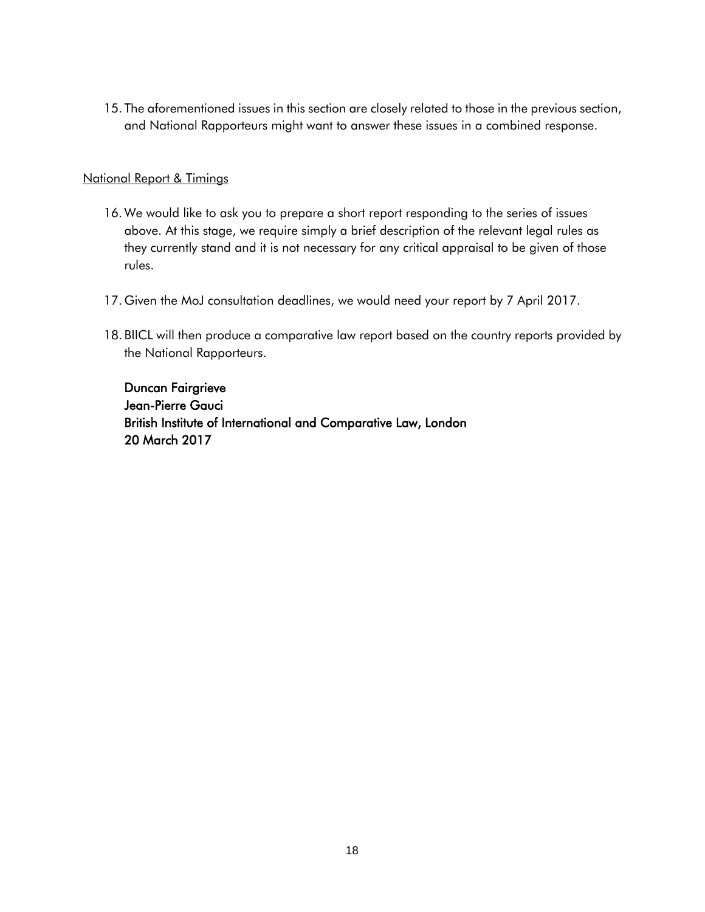15. The aforementioned issues in this section are closely related to those in the previous section, and National Rapporteurs might want to answer these issues in a combined response.

National Report & Timings

16. We would like to ask you to prepare a short report responding to the series of issues above. At this stage, we require simply a brief description of the relevant legal rules as they currently stand and it is not necessary for any critical appraisal to be given of those rules.

17. Given the MoJ consultation deadlines, we would need your report by 7 April 2017.

18. BIICL will then produce a comparative law report based on the country reports provided by the National Rapporteurs.

**Duncan Fairgrieve**
**Jean-Pierre Gauci**
**British Institute of International and Comparative Law, London**
**20 March 2017**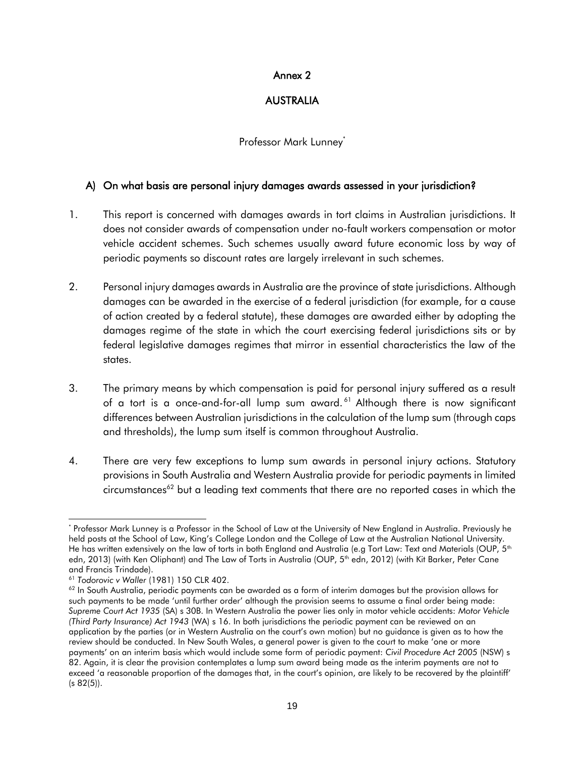# Annex 2

# AUSTRALIA

Professor Mark Lunney[*]

## A) On what basis are personal injury damages awards assessed in your jurisdiction?

1. This report is concerned with damages awards in tort claims in Australian jurisdictions. It does not consider awards of compensation under no-fault workers compensation or motor vehicle accident schemes. Such schemes usually award future economic loss by way of periodic payments so discount rates are largely irrelevant in such schemes.

2. Personal injury damages awards in Australia are the province of state jurisdictions. Although damages can be awarded in the exercise of a federal jurisdiction (for example, for a cause of action created by a federal statute), these damages are awarded either by adopting the damages regime of the state in which the court exercising federal jurisdictions sits or by federal legislative damages regimes that mirror in essential characteristics the law of the states.

3. The primary means by which compensation is paid for personal injury suffered as a result of a tort is a once-and-for-all lump sum award.[61] Although there is now significant differences between Australian jurisdictions in the calculation of the lump sum (through caps and thresholds), the lump sum itself is common throughout Australia.

4. There are very few exceptions to lump sum awards in personal injury actions. Statutory provisions in South Australia and Western Australia provide for periodic payments in limited circumstances[62] but a leading text comments that there are no reported cases in which the

---

[*] Professor Mark Lunney is a Professor in the School of Law at the University of New England in Australia. Previously he held posts at the School of Law, King's College London and the College of Law at the Australian National University. He has written extensively on the law of torts in both England and Australia (e.g Tort Law: Text and Materials (OUP, 5th edn, 2013) (with Ken Oliphant) and The Law of Torts in Australia (OUP, 5th edn, 2012) (with Kit Barker, Peter Cane and Francis Trindade).

[61] *Todorovic v Waller* (1981) 150 CLR 402.

[62] In South Australia, periodic payments can be awarded as a form of interim damages but the provision allows for such payments to be made 'until further order' although the provision seems to assume a final order being made: *Supreme Court Act 1935* (SA) s 30B. In Western Australia the power lies only in motor vehicle accidents: *Motor Vehicle (Third Party Insurance) Act 1943* (WA) s 16. In both jurisdictions the periodic payment can be reviewed on an application by the parties (or in Western Australia on the court's own motion) but no guidance is given as to how the review should be conducted. In New South Wales, a general power is given to the court to make 'one or more payments' on an interim basis which would include some form of periodic payment: *Civil Procedure Act 2005* (NSW) s 82. Again, it is clear the provision contemplates a lump sum award being made as the interim payments are not to exceed 'a reasonable proportion of the damages that, in the court's opinion, are likely to be recovered by the plaintiff' (s 82(5)).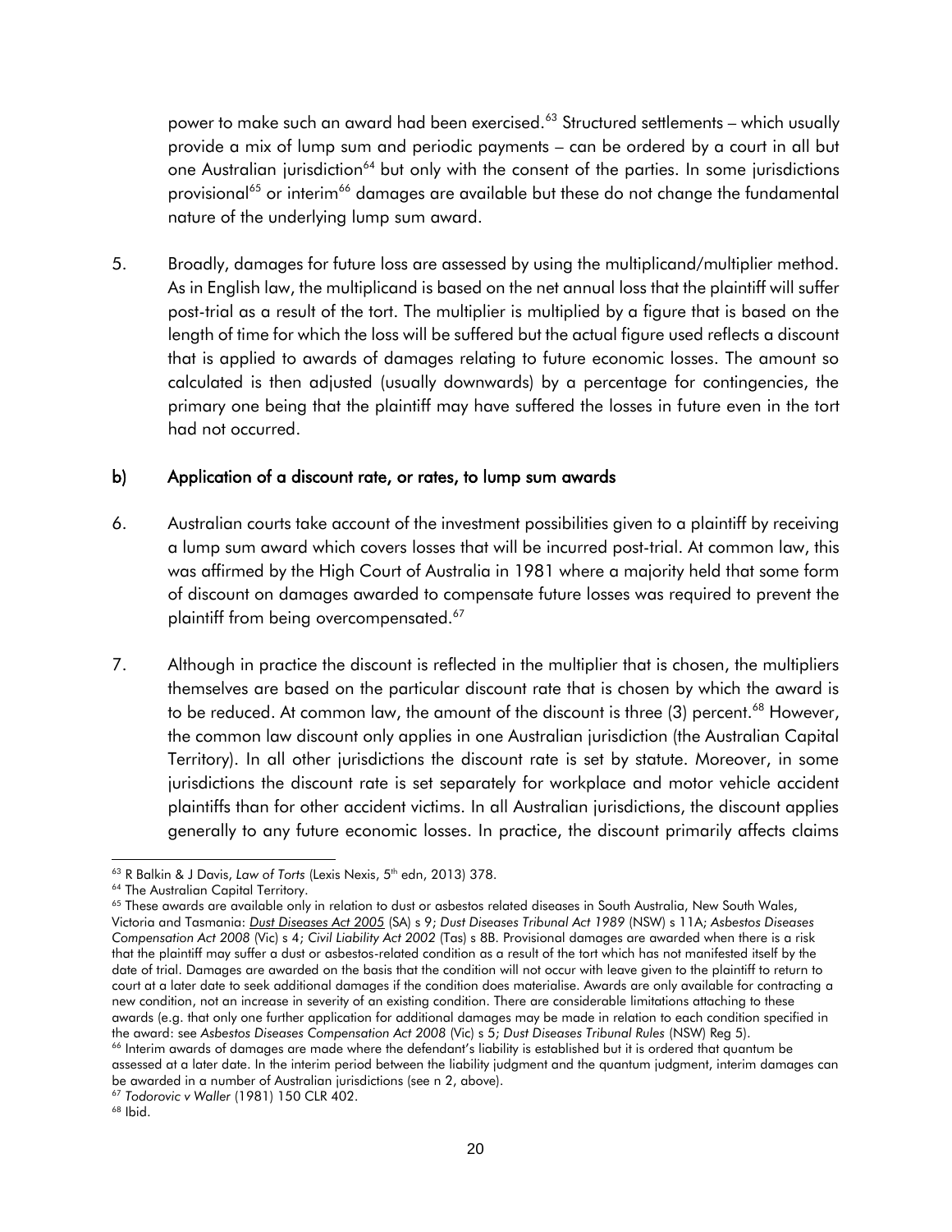power to make such an award had been exercised.[63] Structured settlements – which usually provide a mix of lump sum and periodic payments – can be ordered by a court in all but one Australian jurisdiction[64] but only with the consent of the parties. In some jurisdictions provisional[65] or interim[66] damages are available but these do not change the fundamental nature of the underlying lump sum award.

5. Broadly, damages for future loss are assessed by using the multiplicand/multiplier method. As in English law, the multiplicand is based on the net annual loss that the plaintiff will suffer post-trial as a result of the tort. The multiplier is multiplied by a figure that is based on the length of time for which the loss will be suffered but the actual figure used reflects a discount that is applied to awards of damages relating to future economic losses. The amount so calculated is then adjusted (usually downwards) by a percentage for contingencies, the primary one being that the plaintiff may have suffered the losses in future even in the tort had not occurred.

## b) Application of a discount rate, or rates, to lump sum awards

6. Australian courts take account of the investment possibilities given to a plaintiff by receiving a lump sum award which covers losses that will be incurred post-trial. At common law, this was affirmed by the High Court of Australia in 1981 where a majority held that some form of discount on damages awarded to compensate future losses was required to prevent the plaintiff from being overcompensated.[67]

7. Although in practice the discount is reflected in the multiplier that is chosen, the multipliers themselves are based on the particular discount rate that is chosen by which the award is to be reduced. At common law, the amount of the discount is three (3) percent.[68] However, the common law discount only applies in one Australian jurisdiction (the Australian Capital Territory). In all other jurisdictions the discount rate is set by statute. Moreover, in some jurisdictions the discount rate is set separately for workplace and motor vehicle accident plaintiffs than for other accident victims. In all Australian jurisdictions, the discount applies generally to any future economic losses. In practice, the discount primarily affects claims

---

[63] R Balkin & J Davis, *Law of Torts* (Lexis Nexis, 5th edn, 2013) 378.

[64] The Australian Capital Territory.

[65] These awards are available only in relation to dust or asbestos related diseases in South Australia, New South Wales, Victoria and Tasmania: *Dust Diseases Act 2005* (SA) s 9; *Dust Diseases Tribunal Act 1989* (NSW) s 11A; *Asbestos Diseases Compensation Act 2008* (Vic) s 4; *Civil Liability Act 2002* (Tas) s 8B. Provisional damages are awarded when there is a risk that the plaintiff may suffer a dust or asbestos-related condition as a result of the tort which has not manifested itself by the date of trial. Damages are awarded on the basis that the condition will not occur with leave given to the plaintiff to return to court at a later date to seek additional damages if the condition does materialise. Awards are only available for contracting a new condition, not an increase in severity of an existing condition. There are considerable limitations attaching to these awards (e.g. that only one further application for additional damages may be made in relation to each condition specified in the award: see *Asbestos Diseases Compensation Act 2008* (Vic) s 5; *Dust Diseases Tribunal Rules* (NSW) Reg 5).

[66] Interim awards of damages are made where the defendant's liability is established but it is ordered that quantum be assessed at a later date. In the interim period between the liability judgment and the quantum judgment, interim damages can be awarded in a number of Australian jurisdictions (see n 2, above).

[67] *Todorovic v Waller* (1981) 150 CLR 402.

[68] Ibid.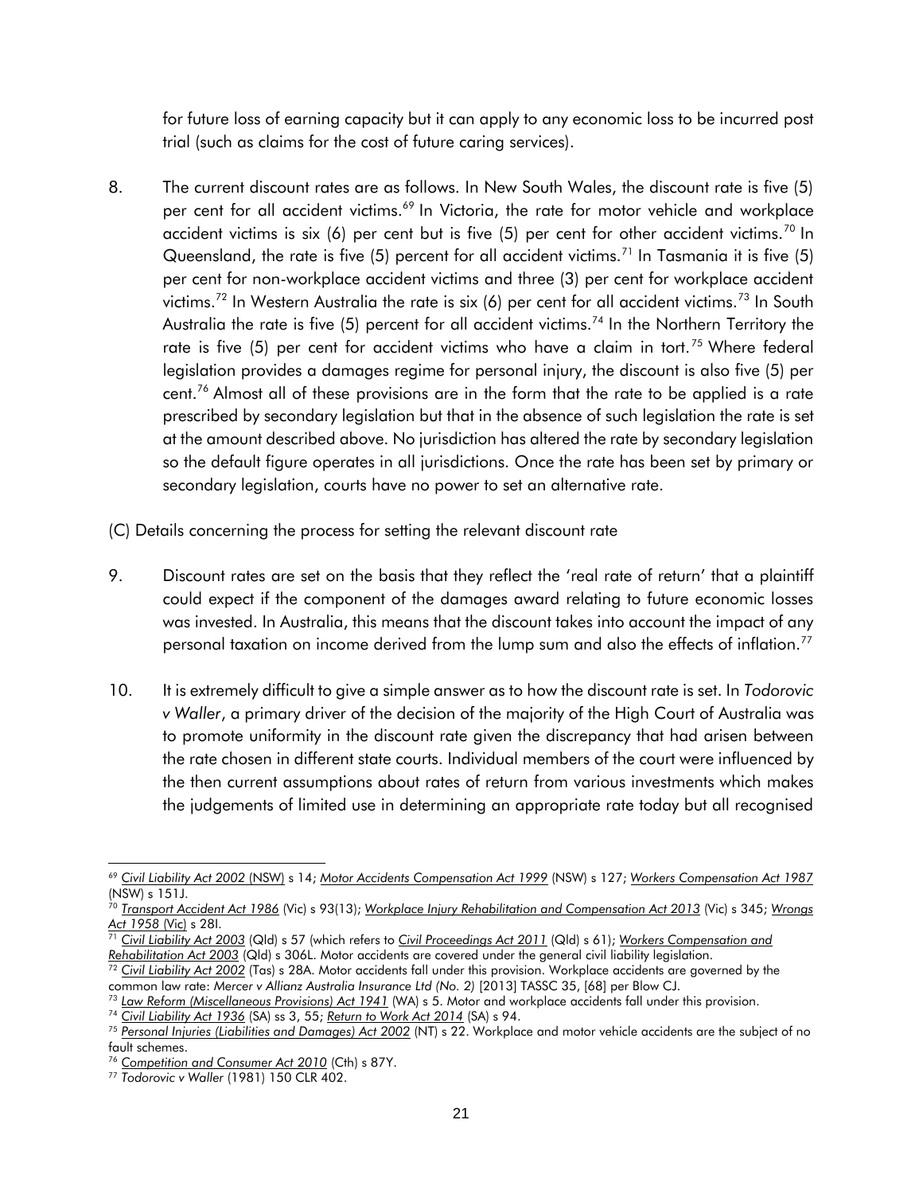for future loss of earning capacity but it can apply to any economic loss to be incurred post trial (such as claims for the cost of future caring services).

8. The current discount rates are as follows. In New South Wales, the discount rate is five (5) per cent for all accident victims.[69] In Victoria, the rate for motor vehicle and workplace accident victims is six (6) per cent but is five (5) per cent for other accident victims.[70] In Queensland, the rate is five (5) percent for all accident victims.[71] In Tasmania it is five (5) per cent for non-workplace accident victims and three (3) per cent for workplace accident victims.[72] In Western Australia the rate is six (6) per cent for all accident victims.[73] In South Australia the rate is five (5) percent for all accident victims.[74] In the Northern Territory the rate is five (5) per cent for accident victims who have a claim in tort.[75] Where federal legislation provides a damages regime for personal injury, the discount is also five (5) per cent.[76] Almost all of these provisions are in the form that the rate to be applied is a rate prescribed by secondary legislation but that in the absence of such legislation the rate is set at the amount described above. No jurisdiction has altered the rate by secondary legislation so the default figure operates in all jurisdictions. Once the rate has been set by primary or secondary legislation, courts have no power to set an alternative rate.

(C) Details concerning the process for setting the relevant discount rate

9. Discount rates are set on the basis that they reflect the 'real rate of return' that a plaintiff could expect if the component of the damages award relating to future economic losses was invested. In Australia, this means that the discount takes into account the impact of any personal taxation on income derived from the lump sum and also the effects of inflation.[77]

10. It is extremely difficult to give a simple answer as to how the discount rate is set. In *Todorovic v Waller*, a primary driver of the decision of the majority of the High Court of Australia was to promote uniformity in the discount rate given the discrepancy that had arisen between the rate chosen in different state courts. Individual members of the court were influenced by the then current assumptions about rates of return from various investments which makes the judgements of limited use in determining an appropriate rate today but all recognised

---

[69] *Civil Liability Act 2002* (NSW) s 14; *Motor Accidents Compensation Act 1999* (NSW) s 127; *Workers Compensation Act 1987* (NSW) s 151J.

[70] *Transport Accident Act 1986* (Vic) s 93(13); *Workplace Injury Rehabilitation and Compensation Act 2013* (Vic) s 345; *Wrongs Act 1958* (Vic) s 28I.

[71] *Civil Liability Act 2003* (Qld) s 57 (which refers to *Civil Proceedings Act 2011* (Qld) s 61); *Workers Compensation and Rehabilitation Act 2003* (Qld) s 306L. Motor accidents are covered under the general civil liability legislation.

[72] *Civil Liability Act 2002* (Tas) s 28A. Motor accidents fall under this provision. Workplace accidents are governed by the common law rate: *Mercer v Allianz Australia Insurance Ltd (No. 2)* [2013] TASSC 35, [68] per Blow CJ.

[73] *Law Reform (Miscellaneous Provisions) Act 1941* (WA) s 5. Motor and workplace accidents fall under this provision.

[74] *Civil Liability Act 1936* (SA) ss 3, 55; *Return to Work Act 2014* (SA) s 94.

[75] *Personal Injuries (Liabilities and Damages) Act 2002* (NT) s 22. Workplace and motor vehicle accidents are the subject of no fault schemes.

[76] *Competition and Consumer Act 2010* (Cth) s 87Y.

[77] *Todorovic v Waller* (1981) 150 CLR 402.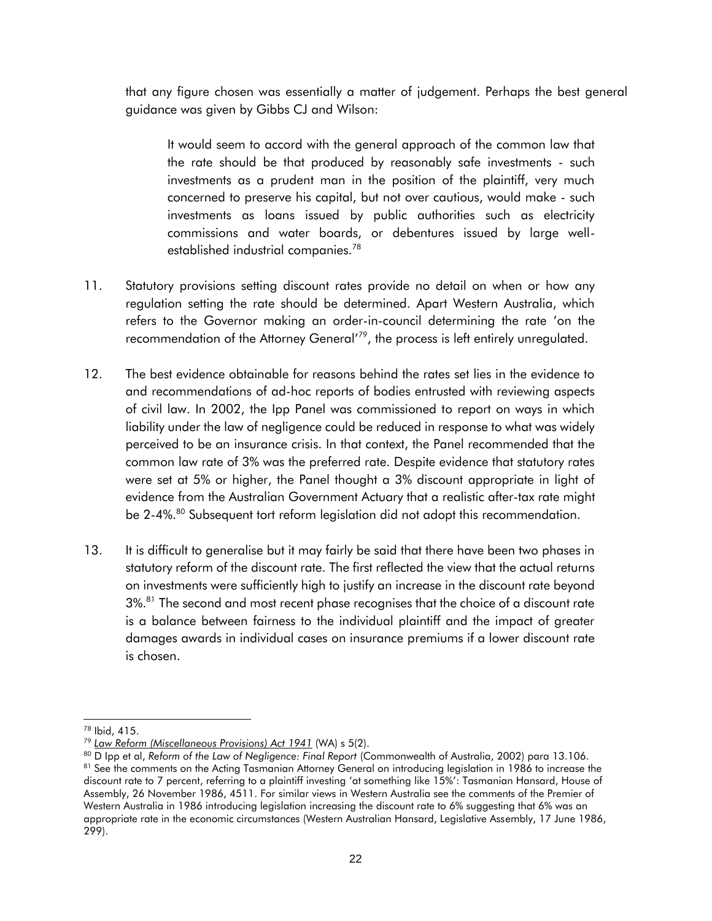that any figure chosen was essentially a matter of judgement. Perhaps the best general guidance was given by Gibbs CJ and Wilson:

> It would seem to accord with the general approach of the common law that the rate should be that produced by reasonably safe investments - such investments as a prudent man in the position of the plaintiff, very much concerned to preserve his capital, but not over cautious, would make - such investments as loans issued by public authorities such as electricity commissions and water boards, or debentures issued by large well-established industrial companies.[78]

11. Statutory provisions setting discount rates provide no detail on when or how any regulation setting the rate should be determined. Apart Western Australia, which refers to the Governor making an order-in-council determining the rate 'on the recommendation of the Attorney General'[79], the process is left entirely unregulated.

12. The best evidence obtainable for reasons behind the rates set lies in the evidence to and recommendations of ad-hoc reports of bodies entrusted with reviewing aspects of civil law. In 2002, the Ipp Panel was commissioned to report on ways in which liability under the law of negligence could be reduced in response to what was widely perceived to be an insurance crisis. In that context, the Panel recommended that the common law rate of 3% was the preferred rate. Despite evidence that statutory rates were set at 5% or higher, the Panel thought a 3% discount appropriate in light of evidence from the Australian Government Actuary that a realistic after-tax rate might be 2-4%.[80] Subsequent tort reform legislation did not adopt this recommendation.

13. It is difficult to generalise but it may fairly be said that there have been two phases in statutory reform of the discount rate. The first reflected the view that the actual returns on investments were sufficiently high to justify an increase in the discount rate beyond 3%.[81] The second and most recent phase recognises that the choice of a discount rate is a balance between fairness to the individual plaintiff and the impact of greater damages awards in individual cases on insurance premiums if a lower discount rate is chosen.

---

[78] Ibid, 415.

[79] *Law Reform (Miscellaneous Provisions) Act 1941* (WA) s 5(2).

[80] D Ipp et al, *Reform of the Law of Negligence: Final Report* (Commonwealth of Australia, 2002) para 13.106.

[81] See the comments on the Acting Tasmanian Attorney General on introducing legislation in 1986 to increase the discount rate to 7 percent, referring to a plaintiff investing 'at something like 15%': Tasmanian Hansard, House of Assembly, 26 November 1986, 4511. For similar views in Western Australia see the comments of the Premier of Western Australia in 1986 introducing legislation increasing the discount rate to 6% suggesting that 6% was an appropriate rate in the economic circumstances (Western Australian Hansard, Legislative Assembly, 17 June 1986, 299).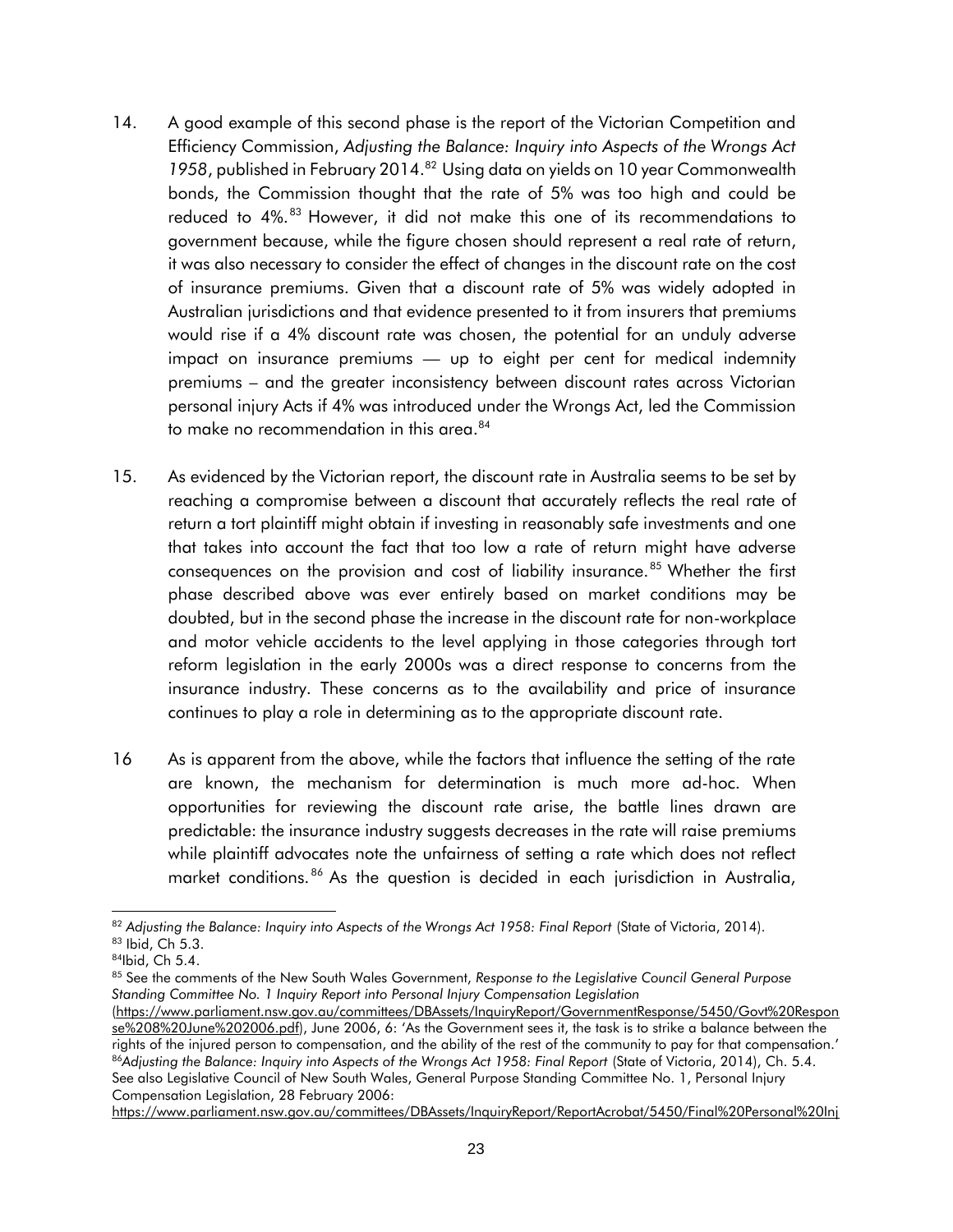14. A good example of this second phase is the report of the Victorian Competition and Efficiency Commission, *Adjusting the Balance: Inquiry into Aspects of the Wrongs Act 1958*, published in February 2014.[82] Using data on yields on 10 year Commonwealth bonds, the Commission thought that the rate of 5% was too high and could be reduced to 4%.[83] However, it did not make this one of its recommendations to government because, while the figure chosen should represent a real rate of return, it was also necessary to consider the effect of changes in the discount rate on the cost of insurance premiums. Given that a discount rate of 5% was widely adopted in Australian jurisdictions and that evidence presented to it from insurers that premiums would rise if a 4% discount rate was chosen, the potential for an unduly adverse impact on insurance premiums — up to eight per cent for medical indemnity premiums – and the greater inconsistency between discount rates across Victorian personal injury Acts if 4% was introduced under the Wrongs Act, led the Commission to make no recommendation in this area.[84]

15. As evidenced by the Victorian report, the discount rate in Australia seems to be set by reaching a compromise between a discount that accurately reflects the real rate of return a tort plaintiff might obtain if investing in reasonably safe investments and one that takes into account the fact that too low a rate of return might have adverse consequences on the provision and cost of liability insurance.[85] Whether the first phase described above was ever entirely based on market conditions may be doubted, but in the second phase the increase in the discount rate for non-workplace and motor vehicle accidents to the level applying in those categories through tort reform legislation in the early 2000s was a direct response to concerns from the insurance industry. These concerns as to the availability and price of insurance continues to play a role in determining as to the appropriate discount rate.

16 As is apparent from the above, while the factors that influence the setting of the rate are known, the mechanism for determination is much more ad-hoc. When opportunities for reviewing the discount rate arise, the battle lines drawn are predictable: the insurance industry suggests decreases in the rate will raise premiums while plaintiff advocates note the unfairness of setting a rate which does not reflect market conditions.[86] As the question is decided in each jurisdiction in Australia,

---

[82] *Adjusting the Balance: Inquiry into Aspects of the Wrongs Act 1958: Final Report* (State of Victoria, 2014).

[83] Ibid, Ch 5.3.

[84] Ibid, Ch 5.4.

[85] See the comments of the New South Wales Government, *Response to the Legislative Council General Purpose Standing Committee No. 1 Inquiry Report into Personal Injury Compensation Legislation* (https://www.parliament.nsw.gov.au/committees/DBAssets/InquiryReport/GovernmentResponse/5450/Govt%20Response%208%20June%202006.pdf), June 2006, 6: 'As the Government sees it, the task is to strike a balance between the rights of the injured person to compensation, and the ability of the rest of the community to pay for that compensation.'

[86] *Adjusting the Balance: Inquiry into Aspects of the Wrongs Act 1958: Final Report* (State of Victoria, 2014), Ch. 5.4. See also Legislative Council of New South Wales, General Purpose Standing Committee No. 1, Personal Injury Compensation Legislation, 28 February 2006: https://www.parliament.nsw.gov.au/committees/DBAssets/InquiryReport/ReportAcrobat/5450/Final%20Personal%20Inj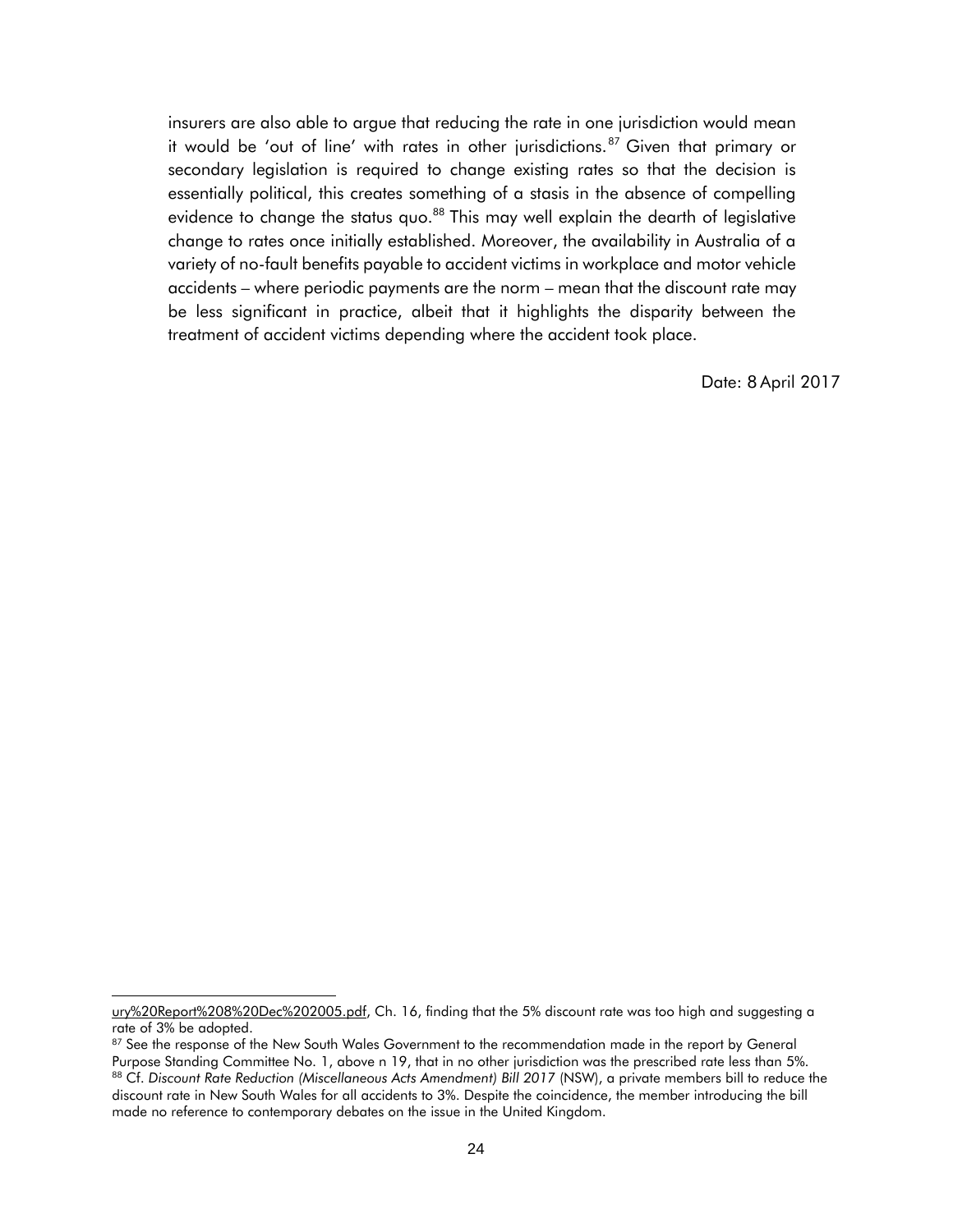insurers are also able to argue that reducing the rate in one jurisdiction would mean it would be 'out of line' with rates in other jurisdictions.[87] Given that primary or secondary legislation is required to change existing rates so that the decision is essentially political, this creates something of a stasis in the absence of compelling evidence to change the status quo.[88] This may well explain the dearth of legislative change to rates once initially established. Moreover, the availability in Australia of a variety of no-fault benefits payable to accident victims in workplace and motor vehicle accidents – where periodic payments are the norm – mean that the discount rate may be less significant in practice, albeit that it highlights the disparity between the treatment of accident victims depending where the accident took place.

Date: 8 April 2017

---

ury%20Report%208%20Dec%202005.pdf, Ch. 16, finding that the 5% discount rate was too high and suggesting a rate of 3% be adopted.

[87] See the response of the New South Wales Government to the recommendation made in the report by General Purpose Standing Committee No. 1, above n 19, that in no other jurisdiction was the prescribed rate less than 5%.

[88] Cf. *Discount Rate Reduction (Miscellaneous Acts Amendment) Bill 2017* (NSW), a private members bill to reduce the discount rate in New South Wales for all accidents to 3%. Despite the coincidence, the member introducing the bill made no reference to contemporary debates on the issue in the United Kingdom.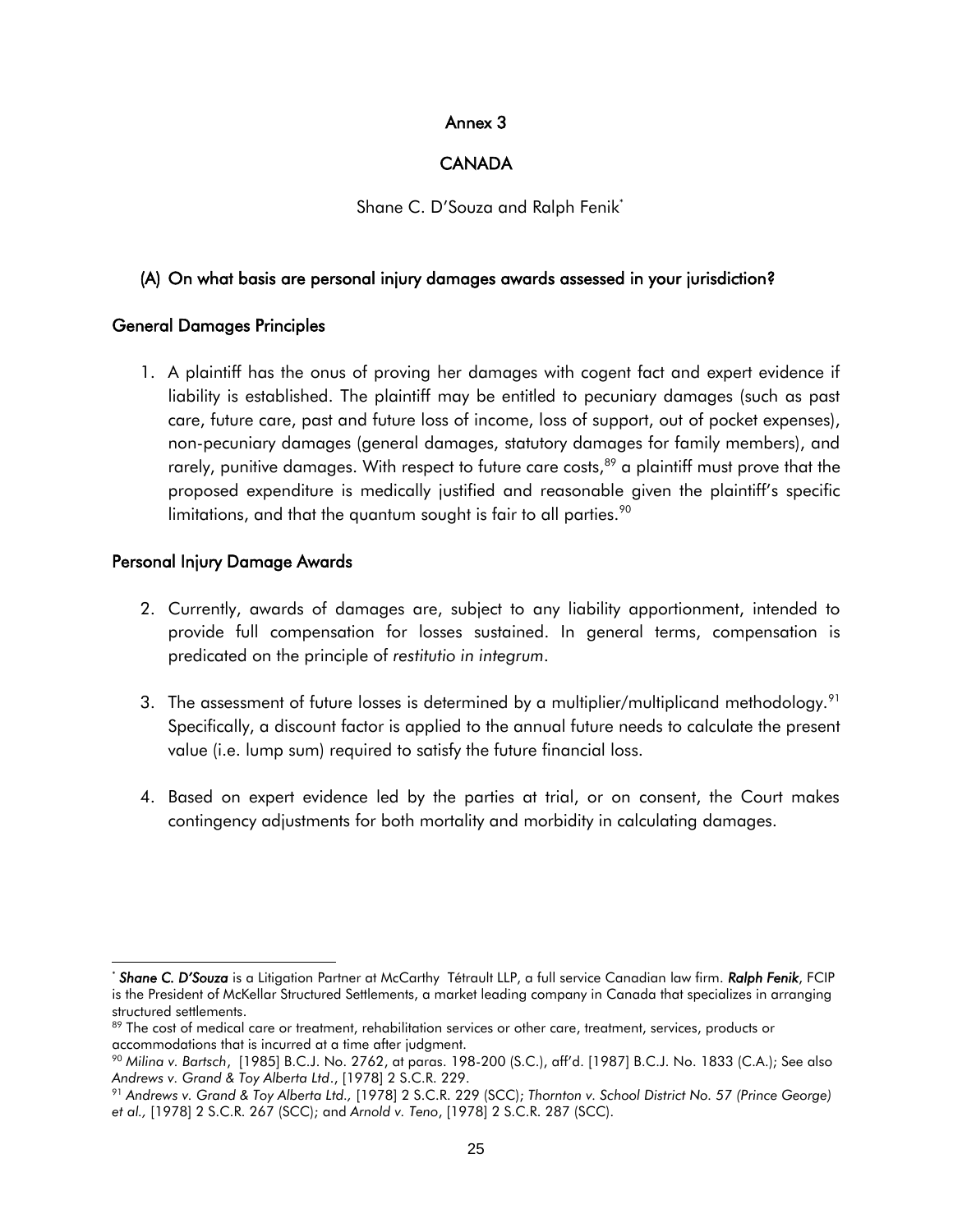# Annex 3

# CANADA

Shane C. D'Souza and Ralph Fenik[*]

## (A) On what basis are personal injury damages awards assessed in your jurisdiction?

### General Damages Principles

1. A plaintiff has the onus of proving her damages with cogent fact and expert evidence if liability is established. The plaintiff may be entitled to pecuniary damages (such as past care, future care, past and future loss of income, loss of support, out of pocket expenses), non-pecuniary damages (general damages, statutory damages for family members), and rarely, punitive damages. With respect to future care costs,[89] a plaintiff must prove that the proposed expenditure is medically justified and reasonable given the plaintiff's specific limitations, and that the quantum sought is fair to all parties.[90]

### Personal Injury Damage Awards

2. Currently, awards of damages are, subject to any liability apportionment, intended to provide full compensation for losses sustained. In general terms, compensation is predicated on the principle of *restitutio in integrum*.

3. The assessment of future losses is determined by a multiplier/multiplicand methodology.[91] Specifically, a discount factor is applied to the annual future needs to calculate the present value (i.e. lump sum) required to satisfy the future financial loss.

4. Based on expert evidence led by the parties at trial, or on consent, the Court makes contingency adjustments for both mortality and morbidity in calculating damages.

---

[*] ***Shane C. D'Souza*** is a Litigation Partner at McCarthy Tétrault LLP, a full service Canadian law firm. ***Ralph Fenik***, FCIP is the President of McKellar Structured Settlements, a market leading company in Canada that specializes in arranging structured settlements.

[89] The cost of medical care or treatment, rehabilitation services or other care, treatment, services, products or accommodations that is incurred at a time after judgment.

[90] *Milina v. Bartsch*, [1985] B.C.J. No. 2762, at paras. 198-200 (S.C.), aff'd. [1987] B.C.J. No. 1833 (C.A.); See also *Andrews v. Grand & Toy Alberta Ltd*., [1978] 2 S.C.R. 229.

[91] *Andrews v. Grand & Toy Alberta Ltd.,* [1978] 2 S.C.R. 229 (SCC); *Thornton v. School District No. 57 (Prince George) et al.,* [1978] 2 S.C.R. 267 (SCC); and *Arnold v. Teno*, [1978] 2 S.C.R. 287 (SCC).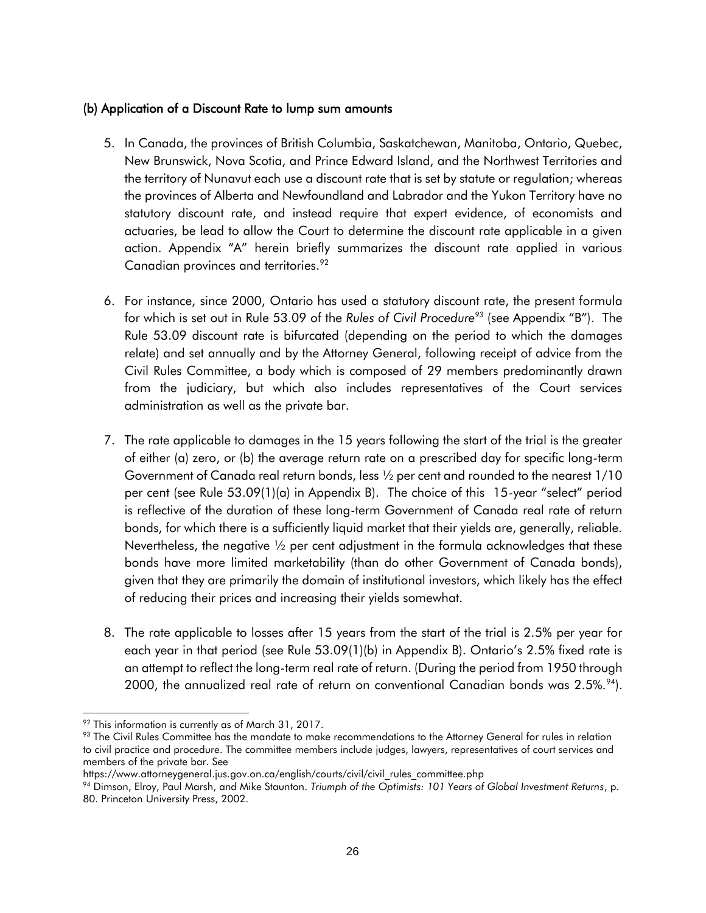### (b) Application of a Discount Rate to lump sum amounts

5. In Canada, the provinces of British Columbia, Saskatchewan, Manitoba, Ontario, Quebec, New Brunswick, Nova Scotia, and Prince Edward Island, and the Northwest Territories and the territory of Nunavut each use a discount rate that is set by statute or regulation; whereas the provinces of Alberta and Newfoundland and Labrador and the Yukon Territory have no statutory discount rate, and instead require that expert evidence, of economists and actuaries, be lead to allow the Court to determine the discount rate applicable in a given action. Appendix "A" herein briefly summarizes the discount rate applied in various Canadian provinces and territories.[92]

6. For instance, since 2000, Ontario has used a statutory discount rate, the present formula for which is set out in Rule 53.09 of the *Rules of Civil Procedure*[93] (see Appendix "B"). The Rule 53.09 discount rate is bifurcated (depending on the period to which the damages relate) and set annually and by the Attorney General, following receipt of advice from the Civil Rules Committee, a body which is composed of 29 members predominantly drawn from the judiciary, but which also includes representatives of the Court services administration as well as the private bar.

7. The rate applicable to damages in the 15 years following the start of the trial is the greater of either (a) zero, or (b) the average return rate on a prescribed day for specific long-term Government of Canada real return bonds, less ½ per cent and rounded to the nearest 1/10 per cent (see Rule 53.09(1)(a) in Appendix B). The choice of this 15-year "select" period is reflective of the duration of these long-term Government of Canada real rate of return bonds, for which there is a sufficiently liquid market that their yields are, generally, reliable. Nevertheless, the negative ½ per cent adjustment in the formula acknowledges that these bonds have more limited marketability (than do other Government of Canada bonds), given that they are primarily the domain of institutional investors, which likely has the effect of reducing their prices and increasing their yields somewhat.

8. The rate applicable to losses after 15 years from the start of the trial is 2.5% per year for each year in that period (see Rule 53.09(1)(b) in Appendix B). Ontario's 2.5% fixed rate is an attempt to reflect the long-term real rate of return. (During the period from 1950 through 2000, the annualized real rate of return on conventional Canadian bonds was 2.5%.[94]).

---

[92] This information is currently as of March 31, 2017.

[93] The Civil Rules Committee has the mandate to make recommendations to the Attorney General for rules in relation to civil practice and procedure. The committee members include judges, lawyers, representatives of court services and members of the private bar. See https://www.attorneygeneral.jus.gov.on.ca/english/courts/civil/civil_rules_committee.php

[94] Dimson, Elroy, Paul Marsh, and Mike Staunton. *Triumph of the Optimists: 101 Years of Global Investment Returns*, p. 80. Princeton University Press, 2002.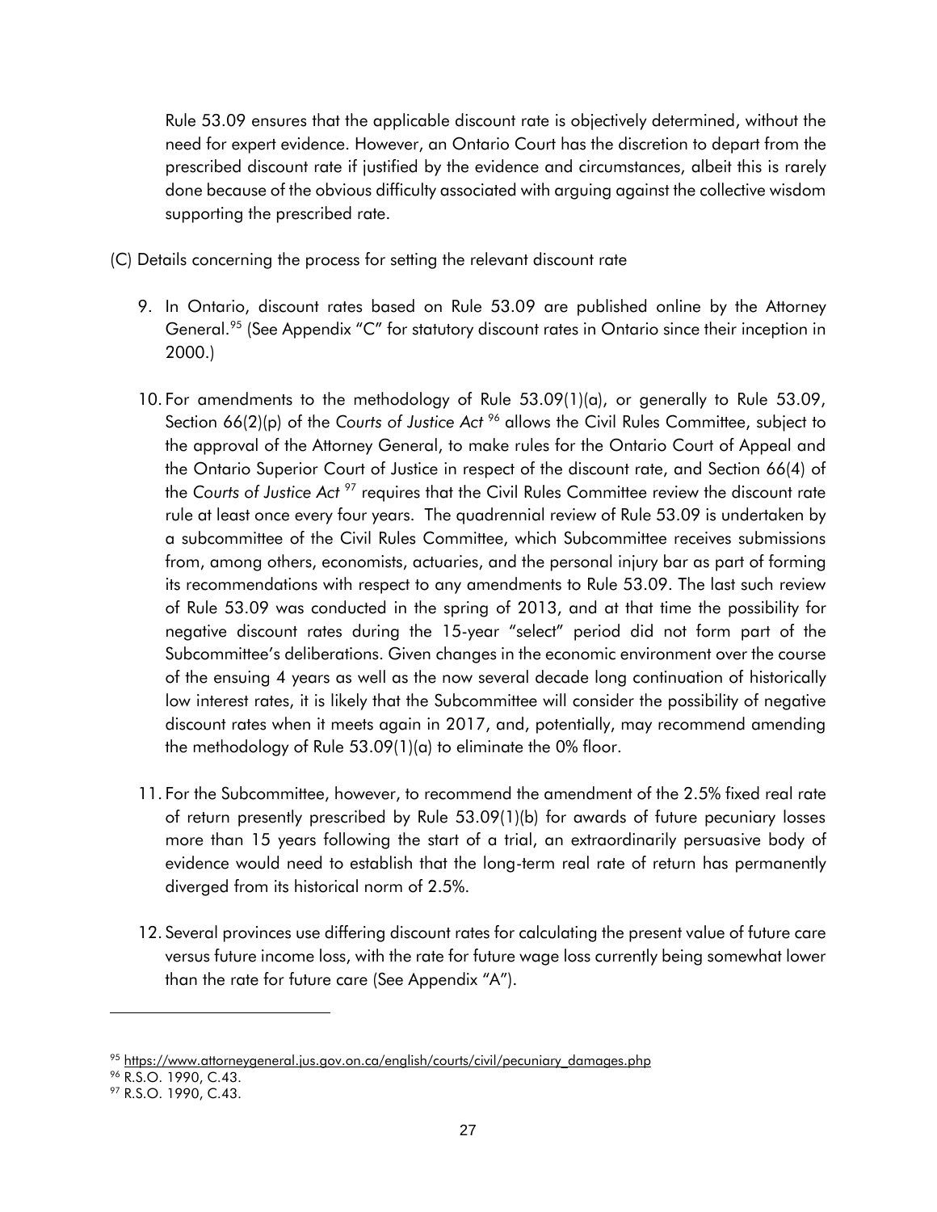Rule 53.09 ensures that the applicable discount rate is objectively determined, without the need for expert evidence. However, an Ontario Court has the discretion to depart from the prescribed discount rate if justified by the evidence and circumstances, albeit this is rarely done because of the obvious difficulty associated with arguing against the collective wisdom supporting the prescribed rate.

(C) Details concerning the process for setting the relevant discount rate

9. In Ontario, discount rates based on Rule 53.09 are published online by the Attorney General.[95] (See Appendix "C" for statutory discount rates in Ontario since their inception in 2000.)

10. For amendments to the methodology of Rule 53.09(1)(a), or generally to Rule 53.09, Section 66(2)(p) of the *Courts of Justice Act* [96] allows the Civil Rules Committee, subject to the approval of the Attorney General, to make rules for the Ontario Court of Appeal and the Ontario Superior Court of Justice in respect of the discount rate, and Section 66(4) of the *Courts of Justice Act* [97] requires that the Civil Rules Committee review the discount rate rule at least once every four years. The quadrennial review of Rule 53.09 is undertaken by a subcommittee of the Civil Rules Committee, which Subcommittee receives submissions from, among others, economists, actuaries, and the personal injury bar as part of forming its recommendations with respect to any amendments to Rule 53.09. The last such review of Rule 53.09 was conducted in the spring of 2013, and at that time the possibility for negative discount rates during the 15-year "select" period did not form part of the Subcommittee's deliberations. Given changes in the economic environment over the course of the ensuing 4 years as well as the now several decade long continuation of historically low interest rates, it is likely that the Subcommittee will consider the possibility of negative discount rates when it meets again in 2017, and, potentially, may recommend amending the methodology of Rule 53.09(1)(a) to eliminate the 0% floor.

11. For the Subcommittee, however, to recommend the amendment of the 2.5% fixed real rate of return presently prescribed by Rule 53.09(1)(b) for awards of future pecuniary losses more than 15 years following the start of a trial, an extraordinarily persuasive body of evidence would need to establish that the long-term real rate of return has permanently diverged from its historical norm of 2.5%.

12. Several provinces use differing discount rates for calculating the present value of future care versus future income loss, with the rate for future wage loss currently being somewhat lower than the rate for future care (See Appendix "A").

---

[95] https://www.attorneygeneral.jus.gov.on.ca/english/courts/civil/pecuniary_damages.php

[96] R.S.O. 1990, C.43.

[97] R.S.O. 1990, C.43.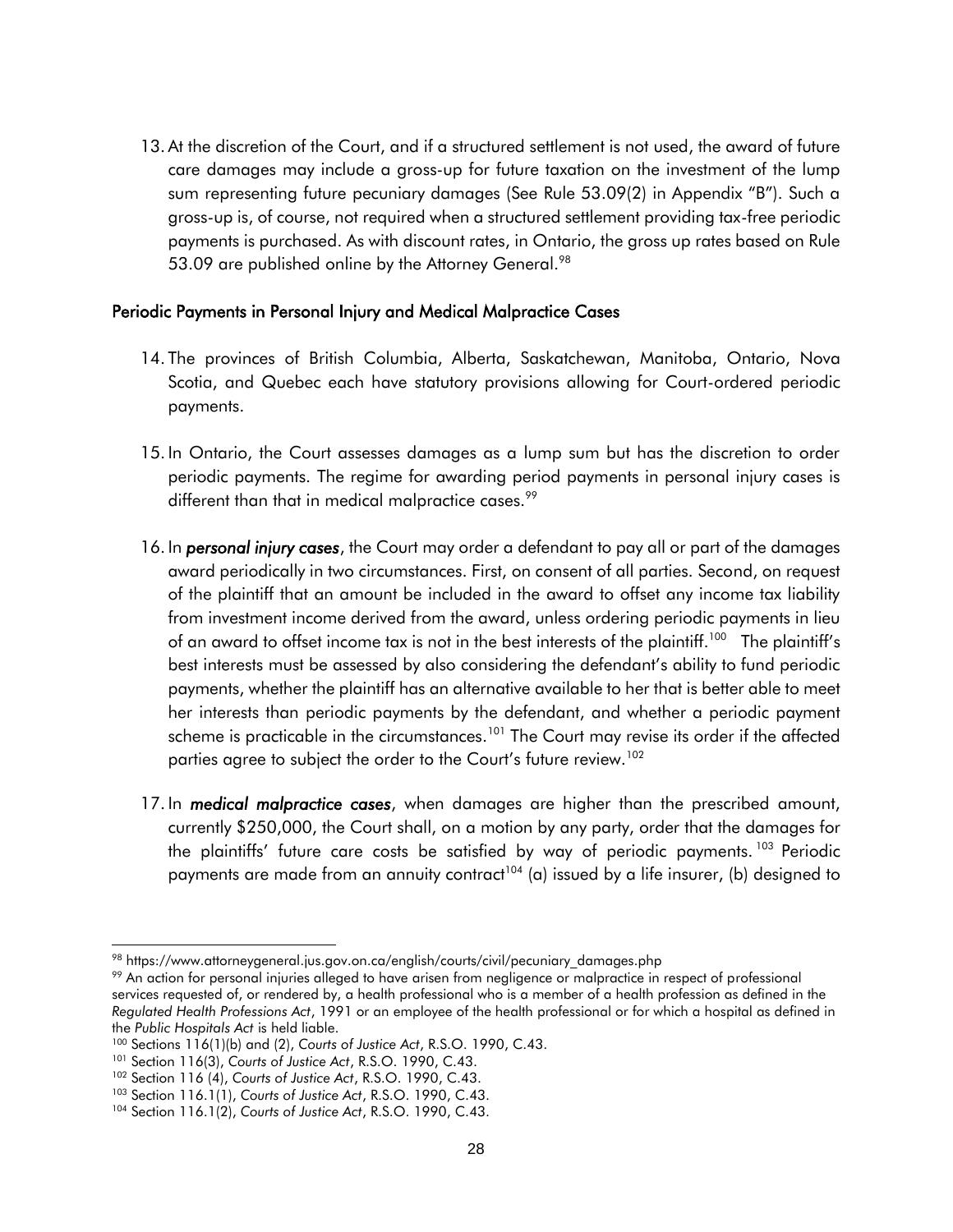13. At the discretion of the Court, and if a structured settlement is not used, the award of future care damages may include a gross-up for future taxation on the investment of the lump sum representing future pecuniary damages (See Rule 53.09(2) in Appendix "B"). Such a gross-up is, of course, not required when a structured settlement providing tax-free periodic payments is purchased. As with discount rates, in Ontario, the gross up rates based on Rule 53.09 are published online by the Attorney General.[98]

### Periodic Payments in Personal Injury and Medical Malpractice Cases

14. The provinces of British Columbia, Alberta, Saskatchewan, Manitoba, Ontario, Nova Scotia, and Quebec each have statutory provisions allowing for Court-ordered periodic payments.

15. In Ontario, the Court assesses damages as a lump sum but has the discretion to order periodic payments. The regime for awarding period payments in personal injury cases is different than that in medical malpractice cases.[99]

16. In ***personal injury cases***, the Court may order a defendant to pay all or part of the damages award periodically in two circumstances. First, on consent of all parties. Second, on request of the plaintiff that an amount be included in the award to offset any income tax liability from investment income derived from the award, unless ordering periodic payments in lieu of an award to offset income tax is not in the best interests of the plaintiff.[100] The plaintiff's best interests must be assessed by also considering the defendant's ability to fund periodic payments, whether the plaintiff has an alternative available to her that is better able to meet her interests than periodic payments by the defendant, and whether a periodic payment scheme is practicable in the circumstances.[101] The Court may revise its order if the affected parties agree to subject the order to the Court's future review.[102]

17. In ***medical malpractice cases***, when damages are higher than the prescribed amount, currently $250,000, the Court shall, on a motion by any party, order that the damages for the plaintiffs' future care costs be satisfied by way of periodic payments.[103] Periodic payments are made from an annuity contract[104] (a) issued by a life insurer, (b) designed to

---

[98] https://www.attorneygeneral.jus.gov.on.ca/english/courts/civil/pecuniary_damages.php

[99] An action for personal injuries alleged to have arisen from negligence or malpractice in respect of professional services requested of, or rendered by, a health professional who is a member of a health profession as defined in the *Regulated Health Professions Act*, 1991 or an employee of the health professional or for which a hospital as defined in the *Public Hospitals Act* is held liable.

[100] Sections 116(1)(b) and (2), *Courts of Justice Act*, R.S.O. 1990, C.43.

[101] Section 116(3), *Courts of Justice Act*, R.S.O. 1990, C.43.

[102] Section 116 (4), *Courts of Justice Act*, R.S.O. 1990, C.43.

[103] Section 116.1(1), *Courts of Justice Act*, R.S.O. 1990, C.43.

[104] Section 116.1(2), *Courts of Justice Act*, R.S.O. 1990, C.43.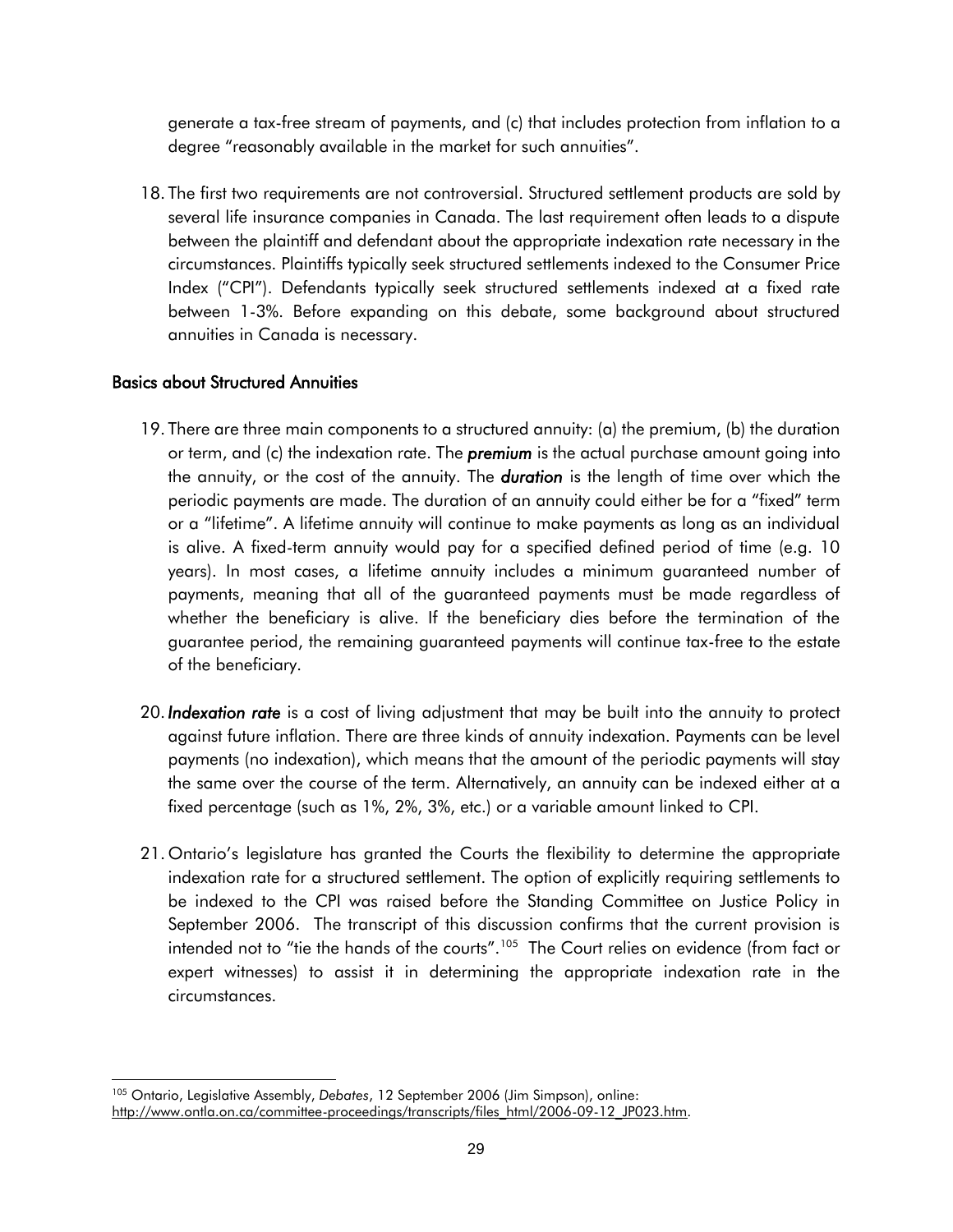generate a tax-free stream of payments, and (c) that includes protection from inflation to a degree "reasonably available in the market for such annuities".

18. The first two requirements are not controversial. Structured settlement products are sold by several life insurance companies in Canada. The last requirement often leads to a dispute between the plaintiff and defendant about the appropriate indexation rate necessary in the circumstances. Plaintiffs typically seek structured settlements indexed to the Consumer Price Index ("CPI"). Defendants typically seek structured settlements indexed at a fixed rate between 1-3%. Before expanding on this debate, some background about structured annuities in Canada is necessary.

## Basics about Structured Annuities

19. There are three main components to a structured annuity: (a) the premium, (b) the duration or term, and (c) the indexation rate. The ***premium*** is the actual purchase amount going into the annuity, or the cost of the annuity. The ***duration*** is the length of time over which the periodic payments are made. The duration of an annuity could either be for a "fixed" term or a "lifetime". A lifetime annuity will continue to make payments as long as an individual is alive. A fixed-term annuity would pay for a specified defined period of time (e.g. 10 years). In most cases, a lifetime annuity includes a minimum guaranteed number of payments, meaning that all of the guaranteed payments must be made regardless of whether the beneficiary is alive. If the beneficiary dies before the termination of the guarantee period, the remaining guaranteed payments will continue tax-free to the estate of the beneficiary.

20. ***Indexation rate*** is a cost of living adjustment that may be built into the annuity to protect against future inflation. There are three kinds of annuity indexation. Payments can be level payments (no indexation), which means that the amount of the periodic payments will stay the same over the course of the term. Alternatively, an annuity can be indexed either at a fixed percentage (such as 1%, 2%, 3%, etc.) or a variable amount linked to CPI.

21. Ontario's legislature has granted the Courts the flexibility to determine the appropriate indexation rate for a structured settlement. The option of explicitly requiring settlements to be indexed to the CPI was raised before the Standing Committee on Justice Policy in September 2006. The transcript of this discussion confirms that the current provision is intended not to "tie the hands of the courts".[105] The Court relies on evidence (from fact or expert witnesses) to assist it in determining the appropriate indexation rate in the circumstances.

---

[105] Ontario, Legislative Assembly, *Debates*, 12 September 2006 (Jim Simpson), online: http://www.ontla.on.ca/committee-proceedings/transcripts/files_html/2006-09-12_JP023.htm.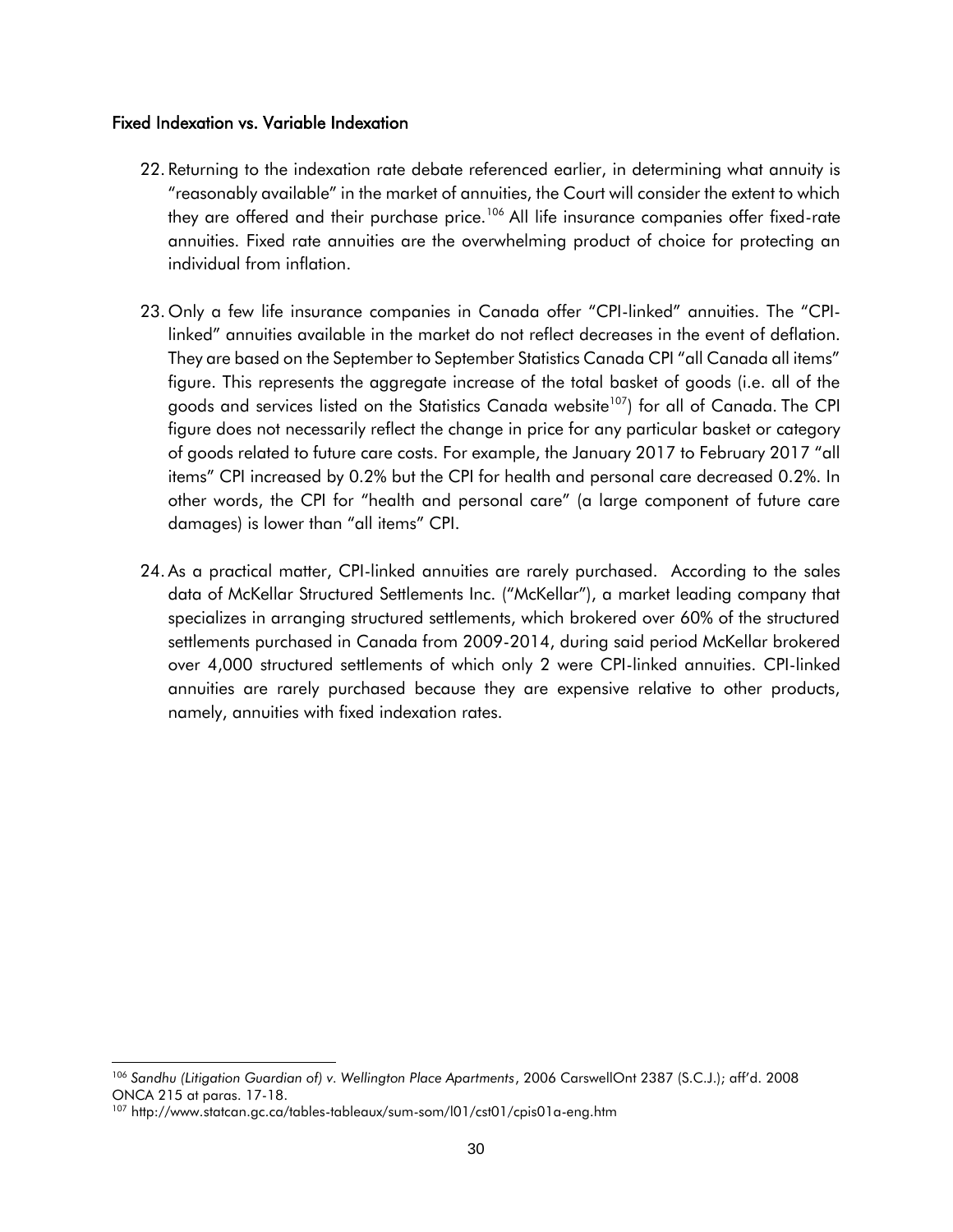### Fixed Indexation vs. Variable Indexation

22. Returning to the indexation rate debate referenced earlier, in determining what annuity is "reasonably available" in the market of annuities, the Court will consider the extent to which they are offered and their purchase price.[106] All life insurance companies offer fixed-rate annuities. Fixed rate annuities are the overwhelming product of choice for protecting an individual from inflation.

23. Only a few life insurance companies in Canada offer "CPI-linked" annuities. The "CPI-linked" annuities available in the market do not reflect decreases in the event of deflation. They are based on the September to September Statistics Canada CPI "all Canada all items" figure. This represents the aggregate increase of the total basket of goods (i.e. all of the goods and services listed on the Statistics Canada website[107]) for all of Canada. The CPI figure does not necessarily reflect the change in price for any particular basket or category of goods related to future care costs. For example, the January 2017 to February 2017 "all items" CPI increased by 0.2% but the CPI for health and personal care decreased 0.2%. In other words, the CPI for "health and personal care" (a large component of future care damages) is lower than "all items" CPI.

24. As a practical matter, CPI-linked annuities are rarely purchased. According to the sales data of McKellar Structured Settlements Inc. ("McKellar"), a market leading company that specializes in arranging structured settlements, which brokered over 60% of the structured settlements purchased in Canada from 2009-2014, during said period McKellar brokered over 4,000 structured settlements of which only 2 were CPI-linked annuities. CPI-linked annuities are rarely purchased because they are expensive relative to other products, namely, annuities with fixed indexation rates.

---

[106] *Sandhu (Litigation Guardian of) v. Wellington Place Apartments*, 2006 CarswellOnt 2387 (S.C.J.); aff'd. 2008 ONCA 215 at paras. 17-18.

[107] http://www.statcan.gc.ca/tables-tableaux/sum-som/l01/cst01/cpis01a-eng.htm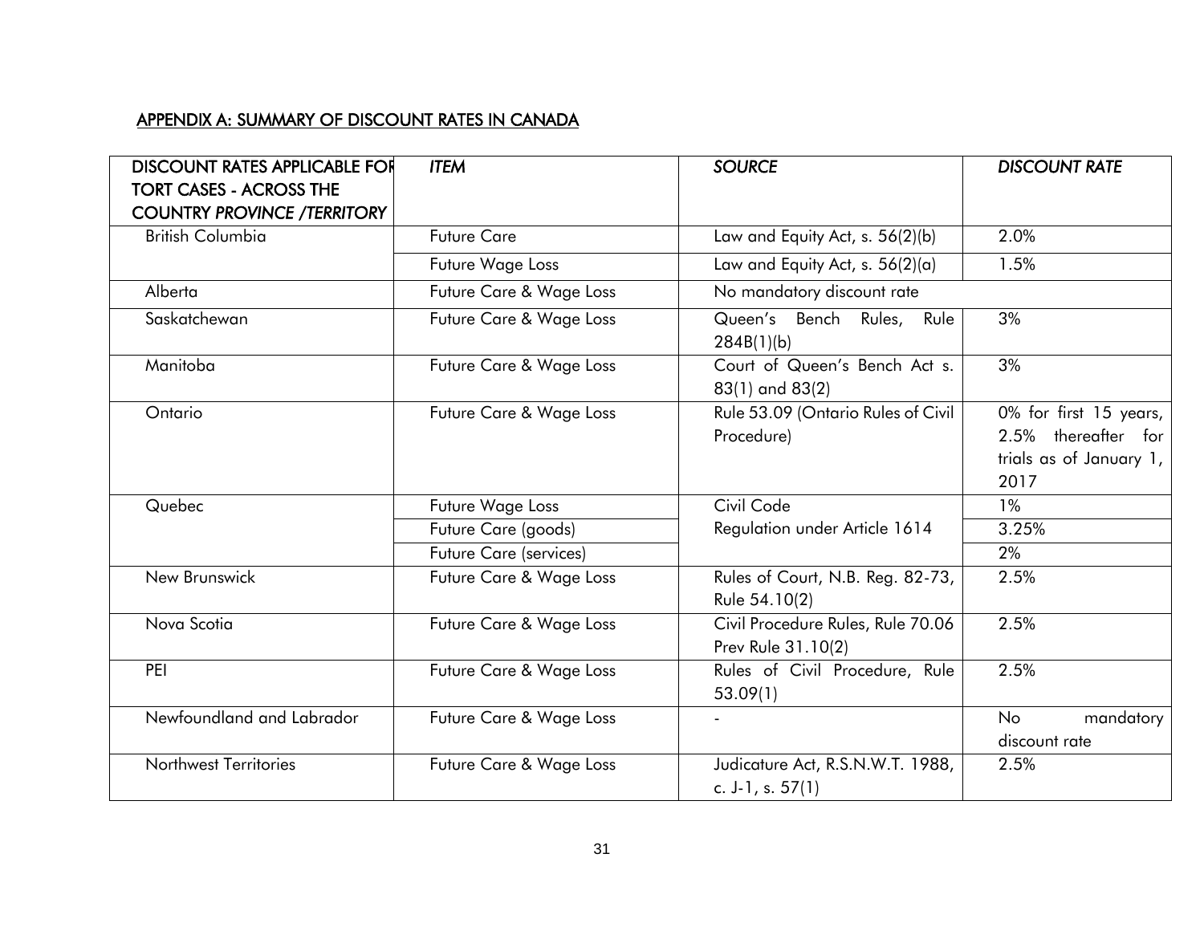## APPENDIX A: SUMMARY OF DISCOUNT RATES IN CANADA

| DISCOUNT RATES APPLICABLE FOR TORT CASES - ACROSS THE COUNTRY *PROVINCE /TERRITORY* | *ITEM* | *SOURCE* | *DISCOUNT RATE* |
|---|---|---|---|
| British Columbia | Future Care | Law and Equity Act, s. 56(2)(b) | 2.0% |
| | Future Wage Loss | Law and Equity Act, s. 56(2)(a) | 1.5% |
| Alberta | Future Care & Wage Loss | No mandatory discount rate | |
| Saskatchewan | Future Care & Wage Loss | Queen's Bench Rules, Rule 284B(1)(b) | 3% |
| Manitoba | Future Care & Wage Loss | Court of Queen's Bench Act s. 83(1) and 83(2) | 3% |
| Ontario | Future Care & Wage Loss | Rule 53.09 (Ontario Rules of Civil Procedure) | 0% for first 15 years, 2.5% thereafter for trials as of January 1, 2017 |
| Quebec | Future Wage Loss | Civil Code Regulation under Article 1614 | 1% |
| | Future Care (goods) | | 3.25% |
| | Future Care (services) | | 2% |
| New Brunswick | Future Care & Wage Loss | Rules of Court, N.B. Reg. 82-73, Rule 54.10(2) | 2.5% |
| Nova Scotia | Future Care & Wage Loss | Civil Procedure Rules, Rule 70.06 Prev Rule 31.10(2) | 2.5% |
| PEI | Future Care & Wage Loss | Rules of Civil Procedure, Rule 53.09(1) | 2.5% |
| Newfoundland and Labrador | Future Care & Wage Loss | - | No mandatory discount rate |
| Northwest Territories | Future Care & Wage Loss | Judicature Act, R.S.N.W.T. 1988, c. J-1, s. 57(1) | 2.5% |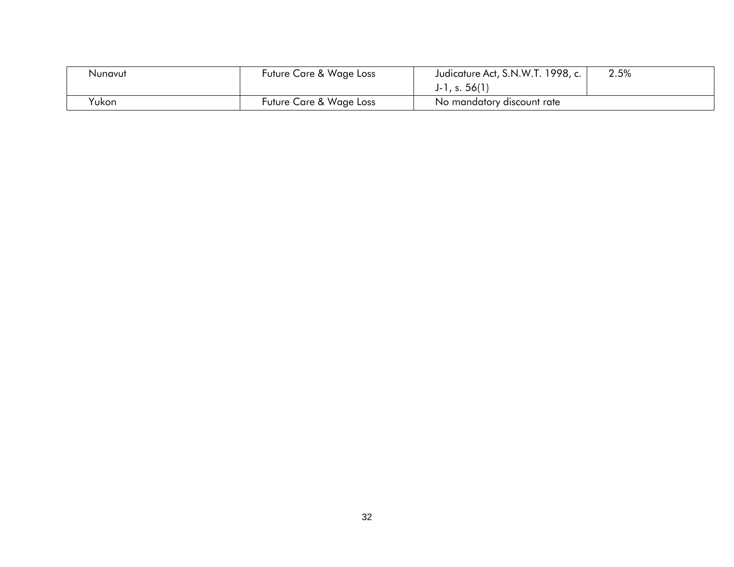| | | | |
|---|---|---|---|
| Nunavut | Future Care & Wage Loss | Judicature Act, S.N.W.T. 1998, c. J-1, s. 56(1) | 2.5% |
| Yukon | Future Care & Wage Loss | No mandatory discount rate | |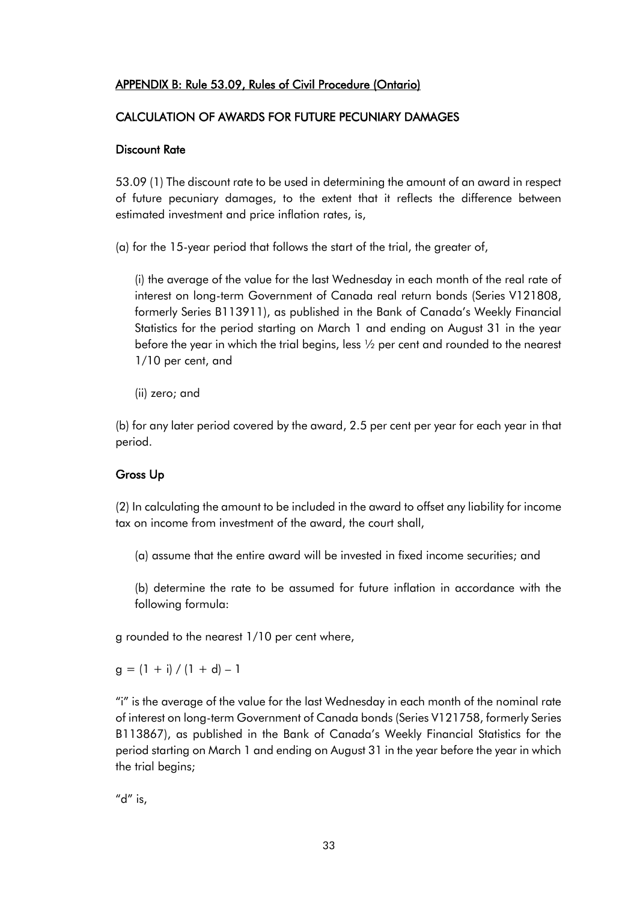## APPENDIX B: Rule 53.09, Rules of Civil Procedure (Ontario)

## CALCULATION OF AWARDS FOR FUTURE PECUNIARY DAMAGES

### Discount Rate

53.09 (1) The discount rate to be used in determining the amount of an award in respect of future pecuniary damages, to the extent that it reflects the difference between estimated investment and price inflation rates, is,

(a) for the 15-year period that follows the start of the trial, the greater of,

> (i) the average of the value for the last Wednesday in each month of the real rate of interest on long-term Government of Canada real return bonds (Series V121808, formerly Series B113911), as published in the Bank of Canada's Weekly Financial Statistics for the period starting on March 1 and ending on August 31 in the year before the year in which the trial begins, less ½ per cent and rounded to the nearest 1/10 per cent, and
>
> (ii) zero; and

(b) for any later period covered by the award, 2.5 per cent per year for each year in that period.

### Gross Up

(2) In calculating the amount to be included in the award to offset any liability for income tax on income from investment of the award, the court shall,

> (a) assume that the entire award will be invested in fixed income securities; and
>
> (b) determine the rate to be assumed for future inflation in accordance with the following formula:

g rounded to the nearest 1/10 per cent where,

$$g = (1 + i) / (1 + d) - 1$$

"i" is the average of the value for the last Wednesday in each month of the nominal rate of interest on long-term Government of Canada bonds (Series V121758, formerly Series B113867), as published in the Bank of Canada's Weekly Financial Statistics for the period starting on March 1 and ending on August 31 in the year before the year in which the trial begins;

"d" is,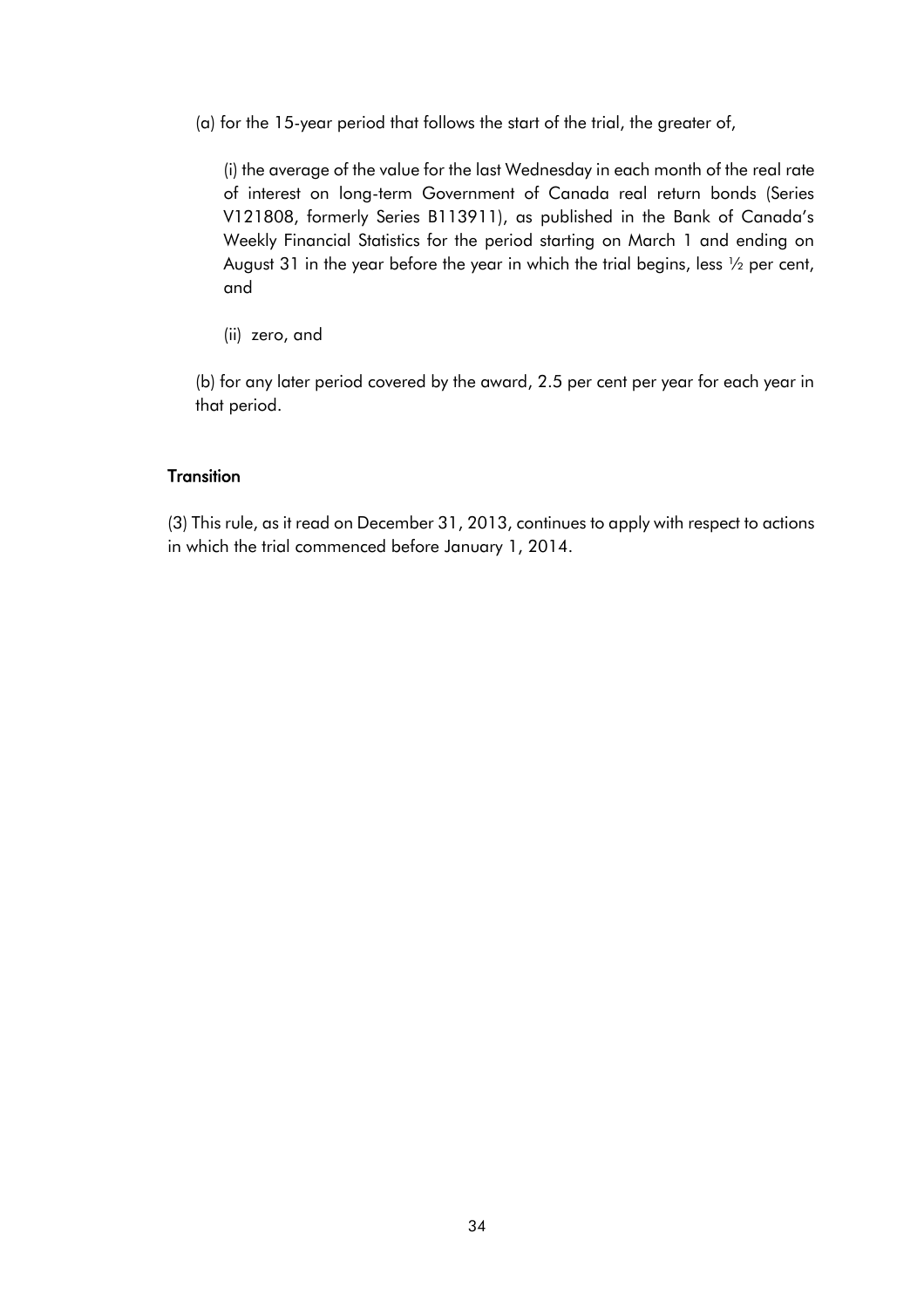(a) for the 15-year period that follows the start of the trial, the greater of,

(i) the average of the value for the last Wednesday in each month of the real rate of interest on long-term Government of Canada real return bonds (Series V121808, formerly Series B113911), as published in the Bank of Canada's Weekly Financial Statistics for the period starting on March 1 and ending on August 31 in the year before the year in which the trial begins, less ½ per cent, and

(ii) zero, and

(b) for any later period covered by the award, 2.5 per cent per year for each year in that period.

**Transition**

(3) This rule, as it read on December 31, 2013, continues to apply with respect to actions in which the trial commenced before January 1, 2014.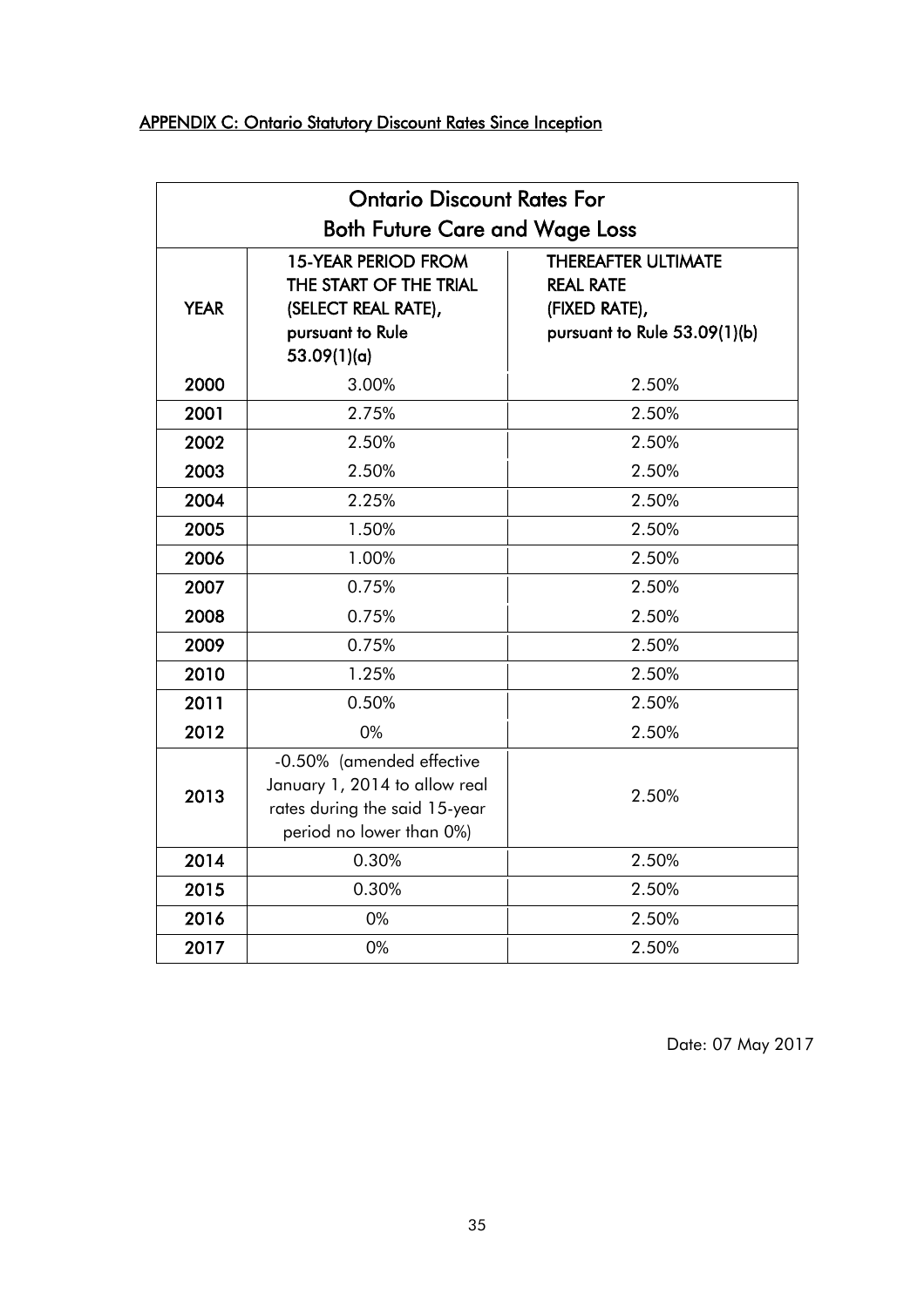<u>**APPENDIX C: Ontario Statutory Discount Rates Since Inception**</u>

| Ontario Discount Rates For Both Future Care and Wage Loss | | |
|---|---|---|
| **YEAR** | **15-YEAR PERIOD FROM THE START OF THE TRIAL (SELECT REAL RATE), pursuant to Rule 53.09(1)(a)** | **THEREAFTER ULTIMATE REAL RATE (FIXED RATE), pursuant to Rule 53.09(1)(b)** |
| **2000** | 3.00% | 2.50% |
| **2001** | 2.75% | 2.50% |
| **2002** | 2.50% | 2.50% |
| **2003** | 2.50% | 2.50% |
| **2004** | 2.25% | 2.50% |
| **2005** | 1.50% | 2.50% |
| **2006** | 1.00% | 2.50% |
| **2007** | 0.75% | 2.50% |
| **2008** | 0.75% | 2.50% |
| **2009** | 0.75% | 2.50% |
| **2010** | 1.25% | 2.50% |
| **2011** | 0.50% | 2.50% |
| **2012** | 0% | 2.50% |
| **2013** | -0.50% (amended effective January 1, 2014 to allow real rates during the said 15-year period no lower than 0%) | 2.50% |
| **2014** | 0.30% | 2.50% |
| **2015** | 0.30% | 2.50% |
| **2016** | 0% | 2.50% |
| **2017** | 0% | 2.50% |

Date: 07 May 2017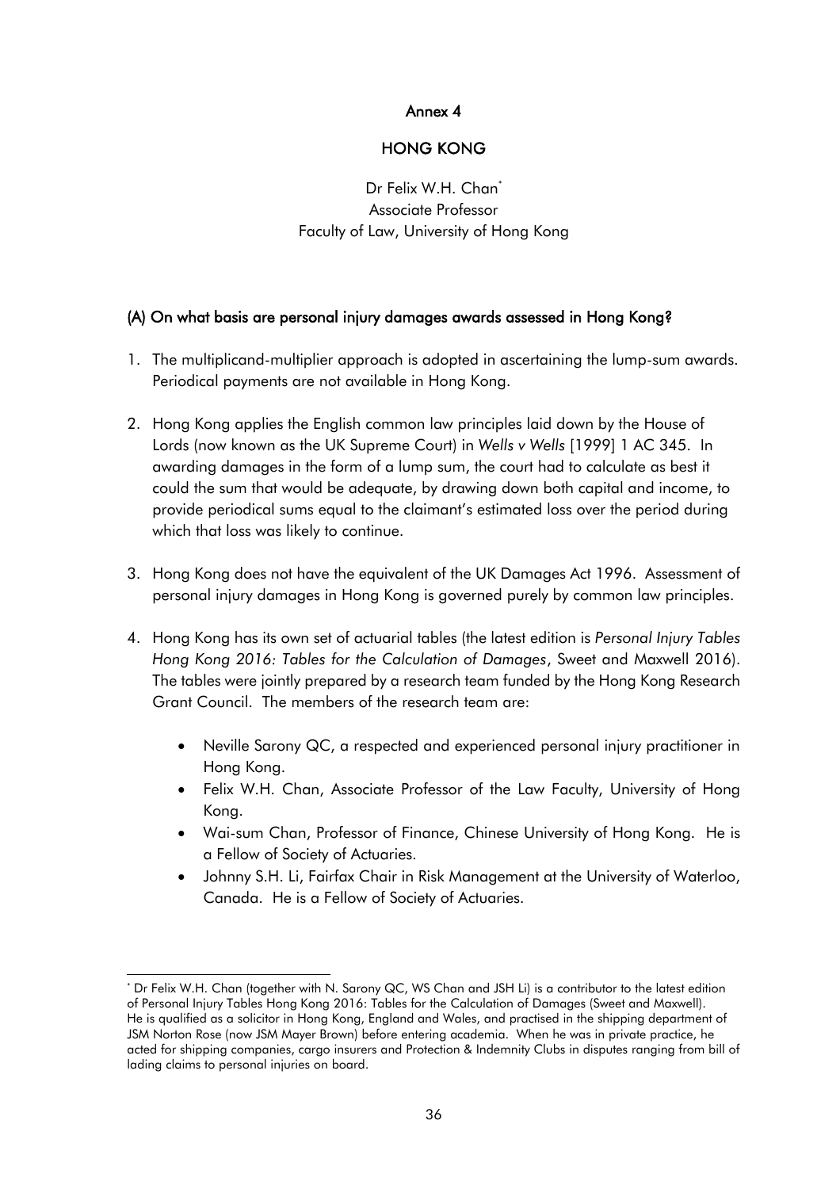# Annex 4

## HONG KONG

Dr Felix W.H. Chan[*]
Associate Professor
Faculty of Law, University of Hong Kong

### (A) On what basis are personal injury damages awards assessed in Hong Kong?

1. The multiplicand-multiplier approach is adopted in ascertaining the lump-sum awards. Periodical payments are not available in Hong Kong.

2. Hong Kong applies the English common law principles laid down by the House of Lords (now known as the UK Supreme Court) in *Wells v Wells* [1999] 1 AC 345. In awarding damages in the form of a lump sum, the court had to calculate as best it could the sum that would be adequate, by drawing down both capital and income, to provide periodical sums equal to the claimant's estimated loss over the period during which that loss was likely to continue.

3. Hong Kong does not have the equivalent of the UK Damages Act 1996. Assessment of personal injury damages in Hong Kong is governed purely by common law principles.

4. Hong Kong has its own set of actuarial tables (the latest edition is *Personal Injury Tables Hong Kong 2016: Tables for the Calculation of Damages*, Sweet and Maxwell 2016). The tables were jointly prepared by a research team funded by the Hong Kong Research Grant Council. The members of the research team are:

   - Neville Sarony QC, a respected and experienced personal injury practitioner in Hong Kong.
   - Felix W.H. Chan, Associate Professor of the Law Faculty, University of Hong Kong.
   - Wai-sum Chan, Professor of Finance, Chinese University of Hong Kong. He is a Fellow of Society of Actuaries.
   - Johnny S.H. Li, Fairfax Chair in Risk Management at the University of Waterloo, Canada. He is a Fellow of Society of Actuaries.

---

[*] Dr Felix W.H. Chan (together with N. Sarony QC, WS Chan and JSH Li) is a contributor to the latest edition of Personal Injury Tables Hong Kong 2016: Tables for the Calculation of Damages (Sweet and Maxwell). He is qualified as a solicitor in Hong Kong, England and Wales, and practised in the shipping department of JSM Norton Rose (now JSM Mayer Brown) before entering academia. When he was in private practice, he acted for shipping companies, cargo insurers and Protection & Indemnity Clubs in disputes ranging from bill of lading claims to personal injuries on board.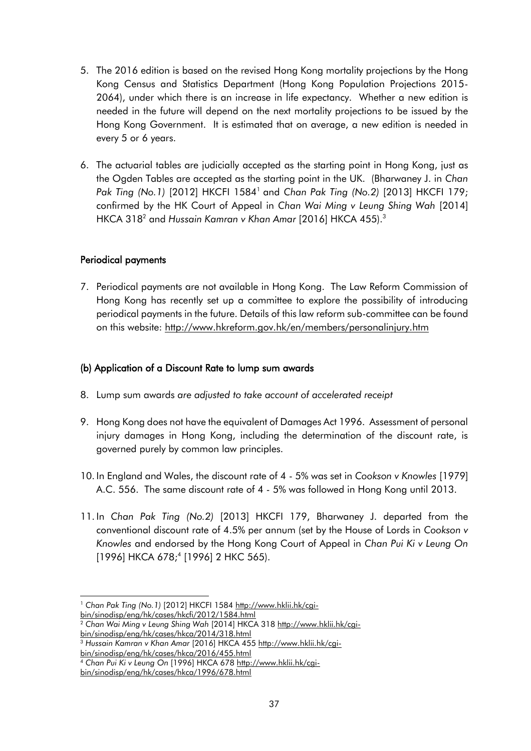5. The 2016 edition is based on the revised Hong Kong mortality projections by the Hong Kong Census and Statistics Department (Hong Kong Population Projections 2015-2064), under which there is an increase in life expectancy. Whether a new edition is needed in the future will depend on the next mortality projections to be issued by the Hong Kong Government. It is estimated that on average, a new edition is needed in every 5 or 6 years.

6. The actuarial tables are judicially accepted as the starting point in Hong Kong, just as the Ogden Tables are accepted as the starting point in the UK. (Bharwaney J. in *Chan Pak Ting (No.1)* [2012] HKCFI 1584[1] and *Chan Pak Ting (No.2)* [2013] HKCFI 179; confirmed by the HK Court of Appeal in *Chan Wai Ming v Leung Shing Wah* [2014] HKCA 318[2] and *Hussain Kamran v Khan Amar* [2016] HKCA 455).[3]

**Periodical payments**

7. Periodical payments are not available in Hong Kong. The Law Reform Commission of Hong Kong has recently set up a committee to explore the possibility of introducing periodical payments in the future. Details of this law reform sub-committee can be found on this website: http://www.hkreform.gov.hk/en/members/personalinjury.htm

**(b) Application of a Discount Rate to lump sum awards**

8. Lump sum awards *are adjusted to take account of accelerated receipt*

9. Hong Kong does not have the equivalent of Damages Act 1996. Assessment of personal injury damages in Hong Kong, including the determination of the discount rate, is governed purely by common law principles.

10. In England and Wales, the discount rate of 4 - 5% was set in *Cookson v Knowles* [1979] A.C. 556. The same discount rate of 4 - 5% was followed in Hong Kong until 2013.

11. In *Chan Pak Ting (No.2)* [2013] HKCFI 179, Bharwaney J. departed from the conventional discount rate of 4.5% per annum (set by the House of Lords in *Cookson v Knowles* and endorsed by the Hong Kong Court of Appeal in *Chan Pui Ki v Leung On* [1996] HKCA 678;[4] [1996] 2 HKC 565).

---

[1] *Chan Pak Ting (No.1)* [2012] HKCFI 1584 http://www.hklii.hk/cgi-bin/sinodisp/eng/hk/cases/hkcfi/2012/1584.html

[2] *Chan Wai Ming v Leung Shing Wah* [2014] HKCA 318 http://www.hklii.hk/cgi-bin/sinodisp/eng/hk/cases/hkca/2014/318.html

[3] *Hussain Kamran v Khan Amar* [2016] HKCA 455 http://www.hklii.hk/cgi-bin/sinodisp/eng/hk/cases/hkca/2016/455.html

[4] *Chan Pui Ki v Leung On* [1996] HKCA 678 http://www.hklii.hk/cgi-bin/sinodisp/eng/hk/cases/hkca/1996/678.html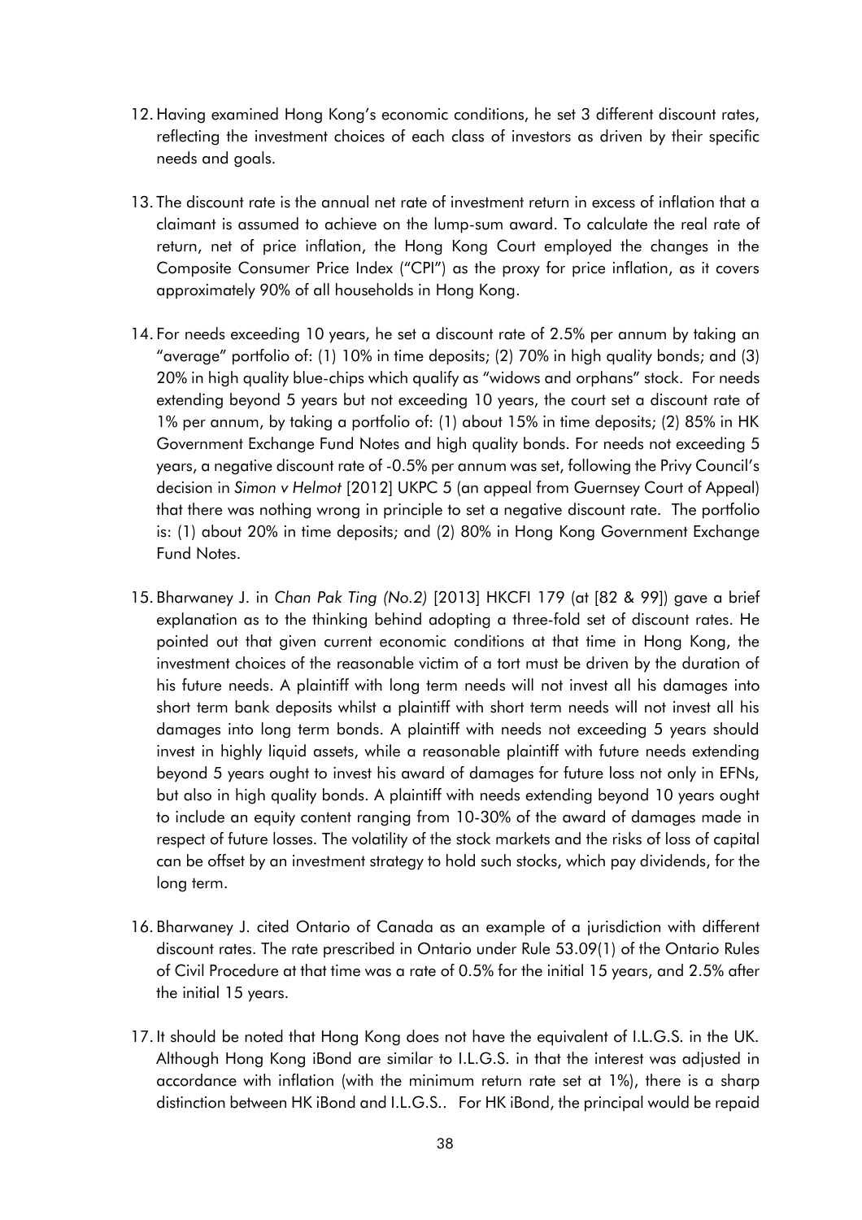12. Having examined Hong Kong's economic conditions, he set 3 different discount rates, reflecting the investment choices of each class of investors as driven by their specific needs and goals.

13. The discount rate is the annual net rate of investment return in excess of inflation that a claimant is assumed to achieve on the lump-sum award. To calculate the real rate of return, net of price inflation, the Hong Kong Court employed the changes in the Composite Consumer Price Index ("CPI") as the proxy for price inflation, as it covers approximately 90% of all households in Hong Kong.

14. For needs exceeding 10 years, he set a discount rate of 2.5% per annum by taking an "average" portfolio of: (1) 10% in time deposits; (2) 70% in high quality bonds; and (3) 20% in high quality blue-chips which qualify as "widows and orphans" stock. For needs extending beyond 5 years but not exceeding 10 years, the court set a discount rate of 1% per annum, by taking a portfolio of: (1) about 15% in time deposits; (2) 85% in HK Government Exchange Fund Notes and high quality bonds. For needs not exceeding 5 years, a negative discount rate of -0.5% per annum was set, following the Privy Council's decision in *Simon v Helmot* [2012] UKPC 5 (an appeal from Guernsey Court of Appeal) that there was nothing wrong in principle to set a negative discount rate. The portfolio is: (1) about 20% in time deposits; and (2) 80% in Hong Kong Government Exchange Fund Notes.

15. Bharwaney J. in *Chan Pak Ting (No.2)* [2013] HKCFI 179 (at [82 & 99]) gave a brief explanation as to the thinking behind adopting a three-fold set of discount rates. He pointed out that given current economic conditions at that time in Hong Kong, the investment choices of the reasonable victim of a tort must be driven by the duration of his future needs. A plaintiff with long term needs will not invest all his damages into short term bank deposits whilst a plaintiff with short term needs will not invest all his damages into long term bonds. A plaintiff with needs not exceeding 5 years should invest in highly liquid assets, while a reasonable plaintiff with future needs extending beyond 5 years ought to invest his award of damages for future loss not only in EFNs, but also in high quality bonds. A plaintiff with needs extending beyond 10 years ought to include an equity content ranging from 10-30% of the award of damages made in respect of future losses. The volatility of the stock markets and the risks of loss of capital can be offset by an investment strategy to hold such stocks, which pay dividends, for the long term.

16. Bharwaney J. cited Ontario of Canada as an example of a jurisdiction with different discount rates. The rate prescribed in Ontario under Rule 53.09(1) of the Ontario Rules of Civil Procedure at that time was a rate of 0.5% for the initial 15 years, and 2.5% after the initial 15 years.

17. It should be noted that Hong Kong does not have the equivalent of I.L.G.S. in the UK. Although Hong Kong iBond are similar to I.L.G.S. in that the interest was adjusted in accordance with inflation (with the minimum return rate set at 1%), there is a sharp distinction between HK iBond and I.L.G.S.. For HK iBond, the principal would be repaid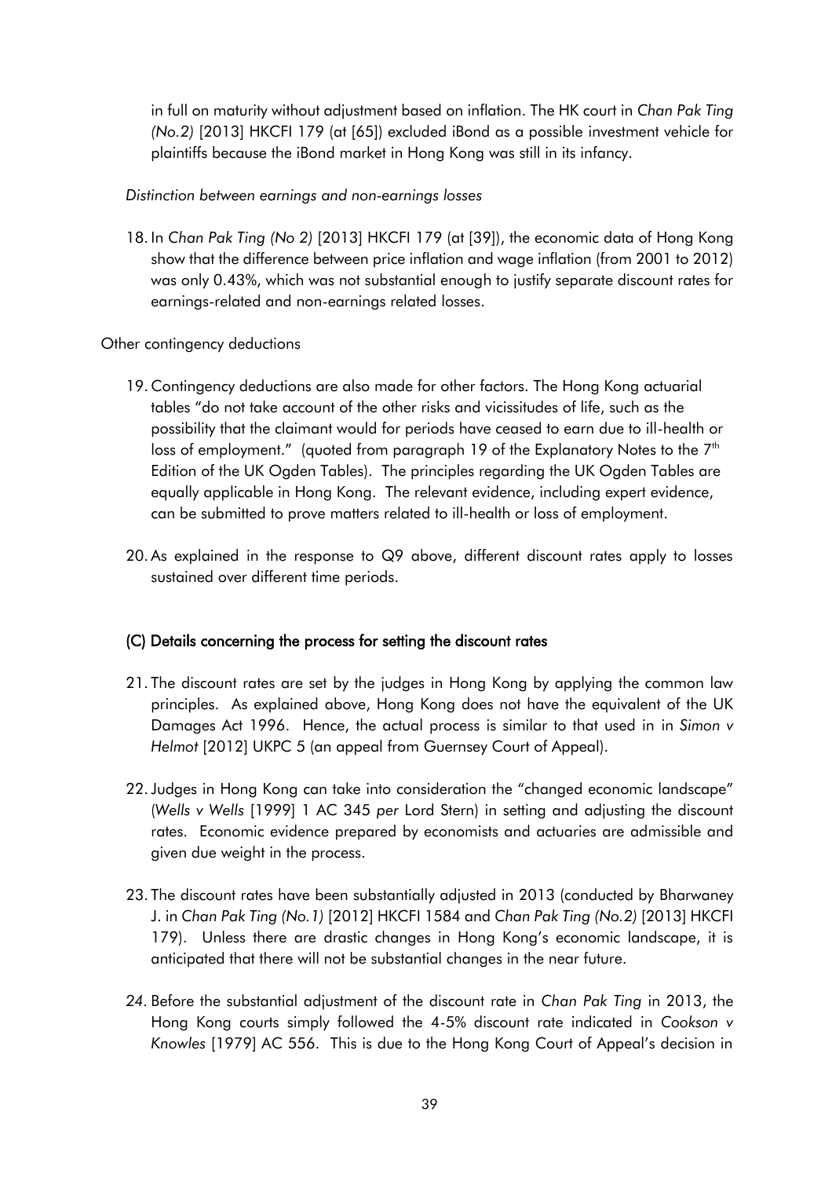in full on maturity without adjustment based on inflation. The HK court in *Chan Pak Ting (No.2)* [2013] HKCFI 179 (at [65]) excluded iBond as a possible investment vehicle for plaintiffs because the iBond market in Hong Kong was still in its infancy.

*Distinction between earnings and non-earnings losses*

18. In *Chan Pak Ting (No 2)* [2013] HKCFI 179 (at [39]), the economic data of Hong Kong show that the difference between price inflation and wage inflation (from 2001 to 2012) was only 0.43%, which was not substantial enough to justify separate discount rates for earnings-related and non-earnings related losses.

Other contingency deductions

19. Contingency deductions are also made for other factors. The Hong Kong actuarial tables "do not take account of the other risks and vicissitudes of life, such as the possibility that the claimant would for periods have ceased to earn due to ill-health or loss of employment." (quoted from paragraph 19 of the Explanatory Notes to the 7th Edition of the UK Ogden Tables). The principles regarding the UK Ogden Tables are equally applicable in Hong Kong. The relevant evidence, including expert evidence, can be submitted to prove matters related to ill-health or loss of employment.

20. As explained in the response to Q9 above, different discount rates apply to losses sustained over different time periods.

## (C) Details concerning the process for setting the discount rates

21. The discount rates are set by the judges in Hong Kong by applying the common law principles. As explained above, Hong Kong does not have the equivalent of the UK Damages Act 1996. Hence, the actual process is similar to that used in in *Simon v Helmot* [2012] UKPC 5 (an appeal from Guernsey Court of Appeal).

22. Judges in Hong Kong can take into consideration the "changed economic landscape" (*Wells v Wells* [1999] 1 AC 345 *per* Lord Stern) in setting and adjusting the discount rates. Economic evidence prepared by economists and actuaries are admissible and given due weight in the process.

23. The discount rates have been substantially adjusted in 2013 (conducted by Bharwaney J. in *Chan Pak Ting (No.1)* [2012] HKCFI 1584 and *Chan Pak Ting (No.2)* [2013] HKCFI 179). Unless there are drastic changes in Hong Kong's economic landscape, it is anticipated that there will not be substantial changes in the near future.

24. Before the substantial adjustment of the discount rate in *Chan Pak Ting* in 2013, the Hong Kong courts simply followed the 4-5% discount rate indicated in *Cookson v Knowles* [1979] AC 556. This is due to the Hong Kong Court of Appeal's decision in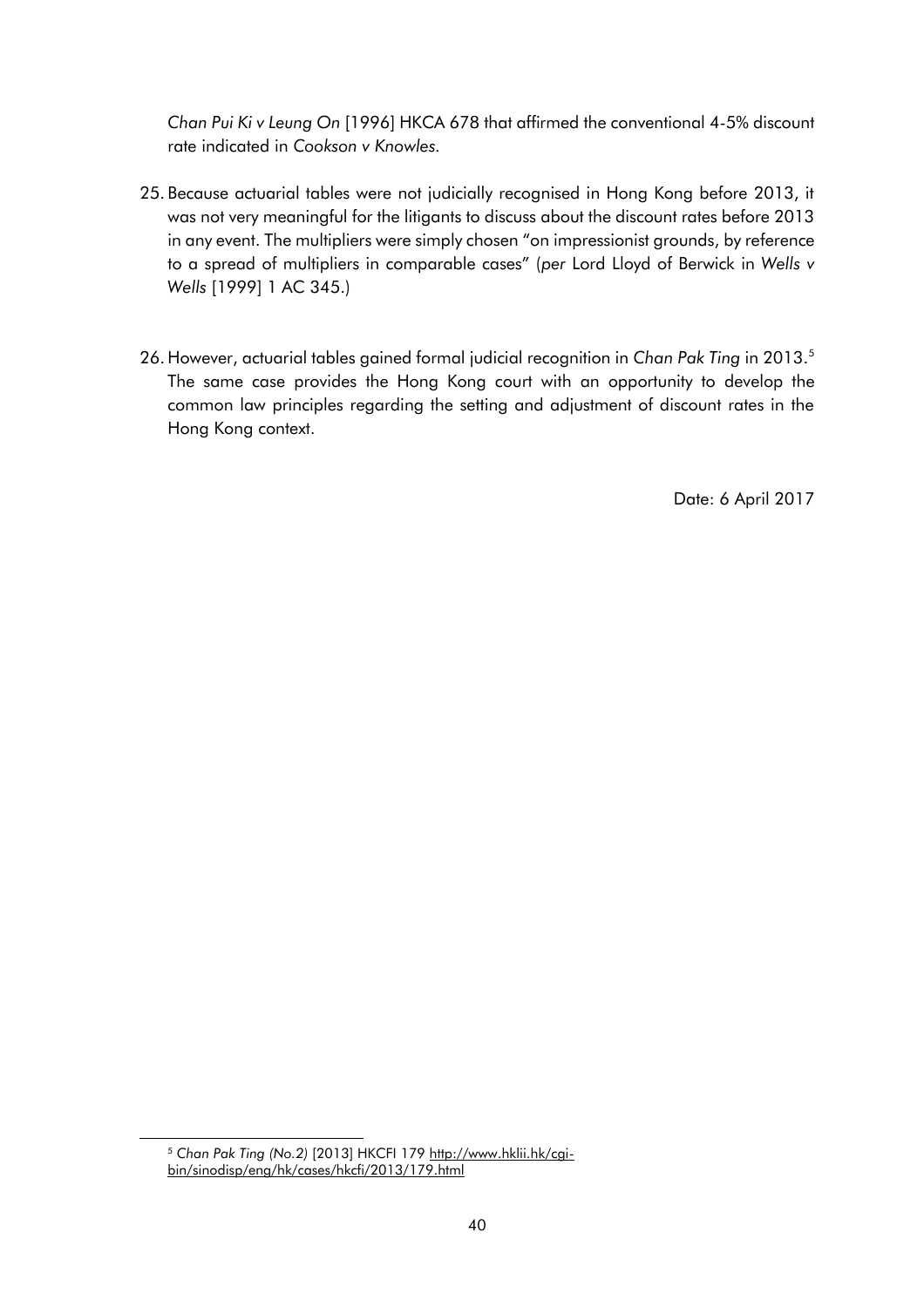*Chan Pui Ki v Leung On* [1996] HKCA 678 that affirmed the conventional 4-5% discount rate indicated in *Cookson v Knowles.*

25. Because actuarial tables were not judicially recognised in Hong Kong before 2013, it was not very meaningful for the litigants to discuss about the discount rates before 2013 in any event. The multipliers were simply chosen "on impressionist grounds, by reference to a spread of multipliers in comparable cases" (*per* Lord Lloyd of Berwick in *Wells v Wells* [1999] 1 AC 345.)

26. However, actuarial tables gained formal judicial recognition in *Chan Pak Ting* in 2013.[5] The same case provides the Hong Kong court with an opportunity to develop the common law principles regarding the setting and adjustment of discount rates in the Hong Kong context.

Date: 6 April 2017

---

[5] *Chan Pak Ting (No.2)* [2013] HKCFI 179 http://www.hklii.hk/cgi-bin/sinodisp/eng/hk/cases/hkcfi/2013/179.html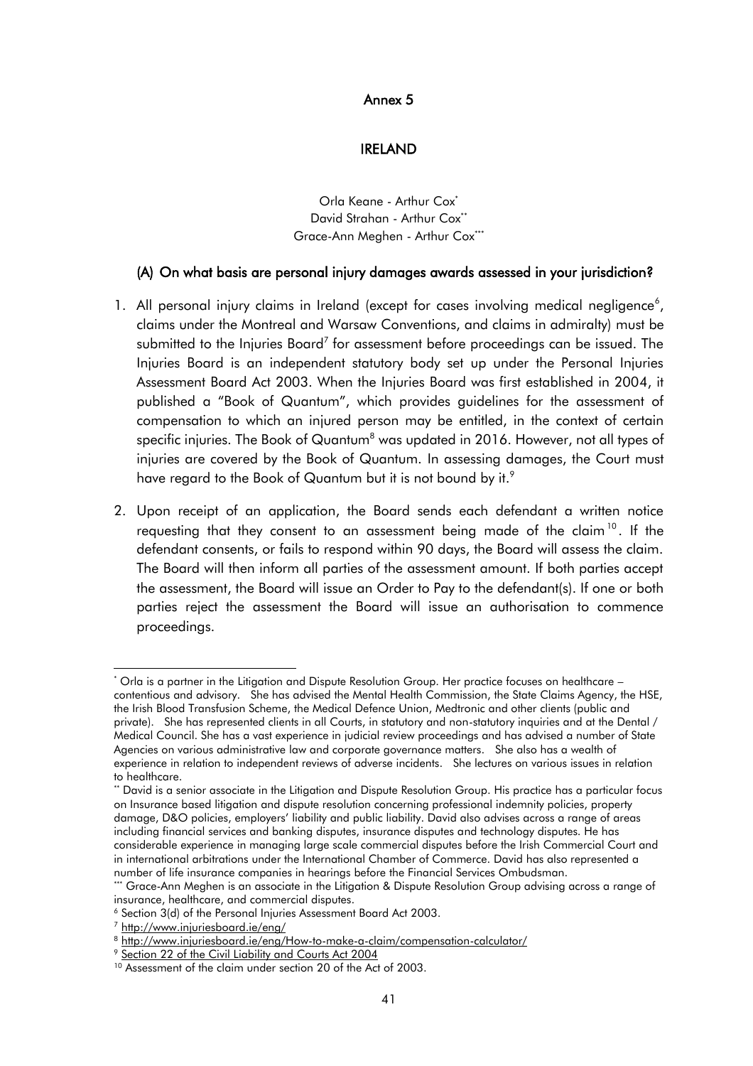# Annex 5

## IRELAND

Orla Keane - Arthur Cox[*]
David Strahan - Arthur Cox[**]
Grace-Ann Meghen - Arthur Cox[***]

### (A) On what basis are personal injury damages awards assessed in your jurisdiction?

1. All personal injury claims in Ireland (except for cases involving medical negligence[6], claims under the Montreal and Warsaw Conventions, and claims in admiralty) must be submitted to the Injuries Board[7] for assessment before proceedings can be issued. The Injuries Board is an independent statutory body set up under the Personal Injuries Assessment Board Act 2003. When the Injuries Board was first established in 2004, it published a "Book of Quantum", which provides guidelines for the assessment of compensation to which an injured person may be entitled, in the context of certain specific injuries. The Book of Quantum[8] was updated in 2016. However, not all types of injuries are covered by the Book of Quantum. In assessing damages, the Court must have regard to the Book of Quantum but it is not bound by it.[9]

2. Upon receipt of an application, the Board sends each defendant a written notice requesting that they consent to an assessment being made of the claim[10]. If the defendant consents, or fails to respond within 90 days, the Board will assess the claim. The Board will then inform all parties of the assessment amount. If both parties accept the assessment, the Board will issue an Order to Pay to the defendant(s). If one or both parties reject the assessment the Board will issue an authorisation to commence proceedings.

---

[*] Orla is a partner in the Litigation and Dispute Resolution Group. Her practice focuses on healthcare – contentious and advisory. She has advised the Mental Health Commission, the State Claims Agency, the HSE, the Irish Blood Transfusion Scheme, the Medical Defence Union, Medtronic and other clients (public and private). She has represented clients in all Courts, in statutory and non-statutory inquiries and at the Dental / Medical Council. She has a vast experience in judicial review proceedings and has advised a number of State Agencies on various administrative law and corporate governance matters. She also has a wealth of experience in relation to independent reviews of adverse incidents. She lectures on various issues in relation to healthcare.

[**] David is a senior associate in the Litigation and Dispute Resolution Group. His practice has a particular focus on Insurance based litigation and dispute resolution concerning professional indemnity policies, property damage, D&O policies, employers' liability and public liability. David also advises across a range of areas including financial services and banking disputes, insurance disputes and technology disputes. He has considerable experience in managing large scale commercial disputes before the Irish Commercial Court and in international arbitrations under the International Chamber of Commerce. David has also represented a number of life insurance companies in hearings before the Financial Services Ombudsman.

[***] Grace-Ann Meghen is an associate in the Litigation & Dispute Resolution Group advising across a range of insurance, healthcare, and commercial disputes.

[6] Section 3(d) of the Personal Injuries Assessment Board Act 2003.

[7] http://www.injuriesboard.ie/eng/

[8] http://www.injuriesboard.ie/eng/How-to-make-a-claim/compensation-calculator/

[9] Section 22 of the Civil Liability and Courts Act 2004

[10] Assessment of the claim under section 20 of the Act of 2003.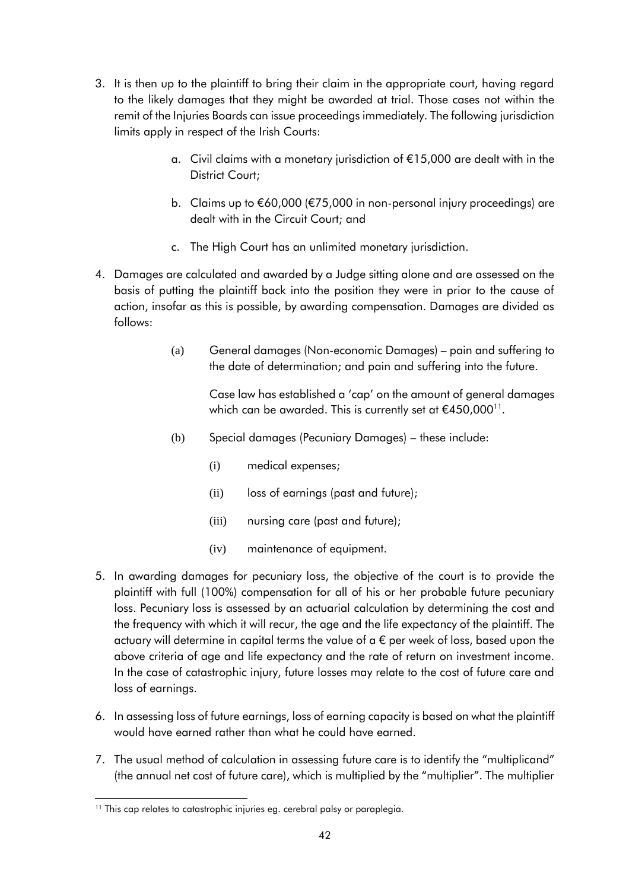3. It is then up to the plaintiff to bring their claim in the appropriate court, having regard to the likely damages that they might be awarded at trial. Those cases not within the remit of the Injuries Boards can issue proceedings immediately. The following jurisdiction limits apply in respect of the Irish Courts:

   a. Civil claims with a monetary jurisdiction of €15,000 are dealt with in the District Court;

   b. Claims up to €60,000 (€75,000 in non-personal injury proceedings) are dealt with in the Circuit Court; and

   c. The High Court has an unlimited monetary jurisdiction.

4. Damages are calculated and awarded by a Judge sitting alone and are assessed on the basis of putting the plaintiff back into the position they were in prior to the cause of action, insofar as this is possible, by awarding compensation. Damages are divided as follows:

   (a) General damages (Non-economic Damages) – pain and suffering to the date of determination; and pain and suffering into the future.

   Case law has established a 'cap' on the amount of general damages which can be awarded. This is currently set at €450,000[11].

   (b) Special damages (Pecuniary Damages) – these include:

   (i) medical expenses;

   (ii) loss of earnings (past and future);

   (iii) nursing care (past and future);

   (iv) maintenance of equipment.

5. In awarding damages for pecuniary loss, the objective of the court is to provide the plaintiff with full (100%) compensation for all of his or her probable future pecuniary loss. Pecuniary loss is assessed by an actuarial calculation by determining the cost and the frequency with which it will recur, the age and the life expectancy of the plaintiff. The actuary will determine in capital terms the value of a € per week of loss, based upon the above criteria of age and life expectancy and the rate of return on investment income. In the case of catastrophic injury, future losses may relate to the cost of future care and loss of earnings.

6. In assessing loss of future earnings, loss of earning capacity is based on what the plaintiff would have earned rather than what he could have earned.

7. The usual method of calculation in assessing future care is to identify the "multiplicand" (the annual net cost of future care), which is multiplied by the "multiplier". The multiplier

[11] This cap relates to catastrophic injuries eg. cerebral palsy or paraplegia.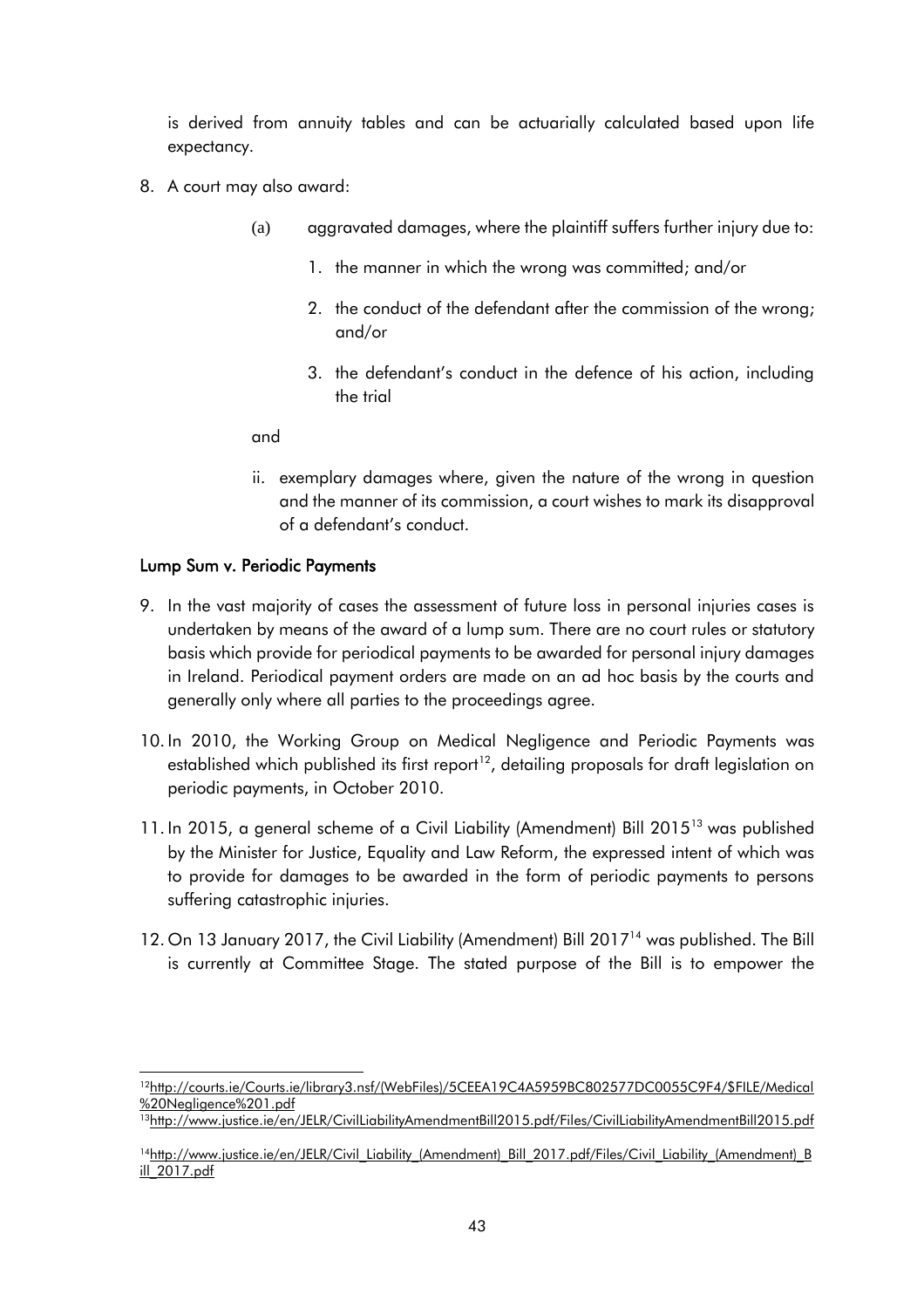is derived from annuity tables and can be actuarially calculated based upon life expectancy.

8. A court may also award:

   (a) aggravated damages, where the plaintiff suffers further injury due to:

      1. the manner in which the wrong was committed; and/or

      2. the conduct of the defendant after the commission of the wrong; and/or

      3. the defendant's conduct in the defence of his action, including the trial

   and

   ii. exemplary damages where, given the nature of the wrong in question and the manner of its commission, a court wishes to mark its disapproval of a defendant's conduct.

## Lump Sum v. Periodic Payments

9. In the vast majority of cases the assessment of future loss in personal injuries cases is undertaken by means of the award of a lump sum. There are no court rules or statutory basis which provide for periodical payments to be awarded for personal injury damages in Ireland. Periodical payment orders are made on an ad hoc basis by the courts and generally only where all parties to the proceedings agree.

10. In 2010, the Working Group on Medical Negligence and Periodic Payments was established which published its first report[12], detailing proposals for draft legislation on periodic payments, in October 2010.

11. In 2015, a general scheme of a Civil Liability (Amendment) Bill 2015[13] was published by the Minister for Justice, Equality and Law Reform, the expressed intent of which was to provide for damages to be awarded in the form of periodic payments to persons suffering catastrophic injuries.

12. On 13 January 2017, the Civil Liability (Amendment) Bill 2017[14] was published. The Bill is currently at Committee Stage. The stated purpose of the Bill is to empower the

---

[12] http://courts.ie/Courts.ie/library3.nsf/(WebFiles)/5CEEA19C4A5959BC802577DC0055C9F4/$FILE/Medical%20Negligence%201.pdf

[13] http://www.justice.ie/en/JELR/CivilLiabilityAmendmentBill2015.pdf/Files/CivilLiabilityAmendmentBill2015.pdf

[14] http://www.justice.ie/en/JELR/Civil_Liability_(Amendment)_Bill_2017.pdf/Files/Civil_Liability_(Amendment)_Bill_2017.pdf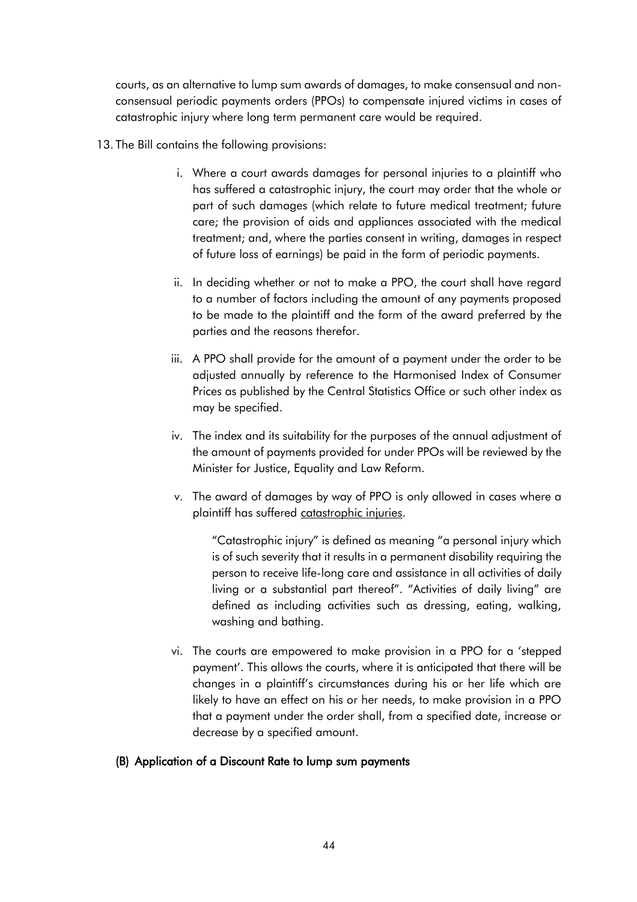courts, as an alternative to lump sum awards of damages, to make consensual and non-consensual periodic payments orders (PPOs) to compensate injured victims in cases of catastrophic injury where long term permanent care would be required.

13. The Bill contains the following provisions:

    i. Where a court awards damages for personal injuries to a plaintiff who has suffered a catastrophic injury, the court may order that the whole or part of such damages (which relate to future medical treatment; future care; the provision of aids and appliances associated with the medical treatment; and, where the parties consent in writing, damages in respect of future loss of earnings) be paid in the form of periodic payments.

    ii. In deciding whether or not to make a PPO, the court shall have regard to a number of factors including the amount of any payments proposed to be made to the plaintiff and the form of the award preferred by the parties and the reasons therefor.

    iii. A PPO shall provide for the amount of a payment under the order to be adjusted annually by reference to the Harmonised Index of Consumer Prices as published by the Central Statistics Office or such other index as may be specified.

    iv. The index and its suitability for the purposes of the annual adjustment of the amount of payments provided for under PPOs will be reviewed by the Minister for Justice, Equality and Law Reform.

    v. The award of damages by way of PPO is only allowed in cases where a plaintiff has suffered <u>catastrophic injuries</u>.

       "Catastrophic injury" is defined as meaning "a personal injury which is of such severity that it results in a permanent disability requiring the person to receive life-long care and assistance in all activities of daily living or a substantial part thereof". "Activities of daily living" are defined as including activities such as dressing, eating, walking, washing and bathing.

    vi. The courts are empowered to make provision in a PPO for a 'stepped payment'. This allows the courts, where it is anticipated that there will be changes in a plaintiff's circumstances during his or her life which are likely to have an effect on his or her needs, to make provision in a PPO that a payment under the order shall, from a specified date, increase or decrease by a specified amount.

**(B) Application of a Discount Rate to lump sum payments**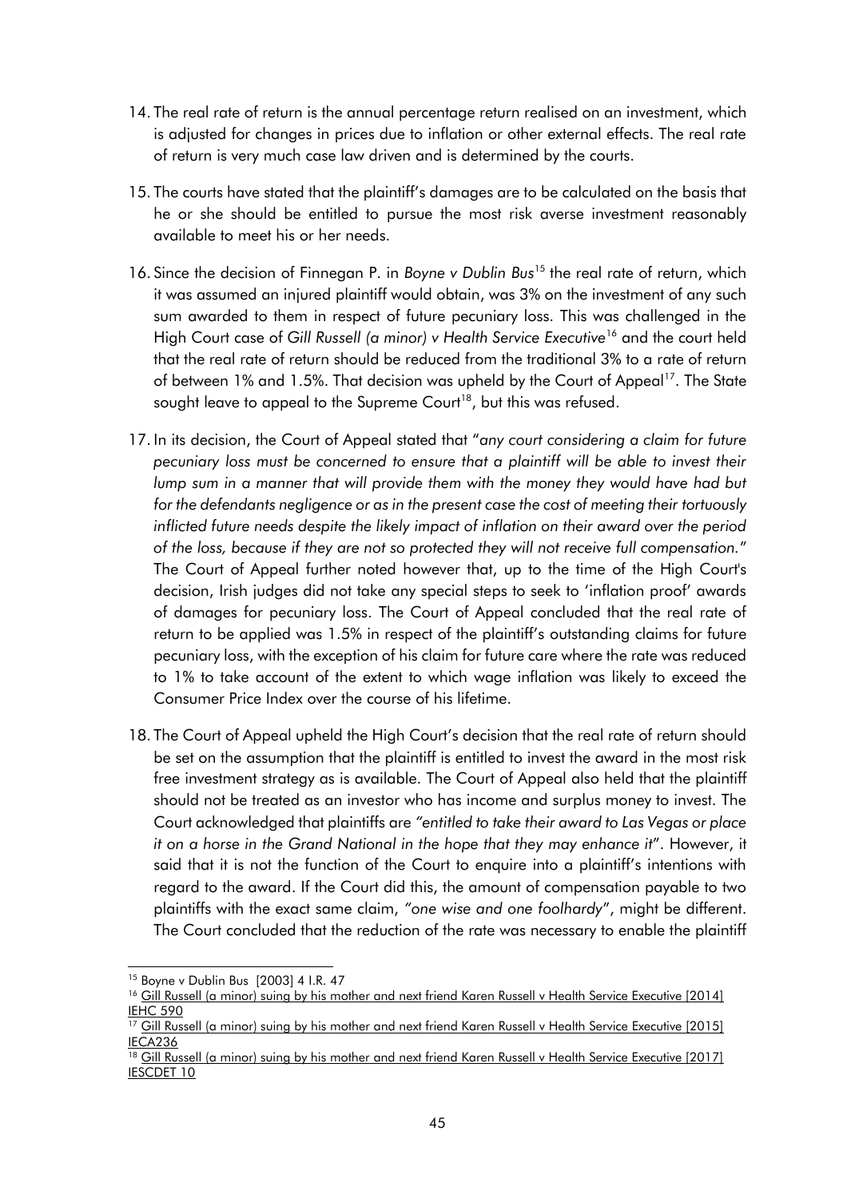14. The real rate of return is the annual percentage return realised on an investment, which is adjusted for changes in prices due to inflation or other external effects. The real rate of return is very much case law driven and is determined by the courts.

15. The courts have stated that the plaintiff's damages are to be calculated on the basis that he or she should be entitled to pursue the most risk averse investment reasonably available to meet his or her needs.

16. Since the decision of Finnegan P. in *Boyne v Dublin Bus*[15] the real rate of return, which it was assumed an injured plaintiff would obtain, was 3% on the investment of any such sum awarded to them in respect of future pecuniary loss. This was challenged in the High Court case of *Gill Russell (a minor) v Health Service Executive*[16] and the court held that the real rate of return should be reduced from the traditional 3% to a rate of return of between 1% and 1.5%. That decision was upheld by the Court of Appeal[17]. The State sought leave to appeal to the Supreme Court[18], but this was refused.

17. In its decision, the Court of Appeal stated that "*any court considering a claim for future pecuniary loss must be concerned to ensure that a plaintiff will be able to invest their lump sum in a manner that will provide them with the money they would have had but for the defendants negligence or as in the present case the cost of meeting their tortuously inflicted future needs despite the likely impact of inflation on their award over the period of the loss, because if they are not so protected they will not receive full compensation.*" The Court of Appeal further noted however that, up to the time of the High Court's decision, Irish judges did not take any special steps to seek to 'inflation proof' awards of damages for pecuniary loss. The Court of Appeal concluded that the real rate of return to be applied was 1.5% in respect of the plaintiff's outstanding claims for future pecuniary loss, with the exception of his claim for future care where the rate was reduced to 1% to take account of the extent to which wage inflation was likely to exceed the Consumer Price Index over the course of his lifetime.

18. The Court of Appeal upheld the High Court's decision that the real rate of return should be set on the assumption that the plaintiff is entitled to invest the award in the most risk free investment strategy as is available. The Court of Appeal also held that the plaintiff should not be treated as an investor who has income and surplus money to invest. The Court acknowledged that plaintiffs are *"entitled to take their award to Las Vegas or place it on a horse in the Grand National in the hope that they may enhance it"*. However, it said that it is not the function of the Court to enquire into a plaintiff's intentions with regard to the award. If the Court did this, the amount of compensation payable to two plaintiffs with the exact same claim, *"one wise and one foolhardy"*, might be different. The Court concluded that the reduction of the rate was necessary to enable the plaintiff

---

[15] Boyne v Dublin Bus [2003] 4 I.R. 47

[16] Gill Russell (a minor) suing by his mother and next friend Karen Russell v Health Service Executive [2014] IEHC 590

[17] Gill Russell (a minor) suing by his mother and next friend Karen Russell v Health Service Executive [2015] IECA236

[18] Gill Russell (a minor) suing by his mother and next friend Karen Russell v Health Service Executive [2017] IESCDET 10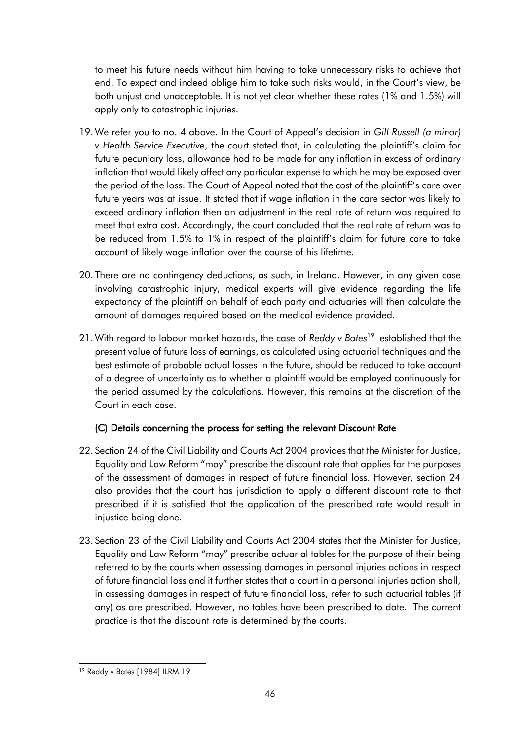to meet his future needs without him having to take unnecessary risks to achieve that end. To expect and indeed oblige him to take such risks would, in the Court's view, be both unjust and unacceptable. It is not yet clear whether these rates (1% and 1.5%) will apply only to catastrophic injuries.

19. We refer you to no. 4 above. In the Court of Appeal's decision in *Gill Russell (a minor) v Health Service Executive*, the court stated that, in calculating the plaintiff's claim for future pecuniary loss, allowance had to be made for any inflation in excess of ordinary inflation that would likely affect any particular expense to which he may be exposed over the period of the loss. The Court of Appeal noted that the cost of the plaintiff's care over future years was at issue. It stated that if wage inflation in the care sector was likely to exceed ordinary inflation then an adjustment in the real rate of return was required to meet that extra cost. Accordingly, the court concluded that the real rate of return was to be reduced from 1.5% to 1% in respect of the plaintiff's claim for future care to take account of likely wage inflation over the course of his lifetime.

20. There are no contingency deductions, as such, in Ireland. However, in any given case involving catastrophic injury, medical experts will give evidence regarding the life expectancy of the plaintiff on behalf of each party and actuaries will then calculate the amount of damages required based on the medical evidence provided.

21. With regard to labour market hazards, the case of *Reddy v Bates*[19] established that the present value of future loss of earnings, as calculated using actuarial techniques and the best estimate of probable actual losses in the future, should be reduced to take account of a degree of uncertainty as to whether a plaintiff would be employed continuously for the period assumed by the calculations. However, this remains at the discretion of the Court in each case.

### (C) Details concerning the process for setting the relevant Discount Rate

22. Section 24 of the Civil Liability and Courts Act 2004 provides that the Minister for Justice, Equality and Law Reform "may" prescribe the discount rate that applies for the purposes of the assessment of damages in respect of future financial loss. However, section 24 also provides that the court has jurisdiction to apply a different discount rate to that prescribed if it is satisfied that the application of the prescribed rate would result in injustice being done.

23. Section 23 of the Civil Liability and Courts Act 2004 states that the Minister for Justice, Equality and Law Reform "may" prescribe actuarial tables for the purpose of their being referred to by the courts when assessing damages in personal injuries actions in respect of future financial loss and it further states that a court in a personal injuries action shall, in assessing damages in respect of future financial loss, refer to such actuarial tables (if any) as are prescribed. However, no tables have been prescribed to date. The current practice is that the discount rate is determined by the courts.

---

[19] Reddy v Bates [1984] ILRM 19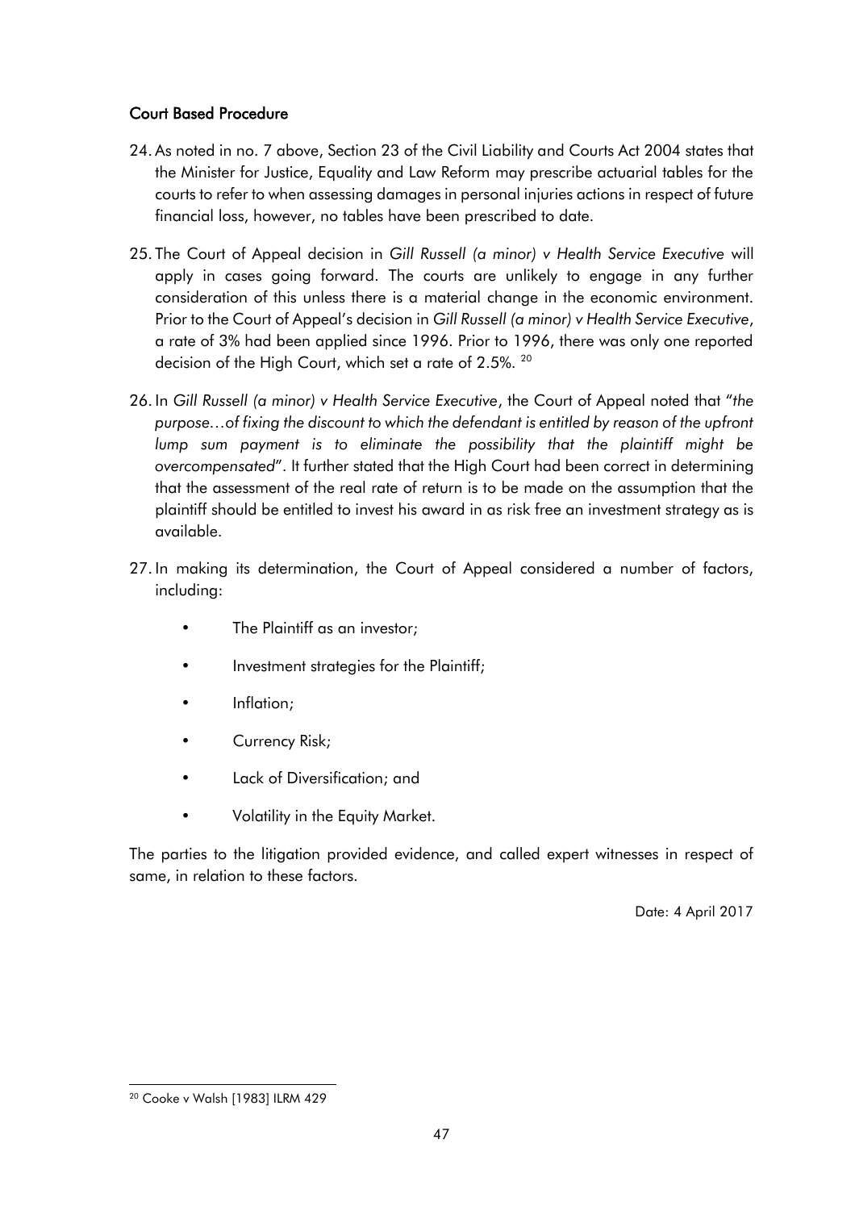## Court Based Procedure

24. As noted in no. 7 above, Section 23 of the Civil Liability and Courts Act 2004 states that the Minister for Justice, Equality and Law Reform may prescribe actuarial tables for the courts to refer to when assessing damages in personal injuries actions in respect of future financial loss, however, no tables have been prescribed to date.

25. The Court of Appeal decision in *Gill Russell (a minor) v Health Service Executive* will apply in cases going forward. The courts are unlikely to engage in any further consideration of this unless there is a material change in the economic environment. Prior to the Court of Appeal's decision in *Gill Russell (a minor) v Health Service Executive*, a rate of 3% had been applied since 1996. Prior to 1996, there was only one reported decision of the High Court, which set a rate of 2.5%. [20]

26. In *Gill Russell (a minor) v Health Service Executive*, the Court of Appeal noted that "*the purpose…of fixing the discount to which the defendant is entitled by reason of the upfront lump sum payment is to eliminate the possibility that the plaintiff might be overcompensated*". It further stated that the High Court had been correct in determining that the assessment of the real rate of return is to be made on the assumption that the plaintiff should be entitled to invest his award in as risk free an investment strategy as is available.

27. In making its determination, the Court of Appeal considered a number of factors, including:

    - The Plaintiff as an investor;
    - Investment strategies for the Plaintiff;
    - Inflation;
    - Currency Risk;
    - Lack of Diversification; and
    - Volatility in the Equity Market.

The parties to the litigation provided evidence, and called expert witnesses in respect of same, in relation to these factors.

Date: 4 April 2017

[20] Cooke v Walsh [1983] ILRM 429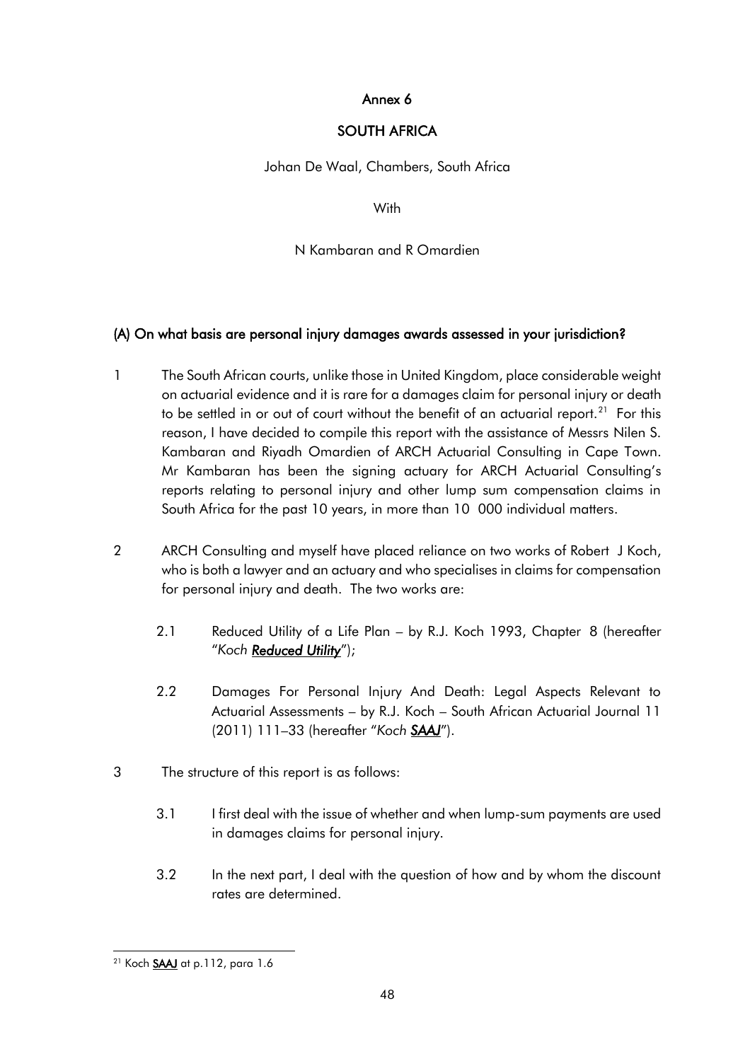**Annex 6**

**SOUTH AFRICA**

Johan De Waal, Chambers, South Africa

With

N Kambaran and R Omardien

## (A) On what basis are personal injury damages awards assessed in your jurisdiction?

1 The South African courts, unlike those in United Kingdom, place considerable weight on actuarial evidence and it is rare for a damages claim for personal injury or death to be settled in or out of court without the benefit of an actuarial report.[21] For this reason, I have decided to compile this report with the assistance of Messrs Nilen S. Kambaran and Riyadh Omardien of ARCH Actuarial Consulting in Cape Town. Mr Kambaran has been the signing actuary for ARCH Actuarial Consulting's reports relating to personal injury and other lump sum compensation claims in South Africa for the past 10 years, in more than 10 000 individual matters.

2 ARCH Consulting and myself have placed reliance on two works of Robert J Koch, who is both a lawyer and an actuary and who specialises in claims for compensation for personal injury and death. The two works are:

2.1 Reduced Utility of a Life Plan – by R.J. Koch 1993, Chapter 8 (hereafter "*Koch **Reduced Utility***");

2.2 Damages For Personal Injury And Death: Legal Aspects Relevant to Actuarial Assessments – by R.J. Koch – South African Actuarial Journal 11 (2011) 111–33 (hereafter "*Koch **SAAJ***").

3 The structure of this report is as follows:

3.1 I first deal with the issue of whether and when lump-sum payments are used in damages claims for personal injury.

3.2 In the next part, I deal with the question of how and by whom the discount rates are determined.

[21] Koch **SAAJ** at p.112, para 1.6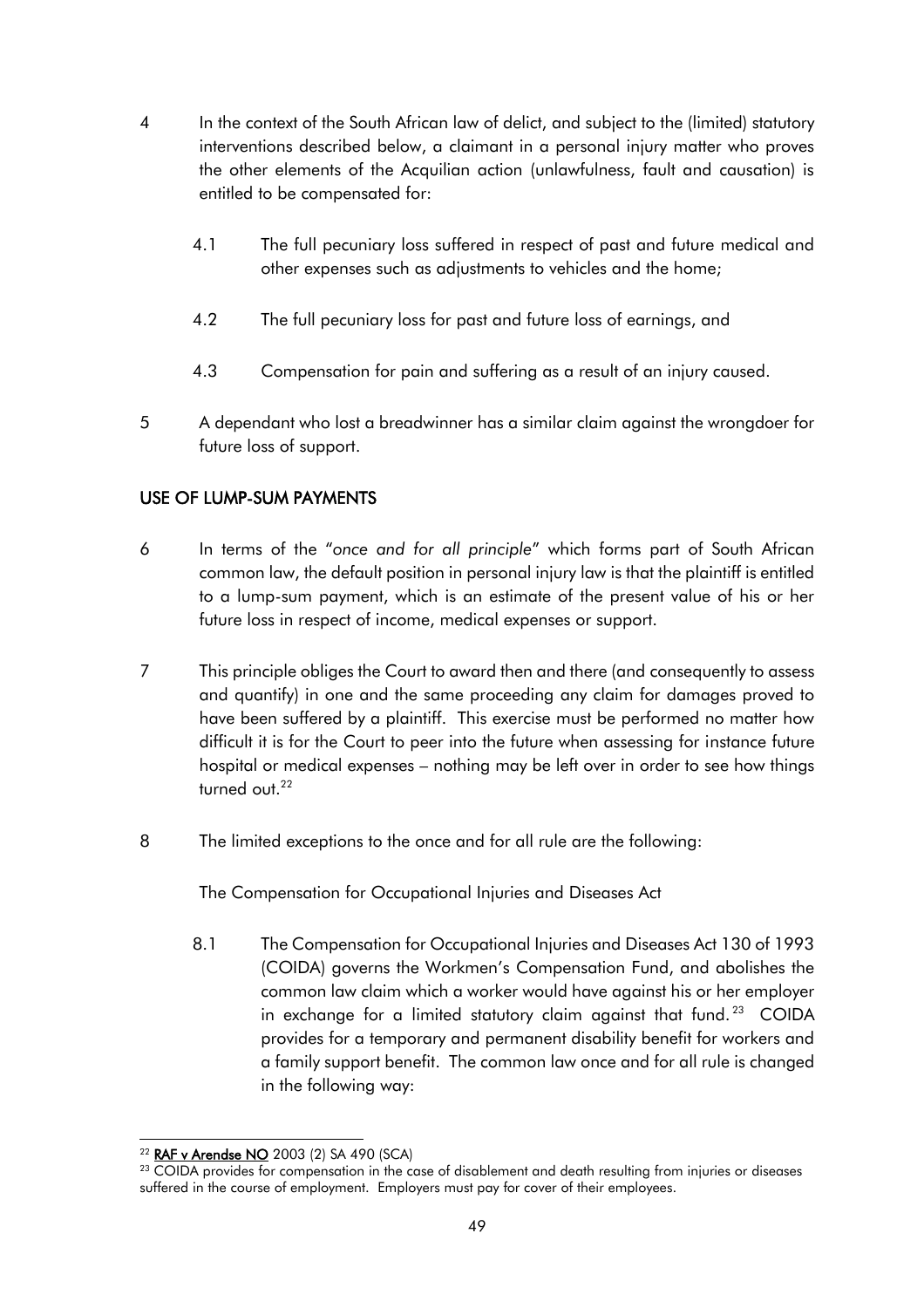4 In the context of the South African law of delict, and subject to the (limited) statutory interventions described below, a claimant in a personal injury matter who proves the other elements of the Acquilian action (unlawfulness, fault and causation) is entitled to be compensated for:

 4.1 The full pecuniary loss suffered in respect of past and future medical and other expenses such as adjustments to vehicles and the home;

 4.2 The full pecuniary loss for past and future loss of earnings, and

 4.3 Compensation for pain and suffering as a result of an injury caused.

5 A dependant who lost a breadwinner has a similar claim against the wrongdoer for future loss of support.

## USE OF LUMP-SUM PAYMENTS

6 In terms of the "*once and for all principle*" which forms part of South African common law, the default position in personal injury law is that the plaintiff is entitled to a lump-sum payment, which is an estimate of the present value of his or her future loss in respect of income, medical expenses or support.

7 This principle obliges the Court to award then and there (and consequently to assess and quantify) in one and the same proceeding any claim for damages proved to have been suffered by a plaintiff. This exercise must be performed no matter how difficult it is for the Court to peer into the future when assessing for instance future hospital or medical expenses – nothing may be left over in order to see how things turned out.[22]

8 The limited exceptions to the once and for all rule are the following:

 The Compensation for Occupational Injuries and Diseases Act

 8.1 The Compensation for Occupational Injuries and Diseases Act 130 of 1993 (COIDA) governs the Workmen's Compensation Fund, and abolishes the common law claim which a worker would have against his or her employer in exchange for a limited statutory claim against that fund.[23] COIDA provides for a temporary and permanent disability benefit for workers and a family support benefit. The common law once and for all rule is changed in the following way:

---

[22] **RAF v Arendse NO** 2003 (2) SA 490 (SCA)

[23] COIDA provides for compensation in the case of disablement and death resulting from injuries or diseases suffered in the course of employment. Employers must pay for cover of their employees.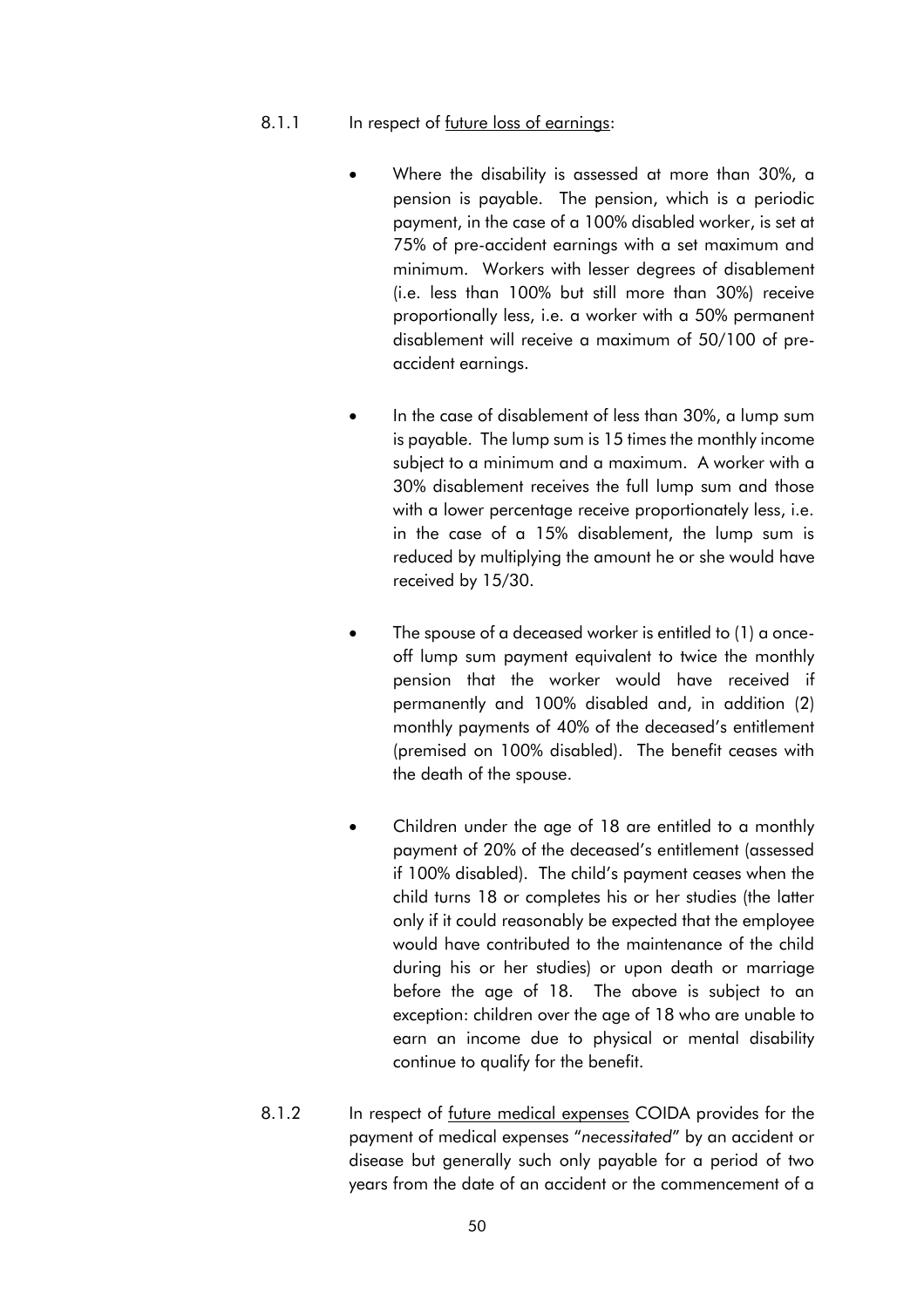8.1.1 In respect of <u>future loss of earnings</u>:

- Where the disability is assessed at more than 30%, a pension is payable. The pension, which is a periodic payment, in the case of a 100% disabled worker, is set at 75% of pre-accident earnings with a set maximum and minimum. Workers with lesser degrees of disablement (i.e. less than 100% but still more than 30%) receive proportionally less, i.e. a worker with a 50% permanent disablement will receive a maximum of 50/100 of pre-accident earnings.

- In the case of disablement of less than 30%, a lump sum is payable. The lump sum is 15 times the monthly income subject to a minimum and a maximum. A worker with a 30% disablement receives the full lump sum and those with a lower percentage receive proportionately less, i.e. in the case of a 15% disablement, the lump sum is reduced by multiplying the amount he or she would have received by 15/30.

- The spouse of a deceased worker is entitled to (1) a once-off lump sum payment equivalent to twice the monthly pension that the worker would have received if permanently and 100% disabled and, in addition (2) monthly payments of 40% of the deceased's entitlement (premised on 100% disabled). The benefit ceases with the death of the spouse.

- Children under the age of 18 are entitled to a monthly payment of 20% of the deceased's entitlement (assessed if 100% disabled). The child's payment ceases when the child turns 18 or completes his or her studies (the latter only if it could reasonably be expected that the employee would have contributed to the maintenance of the child during his or her studies) or upon death or marriage before the age of 18. The above is subject to an exception: children over the age of 18 who are unable to earn an income due to physical or mental disability continue to qualify for the benefit.

8.1.2 In respect of <u>future medical expenses</u> COIDA provides for the payment of medical expenses "*necessitated*" by an accident or disease but generally such only payable for a period of two years from the date of an accident or the commencement of a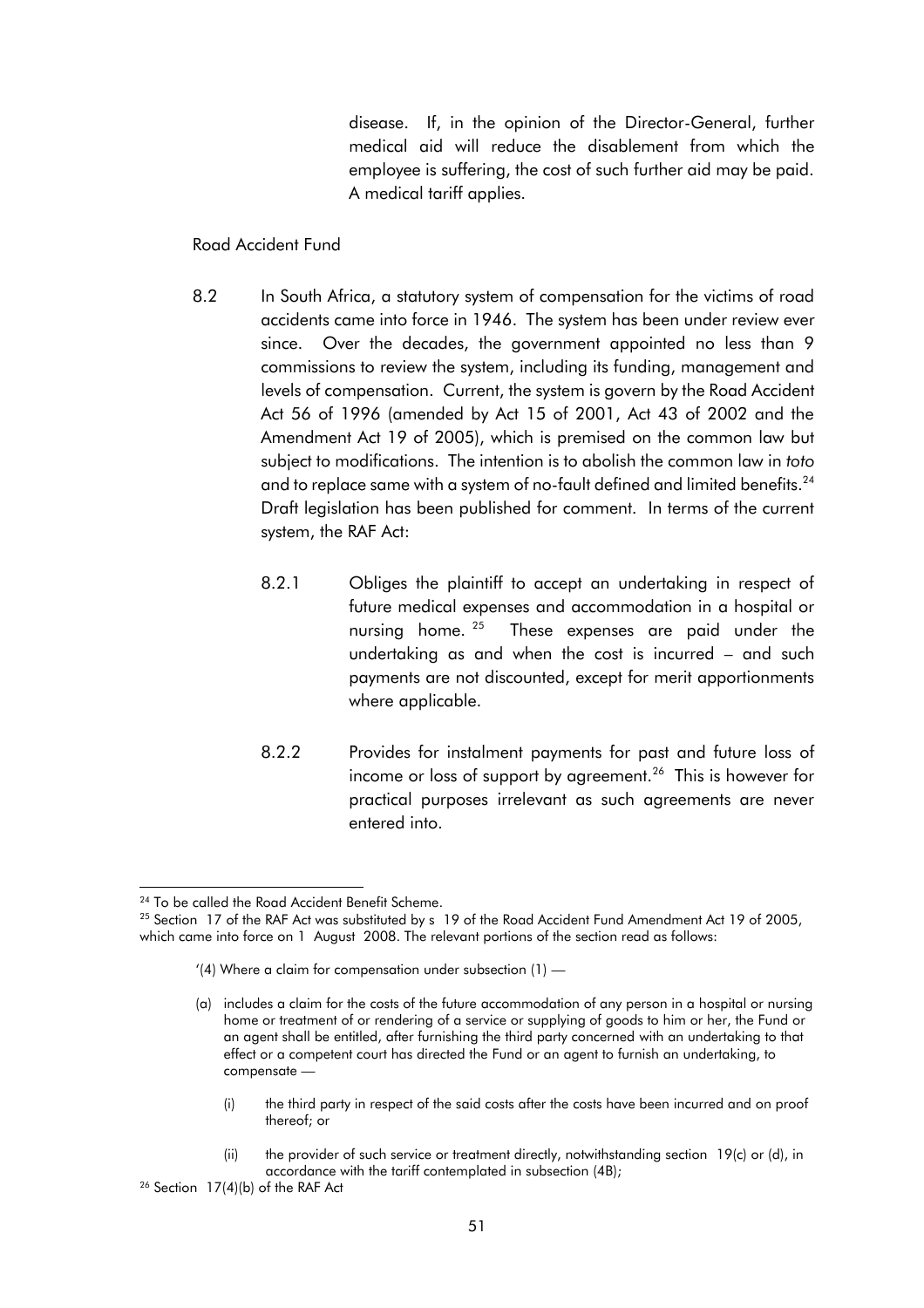disease. If, in the opinion of the Director-General, further medical aid will reduce the disablement from which the employee is suffering, the cost of such further aid may be paid. A medical tariff applies.

Road Accident Fund

8.2 In South Africa, a statutory system of compensation for the victims of road accidents came into force in 1946. The system has been under review ever since. Over the decades, the government appointed no less than 9 commissions to review the system, including its funding, management and levels of compensation. Current, the system is govern by the Road Accident Act 56 of 1996 (amended by Act 15 of 2001, Act 43 of 2002 and the Amendment Act 19 of 2005), which is premised on the common law but subject to modifications. The intention is to abolish the common law in *toto* and to replace same with a system of no-fault defined and limited benefits.[24] Draft legislation has been published for comment. In terms of the current system, the RAF Act:

8.2.1 Obliges the plaintiff to accept an undertaking in respect of future medical expenses and accommodation in a hospital or nursing home.[25] These expenses are paid under the undertaking as and when the cost is incurred – and such payments are not discounted, except for merit apportionments where applicable.

8.2.2 Provides for instalment payments for past and future loss of income or loss of support by agreement.[26] This is however for practical purposes irrelevant as such agreements are never entered into.

---

[24] To be called the Road Accident Benefit Scheme.

[25] Section 17 of the RAF Act was substituted by s 19 of the Road Accident Fund Amendment Act 19 of 2005, which came into force on 1 August 2008. The relevant portions of the section read as follows:

'(4) Where a claim for compensation under subsection (1) —

(a) includes a claim for the costs of the future accommodation of any person in a hospital or nursing home or treatment of or rendering of a service or supplying of goods to him or her, the Fund or an agent shall be entitled, after furnishing the third party concerned with an undertaking to that effect or a competent court has directed the Fund or an agent to furnish an undertaking, to compensate —

(i) the third party in respect of the said costs after the costs have been incurred and on proof thereof; or

(ii) the provider of such service or treatment directly, notwithstanding section 19(c) or (d), in accordance with the tariff contemplated in subsection (4B);

[26] Section 17(4)(b) of the RAF Act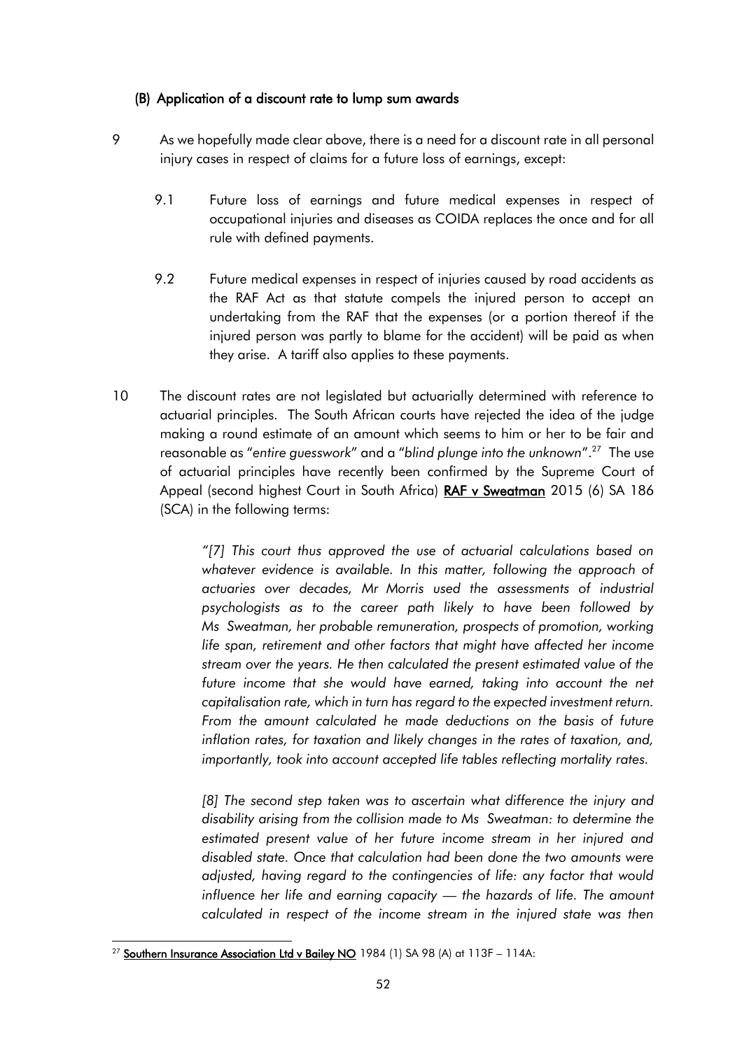### (B) Application of a discount rate to lump sum awards

9 As we hopefully made clear above, there is a need for a discount rate in all personal injury cases in respect of claims for a future loss of earnings, except:

 9.1 Future loss of earnings and future medical expenses in respect of occupational injuries and diseases as COIDA replaces the once and for all rule with defined payments.

 9.2 Future medical expenses in respect of injuries caused by road accidents as the RAF Act as that statute compels the injured person to accept an undertaking from the RAF that the expenses (or a portion thereof if the injured person was partly to blame for the accident) will be paid as when they arise. A tariff also applies to these payments.

10 The discount rates are not legislated but actuarially determined with reference to actuarial principles. The South African courts have rejected the idea of the judge making a round estimate of an amount which seems to him or her to be fair and reasonable as "*entire guesswork*" and a "*blind plunge into the unknown*".[27] The use of actuarial principles have recently been confirmed by the Supreme Court of Appeal (second highest Court in South Africa) **RAF v Sweatman** 2015 (6) SA 186 (SCA) in the following terms:

> *"[7] This court thus approved the use of actuarial calculations based on whatever evidence is available. In this matter, following the approach of actuaries over decades, Mr Morris used the assessments of industrial psychologists as to the career path likely to have been followed by Ms Sweatman, her probable remuneration, prospects of promotion, working life span, retirement and other factors that might have affected her income stream over the years. He then calculated the present estimated value of the future income that she would have earned, taking into account the net capitalisation rate, which in turn has regard to the expected investment return. From the amount calculated he made deductions on the basis of future inflation rates, for taxation and likely changes in the rates of taxation, and, importantly, took into account accepted life tables reflecting mortality rates.*
>
> *[8] The second step taken was to ascertain what difference the injury and disability arising from the collision made to Ms Sweatman: to determine the estimated present value of her future income stream in her injured and disabled state. Once that calculation had been done the two amounts were adjusted, having regard to the contingencies of life: any factor that would influence her life and earning capacity — the hazards of life. The amount calculated in respect of the income stream in the injured state was then*

---

[27] **Southern Insurance Association Ltd v Bailey NO** 1984 (1) SA 98 (A) at 113F – 114A: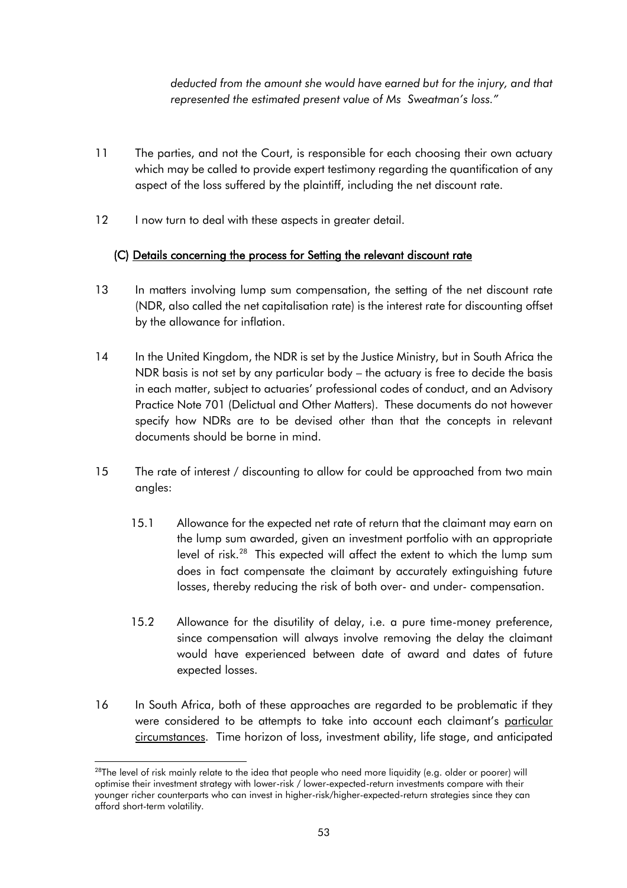*deducted from the amount she would have earned but for the injury, and that represented the estimated present value of Ms Sweatman's loss."*

11 The parties, and not the Court, is responsible for each choosing their own actuary which may be called to provide expert testimony regarding the quantification of any aspect of the loss suffered by the plaintiff, including the net discount rate.

12 I now turn to deal with these aspects in greater detail.

### (C) Details concerning the process for Setting the relevant discount rate

13 In matters involving lump sum compensation, the setting of the net discount rate (NDR, also called the net capitalisation rate) is the interest rate for discounting offset by the allowance for inflation.

14 In the United Kingdom, the NDR is set by the Justice Ministry, but in South Africa the NDR basis is not set by any particular body – the actuary is free to decide the basis in each matter, subject to actuaries' professional codes of conduct, and an Advisory Practice Note 701 (Delictual and Other Matters). These documents do not however specify how NDRs are to be devised other than that the concepts in relevant documents should be borne in mind.

15 The rate of interest / discounting to allow for could be approached from two main angles:

15.1 Allowance for the expected net rate of return that the claimant may earn on the lump sum awarded, given an investment portfolio with an appropriate level of risk.[28] This expected will affect the extent to which the lump sum does in fact compensate the claimant by accurately extinguishing future losses, thereby reducing the risk of both over- and under- compensation.

15.2 Allowance for the disutility of delay, i.e. a pure time-money preference, since compensation will always involve removing the delay the claimant would have experienced between date of award and dates of future expected losses.

16 In South Africa, both of these approaches are regarded to be problematic if they were considered to be attempts to take into account each claimant's particular circumstances. Time horizon of loss, investment ability, life stage, and anticipated

---

[28] The level of risk mainly relate to the idea that people who need more liquidity (e.g. older or poorer) will optimise their investment strategy with lower-risk / lower-expected-return investments compare with their younger richer counterparts who can invest in higher-risk/higher-expected-return strategies since they can afford short-term volatility.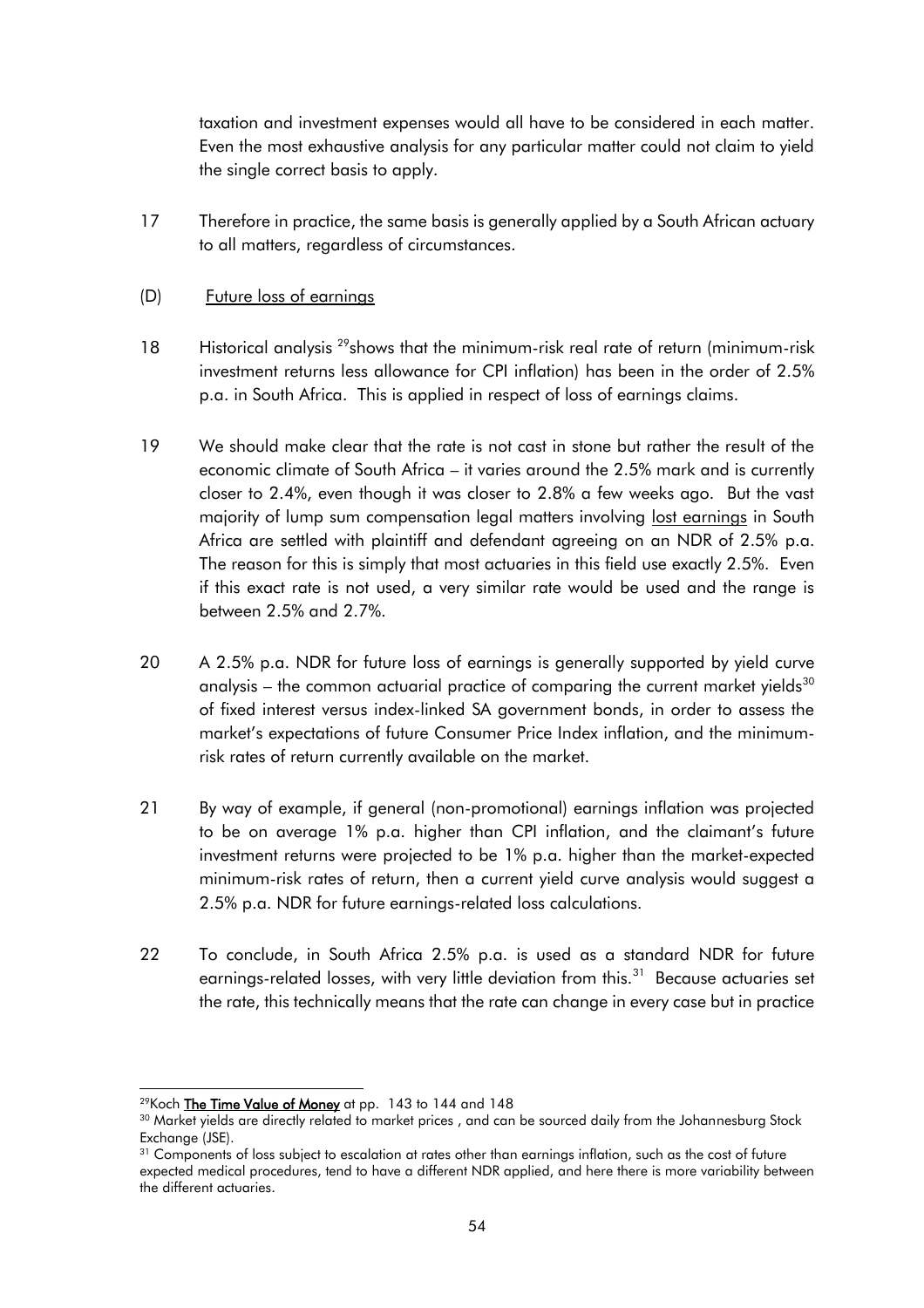taxation and investment expenses would all have to be considered in each matter. Even the most exhaustive analysis for any particular matter could not claim to yield the single correct basis to apply.

17 Therefore in practice, the same basis is generally applied by a South African actuary to all matters, regardless of circumstances.

(D) Future loss of earnings

18 Historical analysis [29] shows that the minimum-risk real rate of return (minimum-risk investment returns less allowance for CPI inflation) has been in the order of 2.5% p.a. in South Africa. This is applied in respect of loss of earnings claims.

19 We should make clear that the rate is not cast in stone but rather the result of the economic climate of South Africa – it varies around the 2.5% mark and is currently closer to 2.4%, even though it was closer to 2.8% a few weeks ago. But the vast majority of lump sum compensation legal matters involving lost earnings in South Africa are settled with plaintiff and defendant agreeing on an NDR of 2.5% p.a. The reason for this is simply that most actuaries in this field use exactly 2.5%. Even if this exact rate is not used, a very similar rate would be used and the range is between 2.5% and 2.7%.

20 A 2.5% p.a. NDR for future loss of earnings is generally supported by yield curve analysis – the common actuarial practice of comparing the current market yields[30] of fixed interest versus index-linked SA government bonds, in order to assess the market's expectations of future Consumer Price Index inflation, and the minimum-risk rates of return currently available on the market.

21 By way of example, if general (non-promotional) earnings inflation was projected to be on average 1% p.a. higher than CPI inflation, and the claimant's future investment returns were projected to be 1% p.a. higher than the market-expected minimum-risk rates of return, then a current yield curve analysis would suggest a 2.5% p.a. NDR for future earnings-related loss calculations.

22 To conclude, in South Africa 2.5% p.a. is used as a standard NDR for future earnings-related losses, with very little deviation from this.[31] Because actuaries set the rate, this technically means that the rate can change in every case but in practice

---

[29] Koch **The Time Value of Money** at pp. 143 to 144 and 148

[30] Market yields are directly related to market prices , and can be sourced daily from the Johannesburg Stock Exchange (JSE).

[31] Components of loss subject to escalation at rates other than earnings inflation, such as the cost of future expected medical procedures, tend to have a different NDR applied, and here there is more variability between the different actuaries.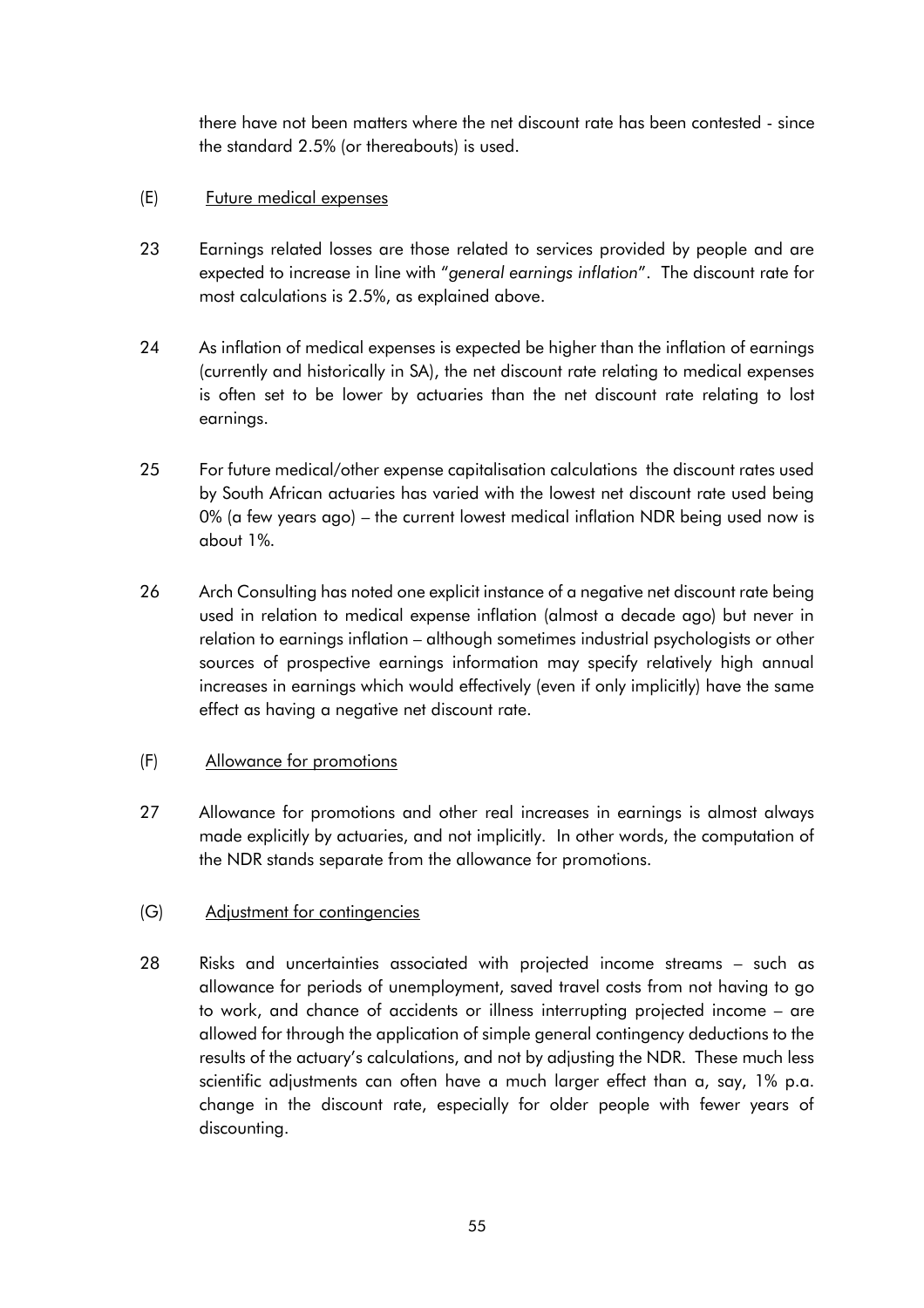there have not been matters where the net discount rate has been contested - since the standard 2.5% (or thereabouts) is used.

(E) Future medical expenses

23 Earnings related losses are those related to services provided by people and are expected to increase in line with "*general earnings inflation*". The discount rate for most calculations is 2.5%, as explained above.

24 As inflation of medical expenses is expected be higher than the inflation of earnings (currently and historically in SA), the net discount rate relating to medical expenses is often set to be lower by actuaries than the net discount rate relating to lost earnings.

25 For future medical/other expense capitalisation calculations the discount rates used by South African actuaries has varied with the lowest net discount rate used being 0% (a few years ago) – the current lowest medical inflation NDR being used now is about 1%.

26 Arch Consulting has noted one explicit instance of a negative net discount rate being used in relation to medical expense inflation (almost a decade ago) but never in relation to earnings inflation – although sometimes industrial psychologists or other sources of prospective earnings information may specify relatively high annual increases in earnings which would effectively (even if only implicitly) have the same effect as having a negative net discount rate.

(F) Allowance for promotions

27 Allowance for promotions and other real increases in earnings is almost always made explicitly by actuaries, and not implicitly. In other words, the computation of the NDR stands separate from the allowance for promotions.

(G) Adjustment for contingencies

28 Risks and uncertainties associated with projected income streams – such as allowance for periods of unemployment, saved travel costs from not having to go to work, and chance of accidents or illness interrupting projected income – are allowed for through the application of simple general contingency deductions to the results of the actuary's calculations, and not by adjusting the NDR. These much less scientific adjustments can often have a much larger effect than a, say, 1% p.a. change in the discount rate, especially for older people with fewer years of discounting.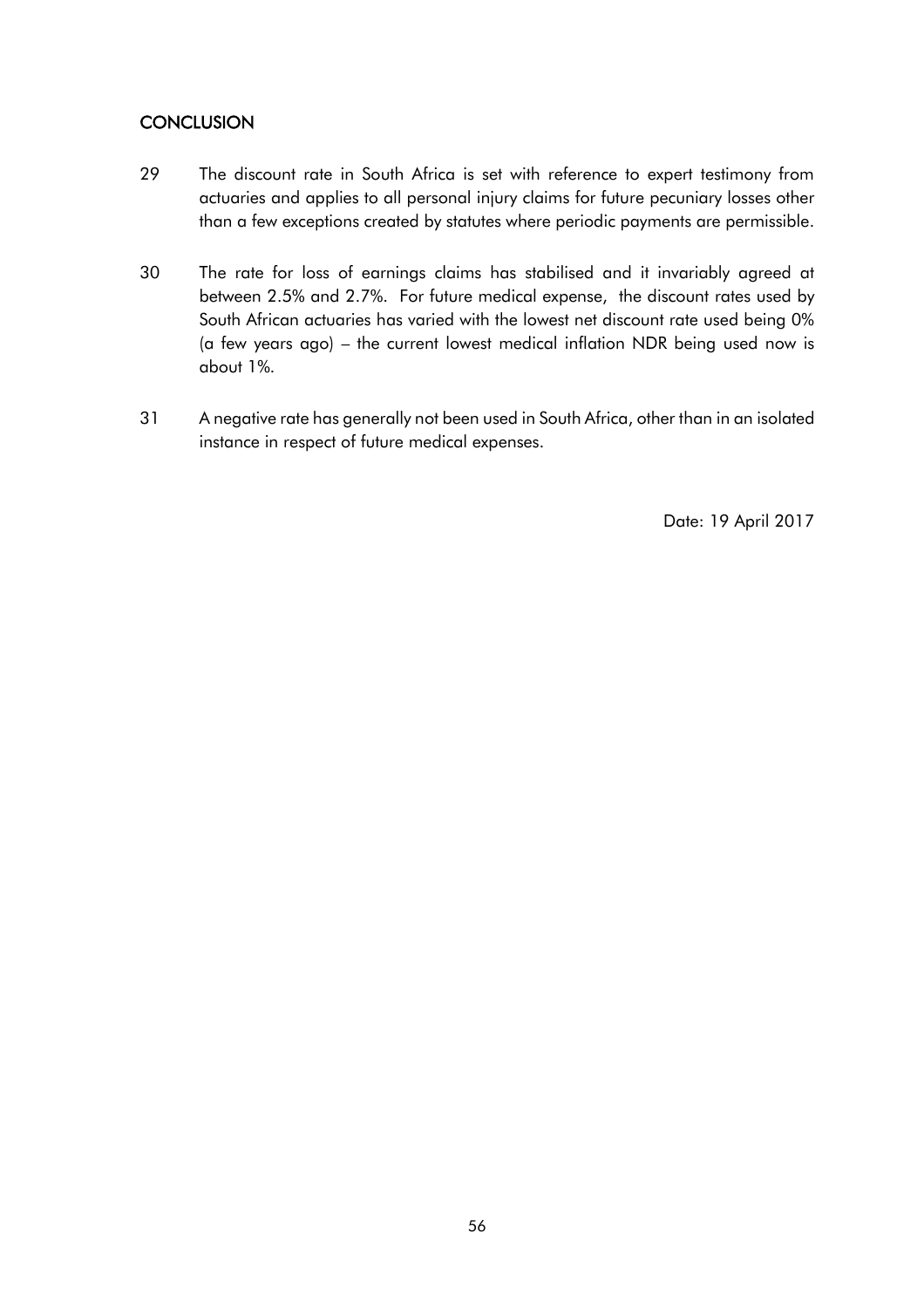## CONCLUSION

29 The discount rate in South Africa is set with reference to expert testimony from actuaries and applies to all personal injury claims for future pecuniary losses other than a few exceptions created by statutes where periodic payments are permissible.

30 The rate for loss of earnings claims has stabilised and it invariably agreed at between 2.5% and 2.7%. For future medical expense, the discount rates used by South African actuaries has varied with the lowest net discount rate used being 0% (a few years ago) – the current lowest medical inflation NDR being used now is about 1%.

31 A negative rate has generally not been used in South Africa, other than in an isolated instance in respect of future medical expenses.

Date: 19 April 2017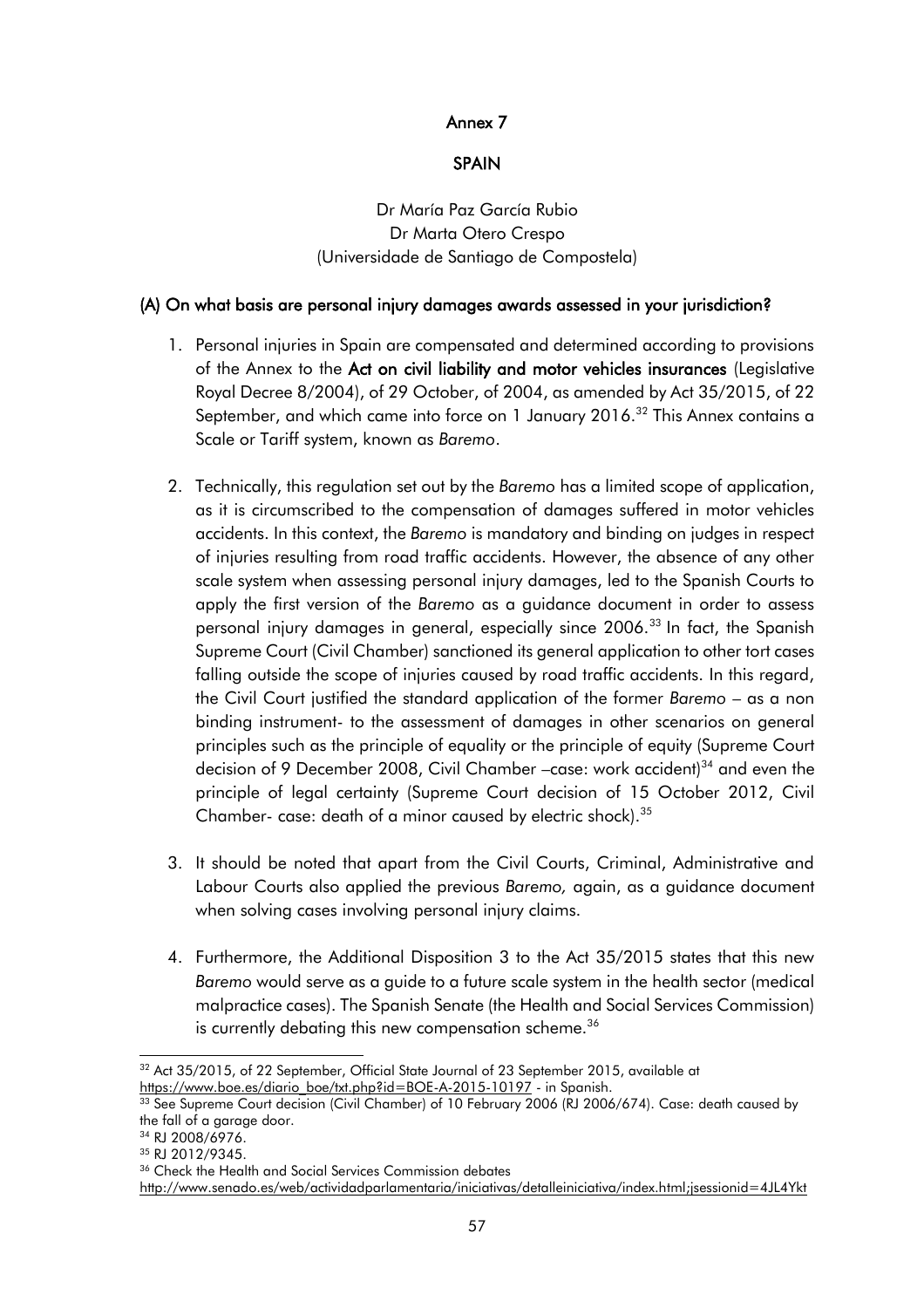# Annex 7

## SPAIN

Dr María Paz García Rubio
Dr Marta Otero Crespo
(Universidade de Santiago de Compostela)

### (A) On what basis are personal injury damages awards assessed in your jurisdiction?

1. Personal injuries in Spain are compensated and determined according to provisions of the Annex to the **Act on civil liability and motor vehicles insurances** (Legislative Royal Decree 8/2004), of 29 October, of 2004, as amended by Act 35/2015, of 22 September, and which came into force on 1 January 2016.[32] This Annex contains a Scale or Tariff system, known as *Baremo*.

2. Technically, this regulation set out by the *Baremo* has a limited scope of application, as it is circumscribed to the compensation of damages suffered in motor vehicles accidents. In this context, the *Baremo* is mandatory and binding on judges in respect of injuries resulting from road traffic accidents. However, the absence of any other scale system when assessing personal injury damages, led to the Spanish Courts to apply the first version of the *Baremo* as a guidance document in order to assess personal injury damages in general, especially since 2006.[33] In fact, the Spanish Supreme Court (Civil Chamber) sanctioned its general application to other tort cases falling outside the scope of injuries caused by road traffic accidents. In this regard, the Civil Court justified the standard application of the former *Baremo* – as a non binding instrument- to the assessment of damages in other scenarios on general principles such as the principle of equality or the principle of equity (Supreme Court decision of 9 December 2008, Civil Chamber –case: work accident)[34] and even the principle of legal certainty (Supreme Court decision of 15 October 2012, Civil Chamber- case: death of a minor caused by electric shock).[35]

3. It should be noted that apart from the Civil Courts, Criminal, Administrative and Labour Courts also applied the previous *Baremo,* again, as a guidance document when solving cases involving personal injury claims.

4. Furthermore, the Additional Disposition 3 to the Act 35/2015 states that this new *Baremo* would serve as a guide to a future scale system in the health sector (medical malpractice cases). The Spanish Senate (the Health and Social Services Commission) is currently debating this new compensation scheme.[36]

---

[32] Act 35/2015, of 22 September, Official State Journal of 23 September 2015, available at https://www.boe.es/diario_boe/txt.php?id=BOE-A-2015-10197 - in Spanish.

[33] See Supreme Court decision (Civil Chamber) of 10 February 2006 (RJ 2006/674). Case: death caused by the fall of a garage door.

[34] RJ 2008/6976.

[35] RJ 2012/9345.

[36] Check the Health and Social Services Commission debates http://www.senado.es/web/actividadparlamentaria/iniciativas/detalleiniciativa/index.html;jsessionid=4JL4Ykt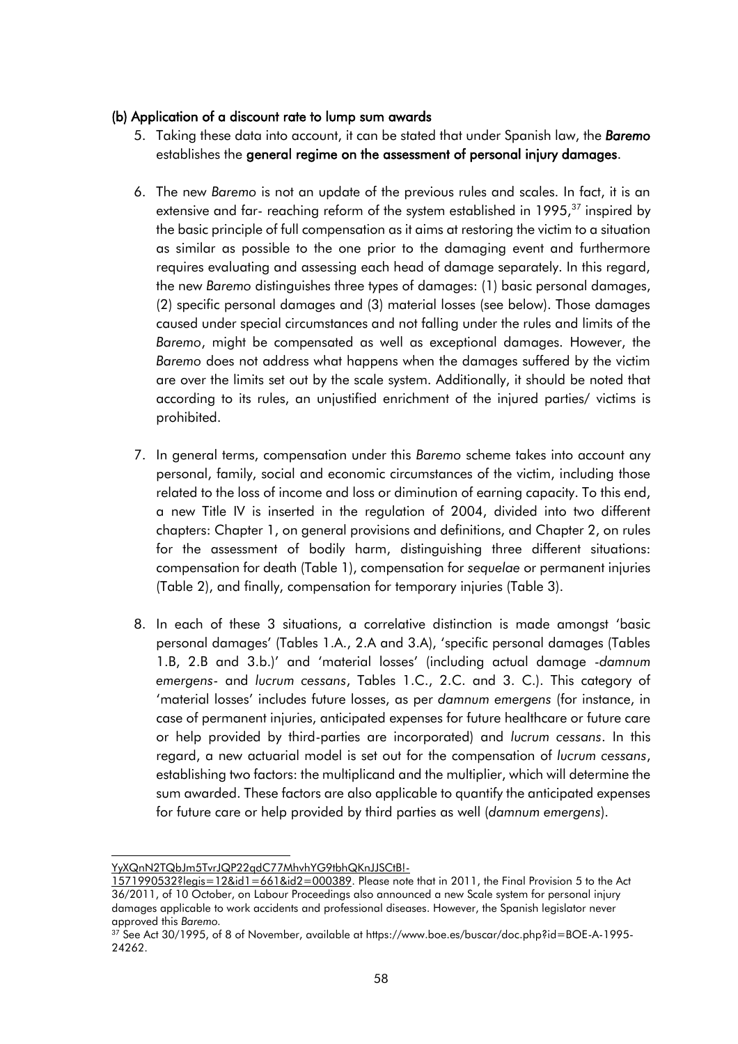### (b) Application of a discount rate to lump sum awards

5. Taking these data into account, it can be stated that under Spanish law, the ***Baremo*** establishes the **general regime on the assessment of personal injury damages**.

6. The new *Baremo* is not an update of the previous rules and scales. In fact, it is an extensive and far- reaching reform of the system established in 1995,[37] inspired by the basic principle of full compensation as it aims at restoring the victim to a situation as similar as possible to the one prior to the damaging event and furthermore requires evaluating and assessing each head of damage separately. In this regard, the new *Baremo* distinguishes three types of damages: (1) basic personal damages, (2) specific personal damages and (3) material losses (see below). Those damages caused under special circumstances and not falling under the rules and limits of the *Baremo*, might be compensated as well as exceptional damages. However, the *Baremo* does not address what happens when the damages suffered by the victim are over the limits set out by the scale system. Additionally, it should be noted that according to its rules, an unjustified enrichment of the injured parties/ victims is prohibited.

7. In general terms, compensation under this *Baremo* scheme takes into account any personal, family, social and economic circumstances of the victim, including those related to the loss of income and loss or diminution of earning capacity. To this end, a new Title IV is inserted in the regulation of 2004, divided into two different chapters: Chapter 1, on general provisions and definitions, and Chapter 2, on rules for the assessment of bodily harm, distinguishing three different situations: compensation for death (Table 1), compensation for *sequelae* or permanent injuries (Table 2), and finally, compensation for temporary injuries (Table 3).

8. In each of these 3 situations, a correlative distinction is made amongst 'basic personal damages' (Tables 1.A., 2.A and 3.A), 'specific personal damages (Tables 1.B, 2.B and 3.b.)' and 'material losses' (including actual damage -*damnum emergens*- and *lucrum cessans*, Tables 1.C., 2.C. and 3. C.). This category of 'material losses' includes future losses, as per *damnum emergens* (for instance, in case of permanent injuries, anticipated expenses for future healthcare or future care or help provided by third-parties are incorporated) and *lucrum cessans*. In this regard, a new actuarial model is set out for the compensation of *lucrum cessans*, establishing two factors: the multiplicand and the multiplier, which will determine the sum awarded. These factors are also applicable to quantify the anticipated expenses for future care or help provided by third parties as well (*damnum emergens*).

---

YyXQnN2TQbJm5TvrJQP22qdC77MhvhYG9tbhQKnJJSCtB!-1571990532?legis=12&id1=661&id2=000389. Please note that in 2011, the Final Provision 5 to the Act 36/2011, of 10 October, on Labour Proceedings also announced a new Scale system for personal injury damages applicable to work accidents and professional diseases. However, the Spanish legislator never approved this *Baremo*.

[37] See Act 30/1995, of 8 of November, available at https://www.boe.es/buscar/doc.php?id=BOE-A-1995-24262.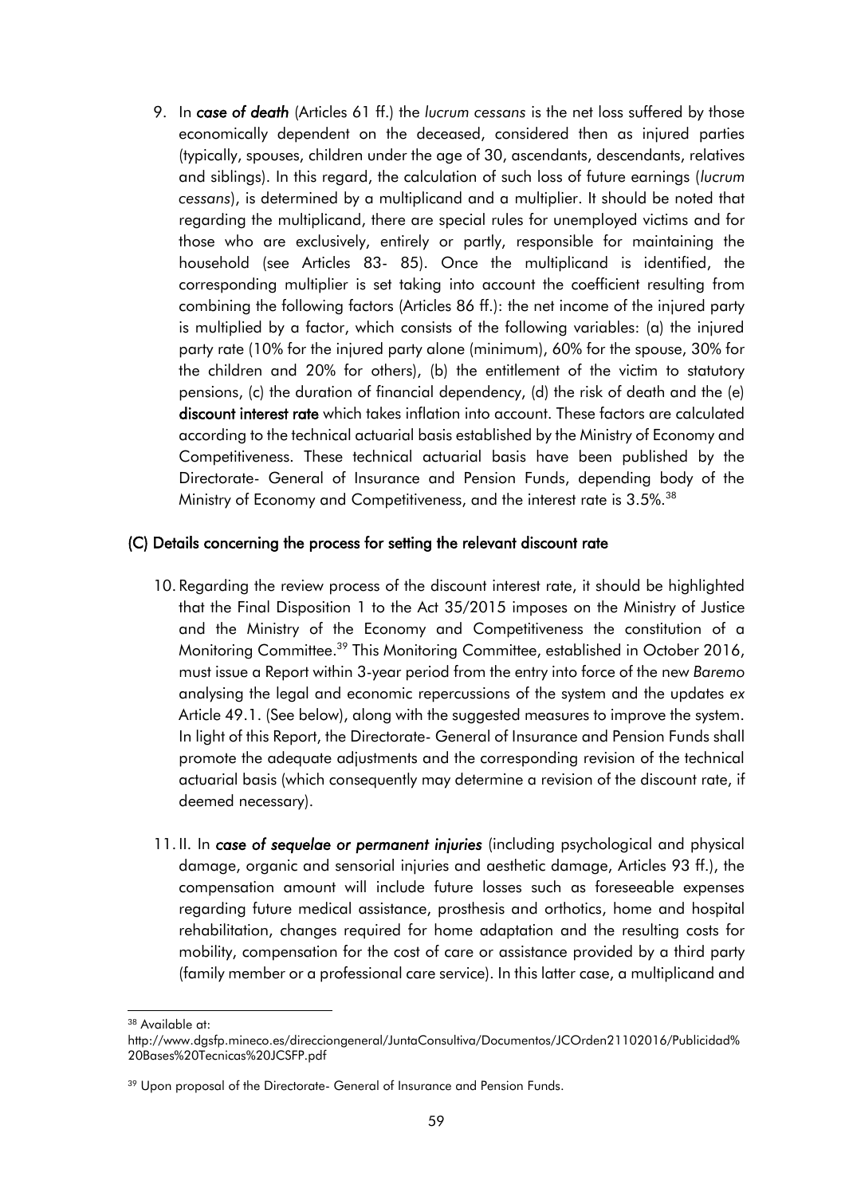9. In ***case of death*** (Articles 61 ff.) the *lucrum cessans* is the net loss suffered by those economically dependent on the deceased, considered then as injured parties (typically, spouses, children under the age of 30, ascendants, descendants, relatives and siblings). In this regard, the calculation of such loss of future earnings (*lucrum cessans*), is determined by a multiplicand and a multiplier. It should be noted that regarding the multiplicand, there are special rules for unemployed victims and for those who are exclusively, entirely or partly, responsible for maintaining the household (see Articles 83- 85). Once the multiplicand is identified, the corresponding multiplier is set taking into account the coefficient resulting from combining the following factors (Articles 86 ff.): the net income of the injured party is multiplied by a factor, which consists of the following variables: (a) the injured party rate (10% for the injured party alone (minimum), 60% for the spouse, 30% for the children and 20% for others), (b) the entitlement of the victim to statutory pensions, (c) the duration of financial dependency, (d) the risk of death and the (e) **discount interest rate** which takes inflation into account. These factors are calculated according to the technical actuarial basis established by the Ministry of Economy and Competitiveness. These technical actuarial basis have been published by the Directorate- General of Insurance and Pension Funds, depending body of the Ministry of Economy and Competitiveness, and the interest rate is 3.5%.[38]

### (C) Details concerning the process for setting the relevant discount rate

10. Regarding the review process of the discount interest rate, it should be highlighted that the Final Disposition 1 to the Act 35/2015 imposes on the Ministry of Justice and the Ministry of the Economy and Competitiveness the constitution of a Monitoring Committee.[39] This Monitoring Committee, established in October 2016, must issue a Report within 3-year period from the entry into force of the new *Baremo* analysing the legal and economic repercussions of the system and the updates *ex* Article 49.1. (See below), along with the suggested measures to improve the system. In light of this Report, the Directorate- General of Insurance and Pension Funds shall promote the adequate adjustments and the corresponding revision of the technical actuarial basis (which consequently may determine a revision of the discount rate, if deemed necessary).

11. II. In ***case of sequelae or permanent injuries*** (including psychological and physical damage, organic and sensorial injuries and aesthetic damage, Articles 93 ff.), the compensation amount will include future losses such as foreseeable expenses regarding future medical assistance, prosthesis and orthotics, home and hospital rehabilitation, changes required for home adaptation and the resulting costs for mobility, compensation for the cost of care or assistance provided by a third party (family member or a professional care service). In this latter case, a multiplicand and

---

[38] Available at: http://www.dgsfp.mineco.es/direcciongeneral/JuntaConsultiva/Documentos/JCOrden21102016/Publicidad%20Bases%20Tecnicas%20JCSFP.pdf

[39] Upon proposal of the Directorate- General of Insurance and Pension Funds.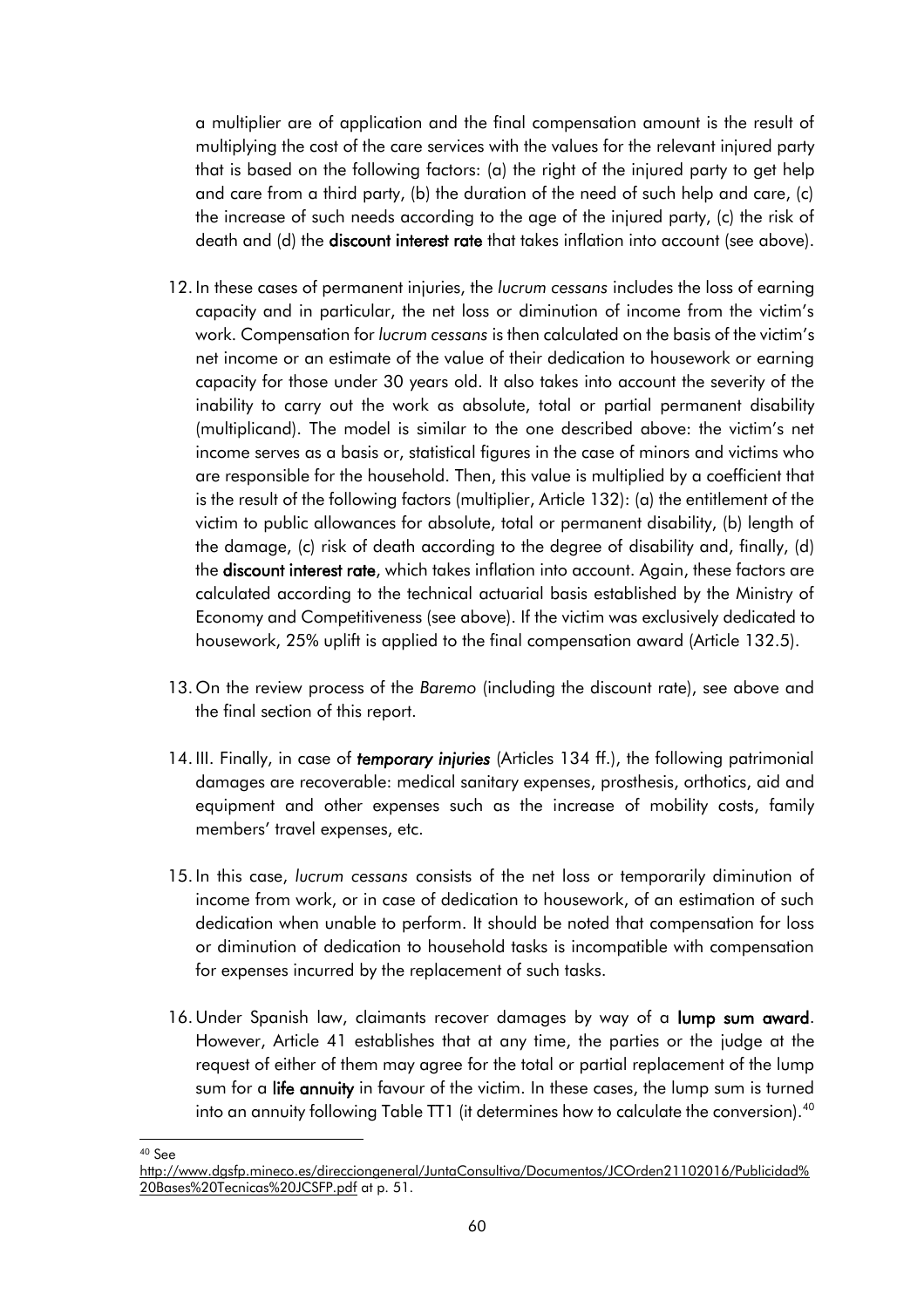a multiplier are of application and the final compensation amount is the result of multiplying the cost of the care services with the values for the relevant injured party that is based on the following factors: (a) the right of the injured party to get help and care from a third party, (b) the duration of the need of such help and care, (c) the increase of such needs according to the age of the injured party, (c) the risk of death and (d) the **discount interest rate** that takes inflation into account (see above).

12. In these cases of permanent injuries, the *lucrum cessans* includes the loss of earning capacity and in particular, the net loss or diminution of income from the victim's work. Compensation for *lucrum cessans* is then calculated on the basis of the victim's net income or an estimate of the value of their dedication to housework or earning capacity for those under 30 years old. It also takes into account the severity of the inability to carry out the work as absolute, total or partial permanent disability (multiplicand). The model is similar to the one described above: the victim's net income serves as a basis or, statistical figures in the case of minors and victims who are responsible for the household. Then, this value is multiplied by a coefficient that is the result of the following factors (multiplier, Article 132): (a) the entitlement of the victim to public allowances for absolute, total or permanent disability, (b) length of the damage, (c) risk of death according to the degree of disability and, finally, (d) the **discount interest rate**, which takes inflation into account. Again, these factors are calculated according to the technical actuarial basis established by the Ministry of Economy and Competitiveness (see above). If the victim was exclusively dedicated to housework, 25% uplift is applied to the final compensation award (Article 132.5).

13. On the review process of the *Baremo* (including the discount rate), see above and the final section of this report.

14. III. Finally, in case of ***temporary injuries*** (Articles 134 ff.), the following patrimonial damages are recoverable: medical sanitary expenses, prosthesis, orthotics, aid and equipment and other expenses such as the increase of mobility costs, family members' travel expenses, etc.

15. In this case, *lucrum cessans* consists of the net loss or temporarily diminution of income from work, or in case of dedication to housework, of an estimation of such dedication when unable to perform. It should be noted that compensation for loss or diminution of dedication to household tasks is incompatible with compensation for expenses incurred by the replacement of such tasks.

16. Under Spanish law, claimants recover damages by way of a **lump sum award**. However, Article 41 establishes that at any time, the parties or the judge at the request of either of them may agree for the total or partial replacement of the lump sum for a **life annuity** in favour of the victim. In these cases, the lump sum is turned into an annuity following Table TT1 (it determines how to calculate the conversion).[40]

---

[40] See http://www.dgsfp.mineco.es/direcciongeneral/JuntaConsultiva/Documentos/JCOrden21102016/Publicidad%20Bases%20Tecnicas%20JCSFP.pdf at p. 51.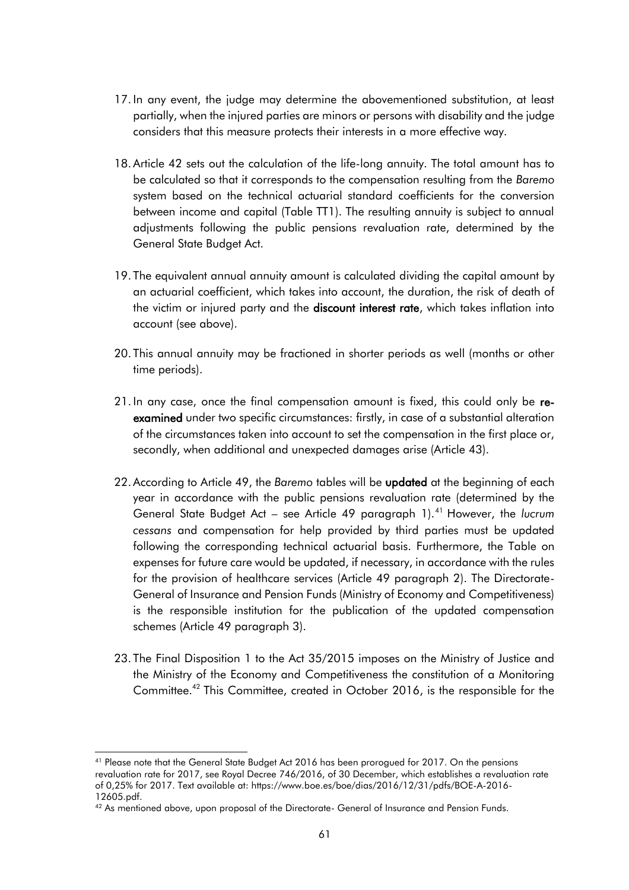17. In any event, the judge may determine the abovementioned substitution, at least partially, when the injured parties are minors or persons with disability and the judge considers that this measure protects their interests in a more effective way.

18. Article 42 sets out the calculation of the life-long annuity. The total amount has to be calculated so that it corresponds to the compensation resulting from the *Baremo* system based on the technical actuarial standard coefficients for the conversion between income and capital (Table TT1). The resulting annuity is subject to annual adjustments following the public pensions revaluation rate, determined by the General State Budget Act.

19. The equivalent annual annuity amount is calculated dividing the capital amount by an actuarial coefficient, which takes into account, the duration, the risk of death of the victim or injured party and the **discount interest rate**, which takes inflation into account (see above).

20. This annual annuity may be fractioned in shorter periods as well (months or other time periods).

21. In any case, once the final compensation amount is fixed, this could only be **re-examined** under two specific circumstances: firstly, in case of a substantial alteration of the circumstances taken into account to set the compensation in the first place or, secondly, when additional and unexpected damages arise (Article 43).

22. According to Article 49, the *Baremo* tables will be **updated** at the beginning of each year in accordance with the public pensions revaluation rate (determined by the General State Budget Act – see Article 49 paragraph 1).[41] However, the *lucrum cessans* and compensation for help provided by third parties must be updated following the corresponding technical actuarial basis. Furthermore, the Table on expenses for future care would be updated, if necessary, in accordance with the rules for the provision of healthcare services (Article 49 paragraph 2). The Directorate-General of Insurance and Pension Funds (Ministry of Economy and Competitiveness) is the responsible institution for the publication of the updated compensation schemes (Article 49 paragraph 3).

23. The Final Disposition 1 to the Act 35/2015 imposes on the Ministry of Justice and the Ministry of the Economy and Competitiveness the constitution of a Monitoring Committee.[42] This Committee, created in October 2016, is the responsible for the

---

[41] Please note that the General State Budget Act 2016 has been prorogued for 2017. On the pensions revaluation rate for 2017, see Royal Decree 746/2016, of 30 December, which establishes a revaluation rate of 0,25% for 2017. Text available at: https://www.boe.es/boe/dias/2016/12/31/pdfs/BOE-A-2016-12605.pdf.

[42] As mentioned above, upon proposal of the Directorate- General of Insurance and Pension Funds.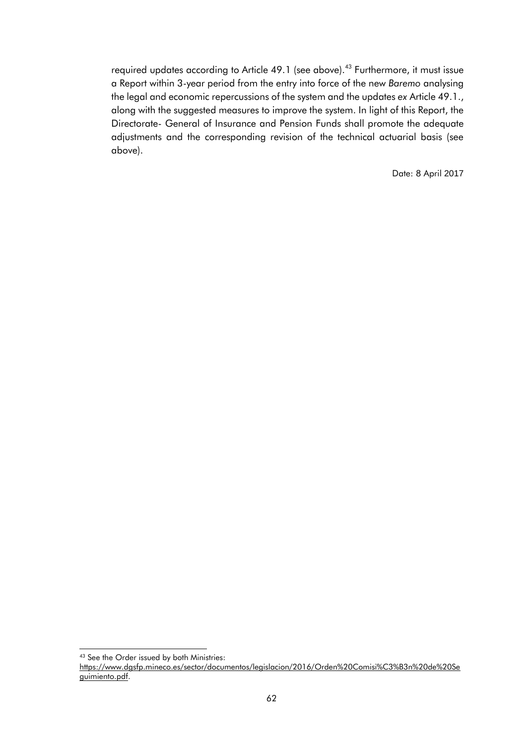required updates according to Article 49.1 (see above).[43] Furthermore, it must issue a Report within 3-year period from the entry into force of the new *Baremo* analysing the legal and economic repercussions of the system and the updates *ex* Article 49.1., along with the suggested measures to improve the system. In light of this Report, the Directorate- General of Insurance and Pension Funds shall promote the adequate adjustments and the corresponding revision of the technical actuarial basis (see above).

Date: 8 April 2017

---

[43] See the Order issued by both Ministries: https://www.dgsfp.mineco.es/sector/documentos/legislacion/2016/Orden%20Comisi%C3%B3n%20de%20Seguimiento.pdf.